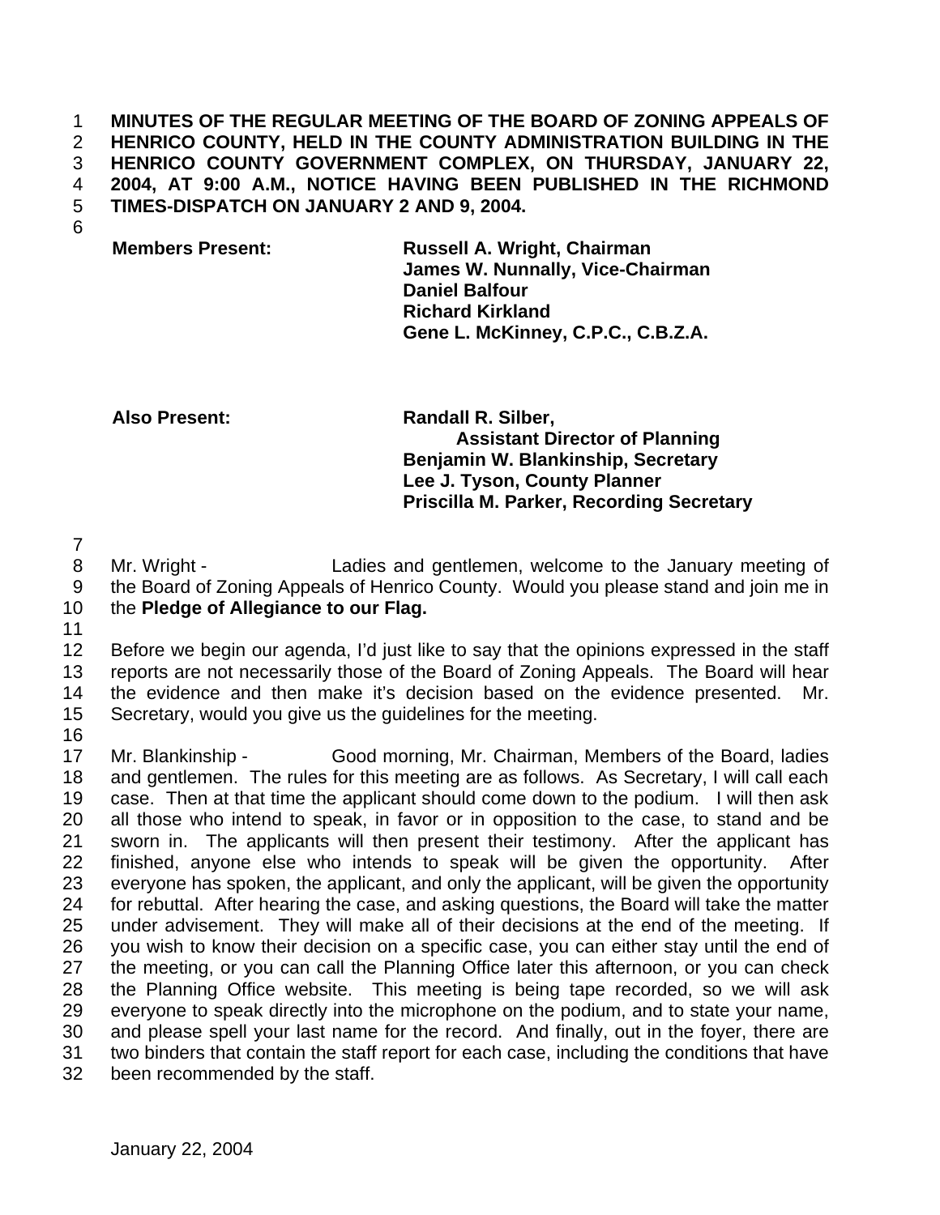**MINUTES OF THE REGULAR MEETING OF THE BOARD OF ZONING APPEALS OF HENRICO COUNTY, HELD IN THE COUNTY ADMINISTRATION BUILDING IN THE HENRICO COUNTY GOVERNMENT COMPLEX, ON THURSDAY, JANUARY 22, 2004, AT 9:00 A.M., NOTICE HAVING BEEN PUBLISHED IN THE RICHMOND TIMES-DISPATCH ON JANUARY 2 AND 9, 2004.**

| | |
|---|---|
| **Members Present:** | **Russell A. Wright, Chairman** |
| | **James W. Nunnally, Vice-Chairman** |
| | **Daniel Balfour** |
| | **Richard Kirkland** |
| | **Gene L. McKinney, C.P.C., C.B.Z.A.** |

| | |
|---|---|
| **Also Present:** | **Randall R. Silber, Assistant Director of Planning** |
| | **Benjamin W. Blankinship, Secretary** |
| | **Lee J. Tyson, County Planner** |
| | **Priscilla M. Parker, Recording Secretary** |

Mr. Wright - Ladies and gentlemen, welcome to the January meeting of the Board of Zoning Appeals of Henrico County. Would you please stand and join me in the **Pledge of Allegiance to our Flag.**

Before we begin our agenda, I'd just like to say that the opinions expressed in the staff reports are not necessarily those of the Board of Zoning Appeals. The Board will hear the evidence and then make it's decision based on the evidence presented. Mr. Secretary, would you give us the guidelines for the meeting.

Mr. Blankinship - Good morning, Mr. Chairman, Members of the Board, ladies and gentlemen. The rules for this meeting are as follows. As Secretary, I will call each case. Then at that time the applicant should come down to the podium. I will then ask all those who intend to speak, in favor or in opposition to the case, to stand and be sworn in. The applicants will then present their testimony. After the applicant has finished, anyone else who intends to speak will be given the opportunity. After everyone has spoken, the applicant, and only the applicant, will be given the opportunity for rebuttal. After hearing the case, and asking questions, the Board will take the matter under advisement. They will make all of their decisions at the end of the meeting. If you wish to know their decision on a specific case, you can either stay until the end of the meeting, or you can call the Planning Office later this afternoon, or you can check the Planning Office website. This meeting is being tape recorded, so we will ask everyone to speak directly into the microphone on the podium, and to state your name, and please spell your last name for the record. And finally, out in the foyer, there are two binders that contain the staff report for each case, including the conditions that have been recommended by the staff.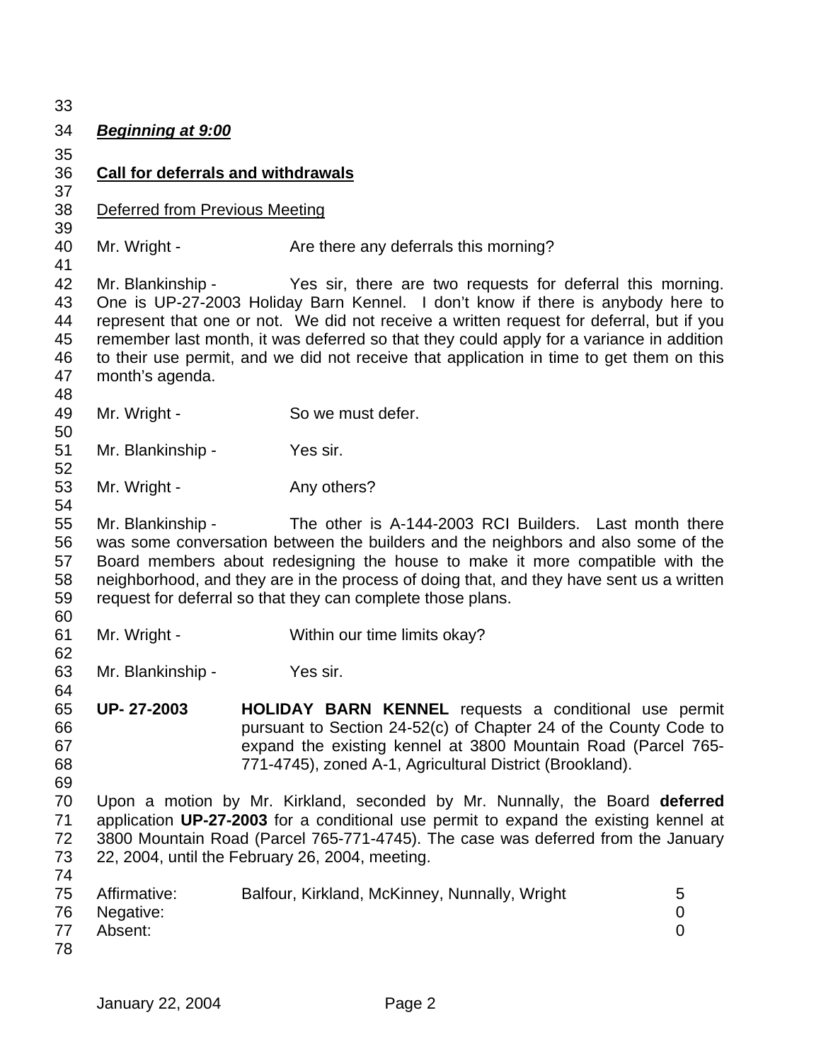***Beginning at 9:00***

**Call for deferrals and withdrawals**

Deferred from Previous Meeting

Mr. Wright - Are there any deferrals this morning?

Mr. Blankinship - Yes sir, there are two requests for deferral this morning. One is UP-27-2003 Holiday Barn Kennel. I don't know if there is anybody here to represent that one or not. We did not receive a written request for deferral, but if you remember last month, it was deferred so that they could apply for a variance in addition to their use permit, and we did not receive that application in time to get them on this month's agenda.

Mr. Wright - So we must defer.

Mr. Blankinship - Yes sir.

Mr. Wright - Any others?

Mr. Blankinship - The other is A-144-2003 RCI Builders. Last month there was some conversation between the builders and the neighbors and also some of the Board members about redesigning the house to make it more compatible with the neighborhood, and they are in the process of doing that, and they have sent us a written request for deferral so that they can complete those plans.

Mr. Wright - Within our time limits okay?

Mr. Blankinship - Yes sir.

**UP- 27-2003** **HOLIDAY BARN KENNEL** requests a conditional use permit pursuant to Section 24-52(c) of Chapter 24 of the County Code to expand the existing kennel at 3800 Mountain Road (Parcel 765-771-4745), zoned A-1, Agricultural District (Brookland).

Upon a motion by Mr. Kirkland, seconded by Mr. Nunnally, the Board **deferred** application **UP-27-2003** for a conditional use permit to expand the existing kennel at 3800 Mountain Road (Parcel 765-771-4745). The case was deferred from the January 22, 2004, until the February 26, 2004, meeting.

| | | |
|---|---|---|
| Affirmative: | Balfour, Kirkland, McKinney, Nunnally, Wright | 5 |
| Negative: | | 0 |
| Absent: | | 0 |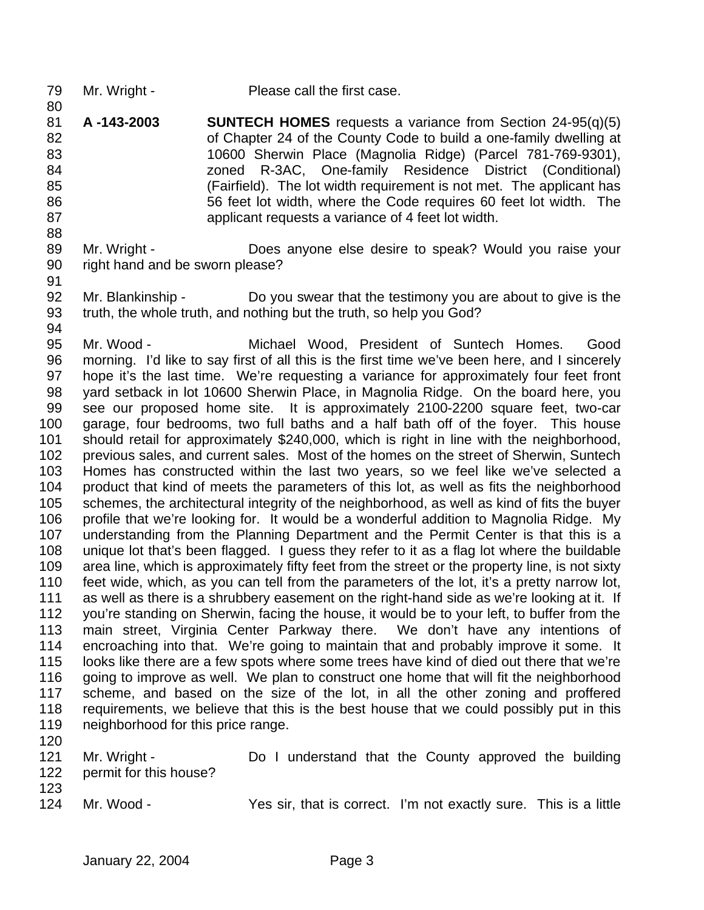Mr. Wright - Please call the first case.

**A -143-2003** **SUNTECH HOMES** requests a variance from Section 24-95(q)(5) of Chapter 24 of the County Code to build a one-family dwelling at 10600 Sherwin Place (Magnolia Ridge) (Parcel 781-769-9301), zoned R-3AC, One-family Residence District (Conditional) (Fairfield). The lot width requirement is not met. The applicant has 56 feet lot width, where the Code requires 60 feet lot width. The applicant requests a variance of 4 feet lot width.

Mr. Wright - Does anyone else desire to speak? Would you raise your right hand and be sworn please?

Mr. Blankinship - Do you swear that the testimony you are about to give is the truth, the whole truth, and nothing but the truth, so help you God?

Mr. Wood - Michael Wood, President of Suntech Homes. Good morning. I'd like to say first of all this is the first time we've been here, and I sincerely hope it's the last time. We're requesting a variance for approximately four feet front yard setback in lot 10600 Sherwin Place, in Magnolia Ridge. On the board here, you see our proposed home site. It is approximately 2100-2200 square feet, two-car garage, four bedrooms, two full baths and a half bath off of the foyer. This house should retail for approximately $240,000, which is right in line with the neighborhood, previous sales, and current sales. Most of the homes on the street of Sherwin, Suntech Homes has constructed within the last two years, so we feel like we've selected a product that kind of meets the parameters of this lot, as well as fits the neighborhood schemes, the architectural integrity of the neighborhood, as well as kind of fits the buyer profile that we're looking for. It would be a wonderful addition to Magnolia Ridge. My understanding from the Planning Department and the Permit Center is that this is a unique lot that's been flagged. I guess they refer to it as a flag lot where the buildable area line, which is approximately fifty feet from the street or the property line, is not sixty feet wide, which, as you can tell from the parameters of the lot, it's a pretty narrow lot, as well as there is a shrubbery easement on the right-hand side as we're looking at it. If you're standing on Sherwin, facing the house, it would be to your left, to buffer from the main street, Virginia Center Parkway there. We don't have any intentions of encroaching into that. We're going to maintain that and probably improve it some. It looks like there are a few spots where some trees have kind of died out there that we're going to improve as well. We plan to construct one home that will fit the neighborhood scheme, and based on the size of the lot, in all the other zoning and proffered requirements, we believe that this is the best house that we could possibly put in this neighborhood for this price range.

Mr. Wright - Do I understand that the County approved the building permit for this house?

Mr. Wood - Yes sir, that is correct. I'm not exactly sure. This is a little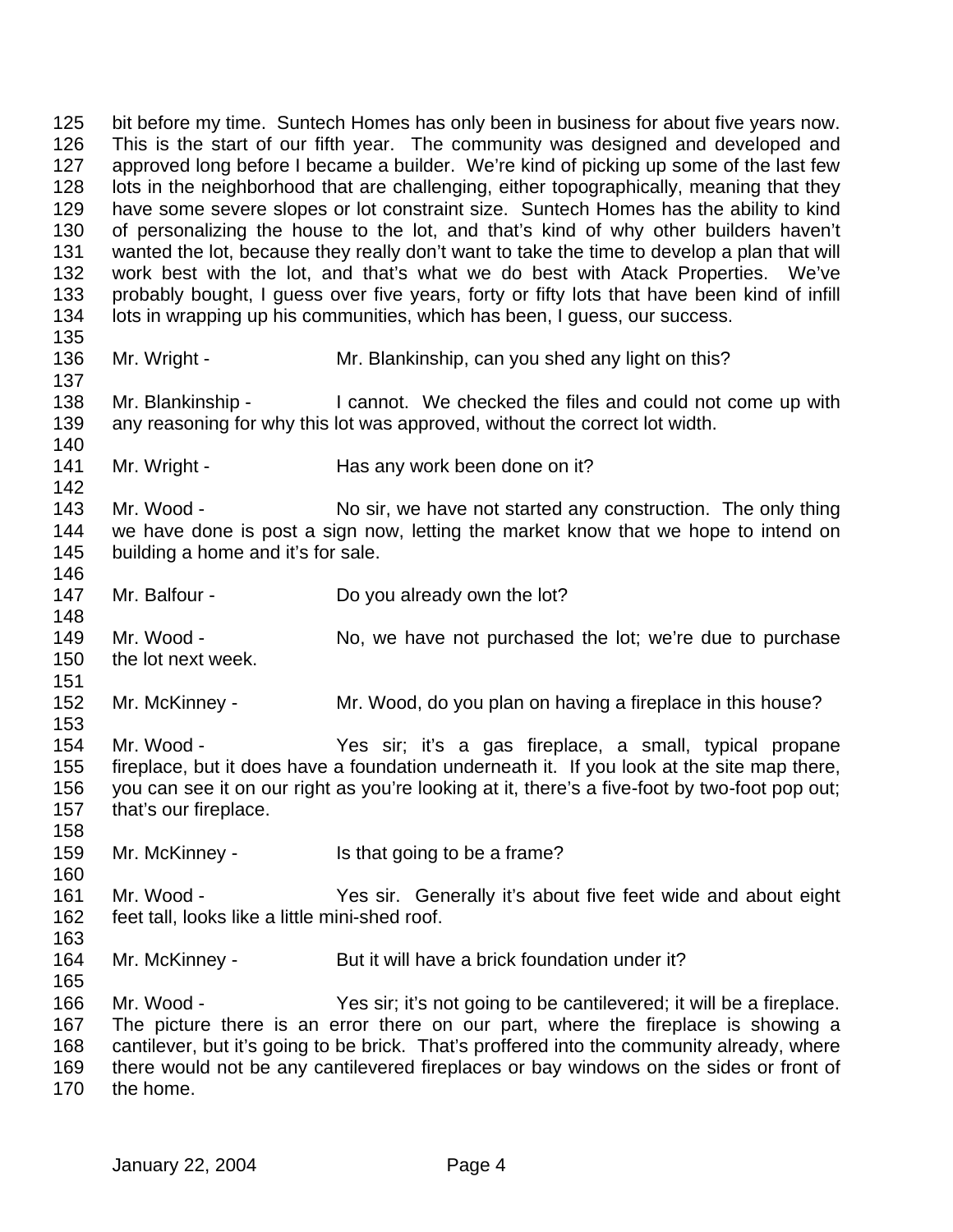bit before my time. Suntech Homes has only been in business for about five years now. This is the start of our fifth year. The community was designed and developed and approved long before I became a builder. We're kind of picking up some of the last few lots in the neighborhood that are challenging, either topographically, meaning that they have some severe slopes or lot constraint size. Suntech Homes has the ability to kind of personalizing the house to the lot, and that's kind of why other builders haven't wanted the lot, because they really don't want to take the time to develop a plan that will work best with the lot, and that's what we do best with Atack Properties. We've probably bought, I guess over five years, forty or fifty lots that have been kind of infill lots in wrapping up his communities, which has been, I guess, our success.

Mr. Wright - Mr. Blankinship, can you shed any light on this?

Mr. Blankinship - I cannot. We checked the files and could not come up with any reasoning for why this lot was approved, without the correct lot width.

Mr. Wright - Has any work been done on it?

Mr. Wood - No sir, we have not started any construction. The only thing we have done is post a sign now, letting the market know that we hope to intend on building a home and it's for sale.

Mr. Balfour - Do you already own the lot?

Mr. Wood - No, we have not purchased the lot; we're due to purchase the lot next week.

Mr. McKinney - Mr. Wood, do you plan on having a fireplace in this house?

Mr. Wood - Yes sir; it's a gas fireplace, a small, typical propane fireplace, but it does have a foundation underneath it. If you look at the site map there, you can see it on our right as you're looking at it, there's a five-foot by two-foot pop out; that's our fireplace.

Mr. McKinney - Is that going to be a frame?

Mr. Wood - Yes sir. Generally it's about five feet wide and about eight feet tall, looks like a little mini-shed roof.

Mr. McKinney - But it will have a brick foundation under it?

Mr. Wood - Yes sir; it's not going to be cantilevered; it will be a fireplace. The picture there is an error there on our part, where the fireplace is showing a cantilever, but it's going to be brick. That's proffered into the community already, where there would not be any cantilevered fireplaces or bay windows on the sides or front of the home.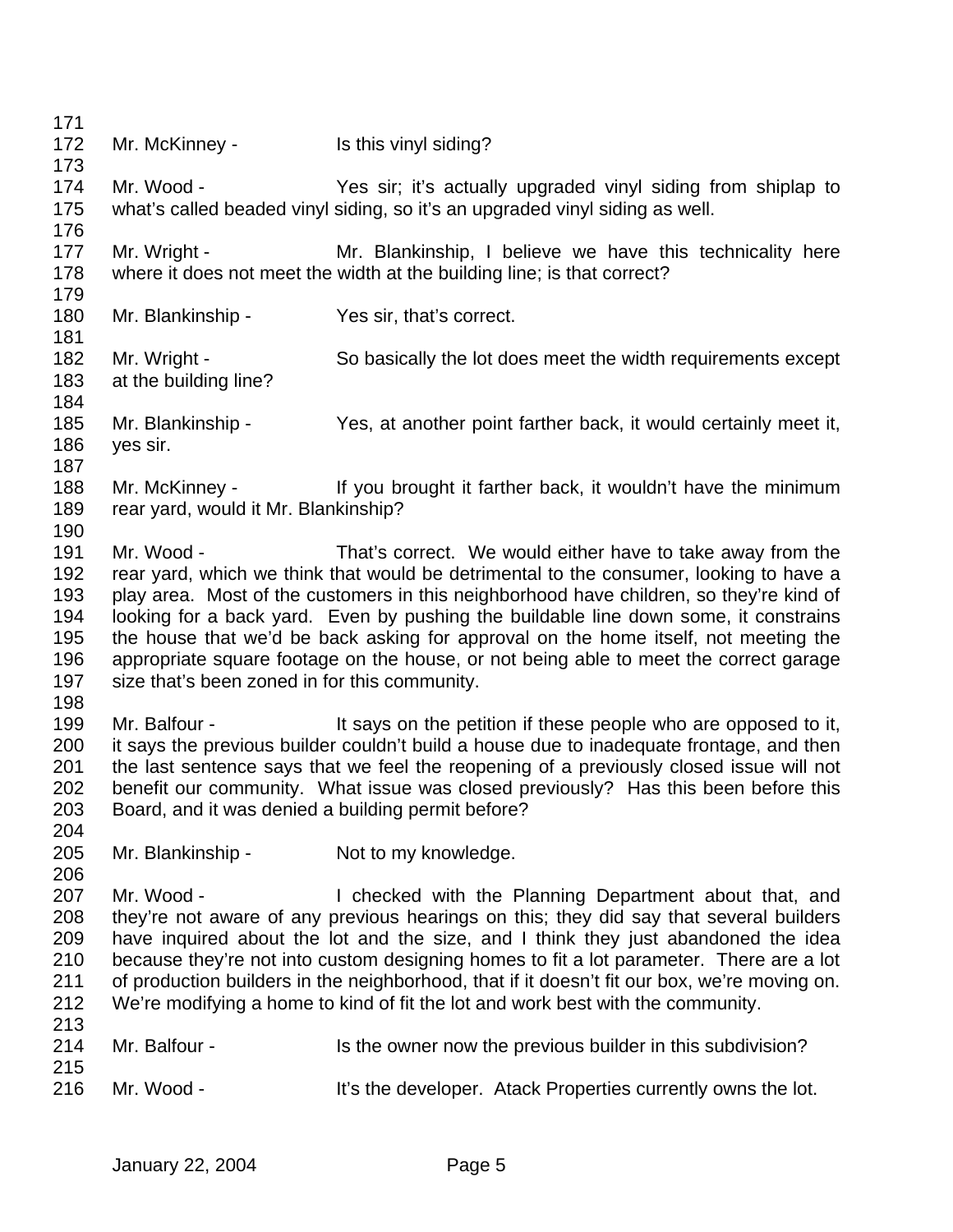Mr. McKinney - Is this vinyl siding?

Mr. Wood - Yes sir; it's actually upgraded vinyl siding from shiplap to what's called beaded vinyl siding, so it's an upgraded vinyl siding as well.

Mr. Wright - Mr. Blankinship, I believe we have this technicality here where it does not meet the width at the building line; is that correct?

Mr. Blankinship - Yes sir, that's correct.

Mr. Wright - So basically the lot does meet the width requirements except at the building line?

Mr. Blankinship - Yes, at another point farther back, it would certainly meet it, yes sir.

Mr. McKinney - If you brought it farther back, it wouldn't have the minimum rear yard, would it Mr. Blankinship?

Mr. Wood - That's correct. We would either have to take away from the rear yard, which we think that would be detrimental to the consumer, looking to have a play area. Most of the customers in this neighborhood have children, so they're kind of looking for a back yard. Even by pushing the buildable line down some, it constrains the house that we'd be back asking for approval on the home itself, not meeting the appropriate square footage on the house, or not being able to meet the correct garage size that's been zoned in for this community.

Mr. Balfour - It says on the petition if these people who are opposed to it, it says the previous builder couldn't build a house due to inadequate frontage, and then the last sentence says that we feel the reopening of a previously closed issue will not benefit our community. What issue was closed previously? Has this been before this Board, and it was denied a building permit before?

Mr. Blankinship - Not to my knowledge.

Mr. Wood - I checked with the Planning Department about that, and they're not aware of any previous hearings on this; they did say that several builders have inquired about the lot and the size, and I think they just abandoned the idea because they're not into custom designing homes to fit a lot parameter. There are a lot of production builders in the neighborhood, that if it doesn't fit our box, we're moving on. We're modifying a home to kind of fit the lot and work best with the community.

Mr. Balfour - Is the owner now the previous builder in this subdivision?

Mr. Wood - It's the developer. Atack Properties currently owns the lot.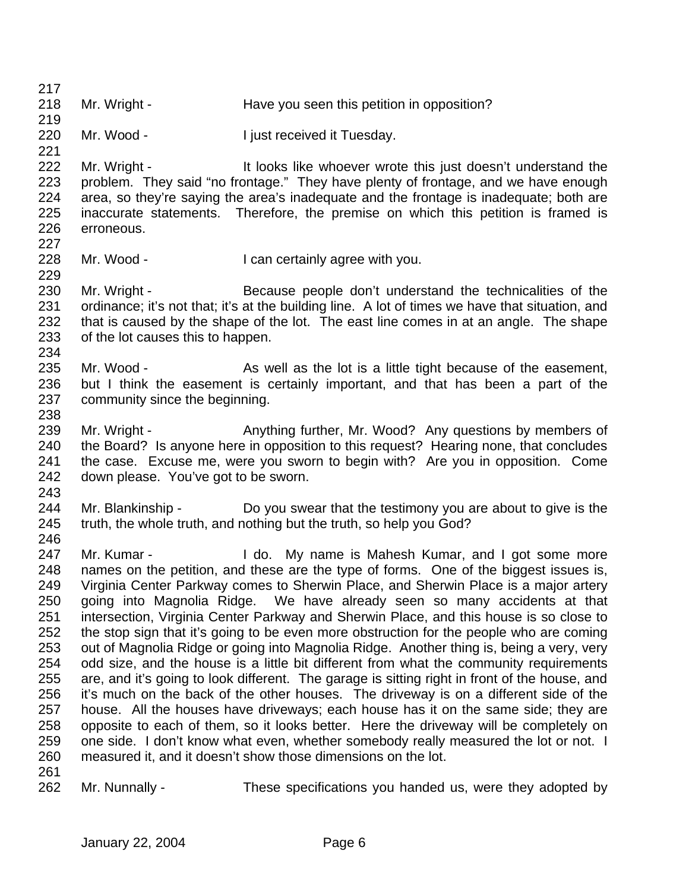Mr. Wright - Have you seen this petition in opposition?

Mr. Wood - I just received it Tuesday.

Mr. Wright - It looks like whoever wrote this just doesn't understand the problem. They said "no frontage." They have plenty of frontage, and we have enough area, so they're saying the area's inadequate and the frontage is inadequate; both are inaccurate statements. Therefore, the premise on which this petition is framed is erroneous.

Mr. Wood - I can certainly agree with you.

Mr. Wright - Because people don't understand the technicalities of the ordinance; it's not that; it's at the building line. A lot of times we have that situation, and that is caused by the shape of the lot. The east line comes in at an angle. The shape of the lot causes this to happen.

Mr. Wood - As well as the lot is a little tight because of the easement, but I think the easement is certainly important, and that has been a part of the community since the beginning.

Mr. Wright - Anything further, Mr. Wood? Any questions by members of the Board? Is anyone here in opposition to this request? Hearing none, that concludes the case. Excuse me, were you sworn to begin with? Are you in opposition. Come down please. You've got to be sworn.

Mr. Blankinship - Do you swear that the testimony you are about to give is the truth, the whole truth, and nothing but the truth, so help you God?

Mr. Kumar - I do. My name is Mahesh Kumar, and I got some more names on the petition, and these are the type of forms. One of the biggest issues is, Virginia Center Parkway comes to Sherwin Place, and Sherwin Place is a major artery going into Magnolia Ridge. We have already seen so many accidents at that intersection, Virginia Center Parkway and Sherwin Place, and this house is so close to the stop sign that it's going to be even more obstruction for the people who are coming out of Magnolia Ridge or going into Magnolia Ridge. Another thing is, being a very, very odd size, and the house is a little bit different from what the community requirements are, and it's going to look different. The garage is sitting right in front of the house, and it's much on the back of the other houses. The driveway is on a different side of the house. All the houses have driveways; each house has it on the same side; they are opposite to each of them, so it looks better. Here the driveway will be completely on one side. I don't know what even, whether somebody really measured the lot or not. I measured it, and it doesn't show those dimensions on the lot.

Mr. Nunnally - These specifications you handed us, were they adopted by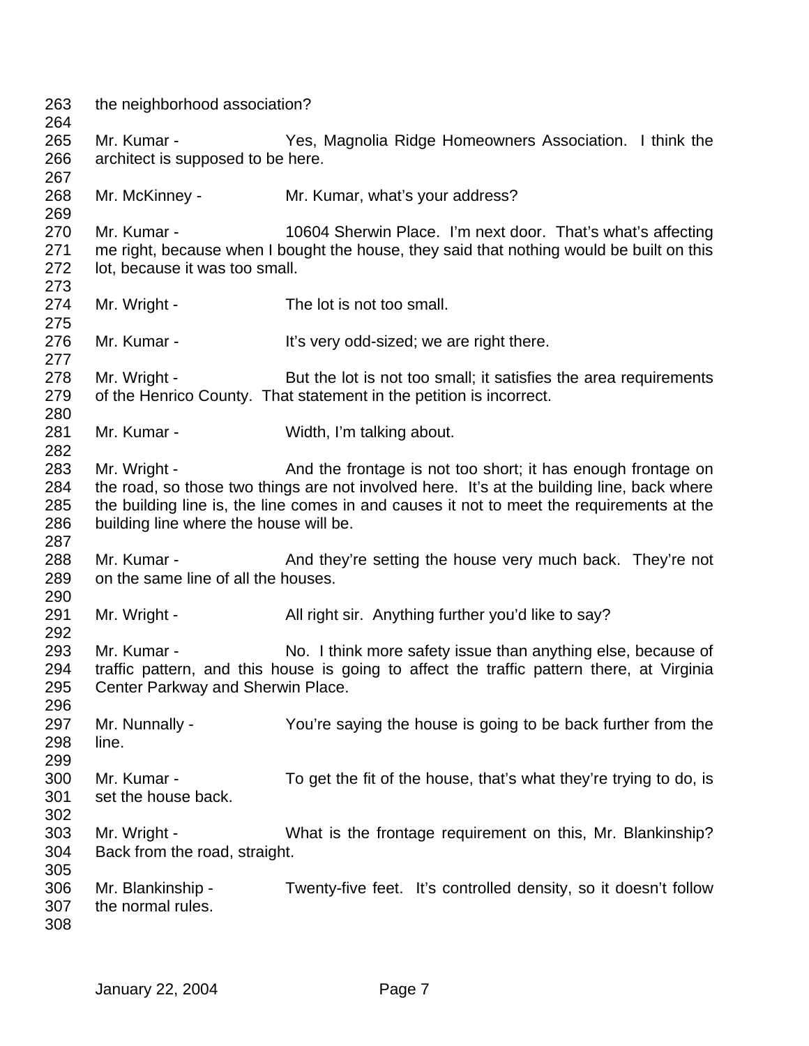the neighborhood association?

Mr. Kumar - Yes, Magnolia Ridge Homeowners Association. I think the architect is supposed to be here.

Mr. McKinney - Mr. Kumar, what's your address?

Mr. Kumar - 10604 Sherwin Place. I'm next door. That's what's affecting me right, because when I bought the house, they said that nothing would be built on this lot, because it was too small.

Mr. Wright - The lot is not too small.

Mr. Kumar - It's very odd-sized; we are right there.

Mr. Wright - But the lot is not too small; it satisfies the area requirements of the Henrico County. That statement in the petition is incorrect.

Mr. Kumar - Width, I'm talking about.

Mr. Wright - And the frontage is not too short; it has enough frontage on the road, so those two things are not involved here. It's at the building line, back where the building line is, the line comes in and causes it not to meet the requirements at the building line where the house will be.

Mr. Kumar - And they're setting the house very much back. They're not on the same line of all the houses.

Mr. Wright - All right sir. Anything further you'd like to say?

Mr. Kumar - No. I think more safety issue than anything else, because of traffic pattern, and this house is going to affect the traffic pattern there, at Virginia Center Parkway and Sherwin Place.

Mr. Nunnally - You're saying the house is going to be back further from the line.

Mr. Kumar - To get the fit of the house, that's what they're trying to do, is set the house back.

Mr. Wright - What is the frontage requirement on this, Mr. Blankinship? Back from the road, straight.

Mr. Blankinship - Twenty-five feet. It's controlled density, so it doesn't follow the normal rules.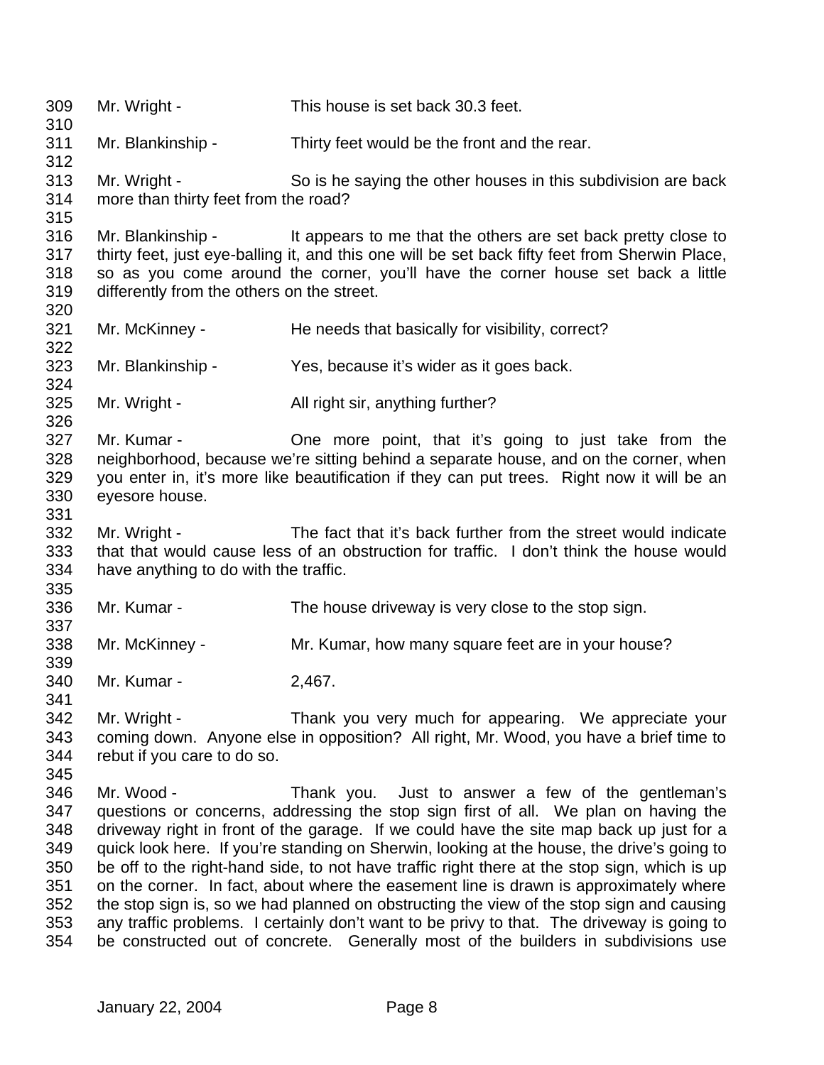Mr. Wright - This house is set back 30.3 feet.

Mr. Blankinship - Thirty feet would be the front and the rear.

Mr. Wright - So is he saying the other houses in this subdivision are back more than thirty feet from the road?

Mr. Blankinship - It appears to me that the others are set back pretty close to thirty feet, just eye-balling it, and this one will be set back fifty feet from Sherwin Place, so as you come around the corner, you'll have the corner house set back a little differently from the others on the street.

Mr. McKinney - He needs that basically for visibility, correct?

Mr. Blankinship - Yes, because it's wider as it goes back.

Mr. Wright - All right sir, anything further?

Mr. Kumar - One more point, that it's going to just take from the neighborhood, because we're sitting behind a separate house, and on the corner, when you enter in, it's more like beautification if they can put trees. Right now it will be an eyesore house.

Mr. Wright - The fact that it's back further from the street would indicate that that would cause less of an obstruction for traffic. I don't think the house would have anything to do with the traffic.

Mr. Kumar - The house driveway is very close to the stop sign.

Mr. McKinney - Mr. Kumar, how many square feet are in your house?

Mr. Kumar - 2,467.

Mr. Wright - Thank you very much for appearing. We appreciate your coming down. Anyone else in opposition? All right, Mr. Wood, you have a brief time to rebut if you care to do so.

Mr. Wood - Thank you. Just to answer a few of the gentleman's questions or concerns, addressing the stop sign first of all. We plan on having the driveway right in front of the garage. If we could have the site map back up just for a quick look here. If you're standing on Sherwin, looking at the house, the drive's going to be off to the right-hand side, to not have traffic right there at the stop sign, which is up on the corner. In fact, about where the easement line is drawn is approximately where the stop sign is, so we had planned on obstructing the view of the stop sign and causing any traffic problems. I certainly don't want to be privy to that. The driveway is going to be constructed out of concrete. Generally most of the builders in subdivisions use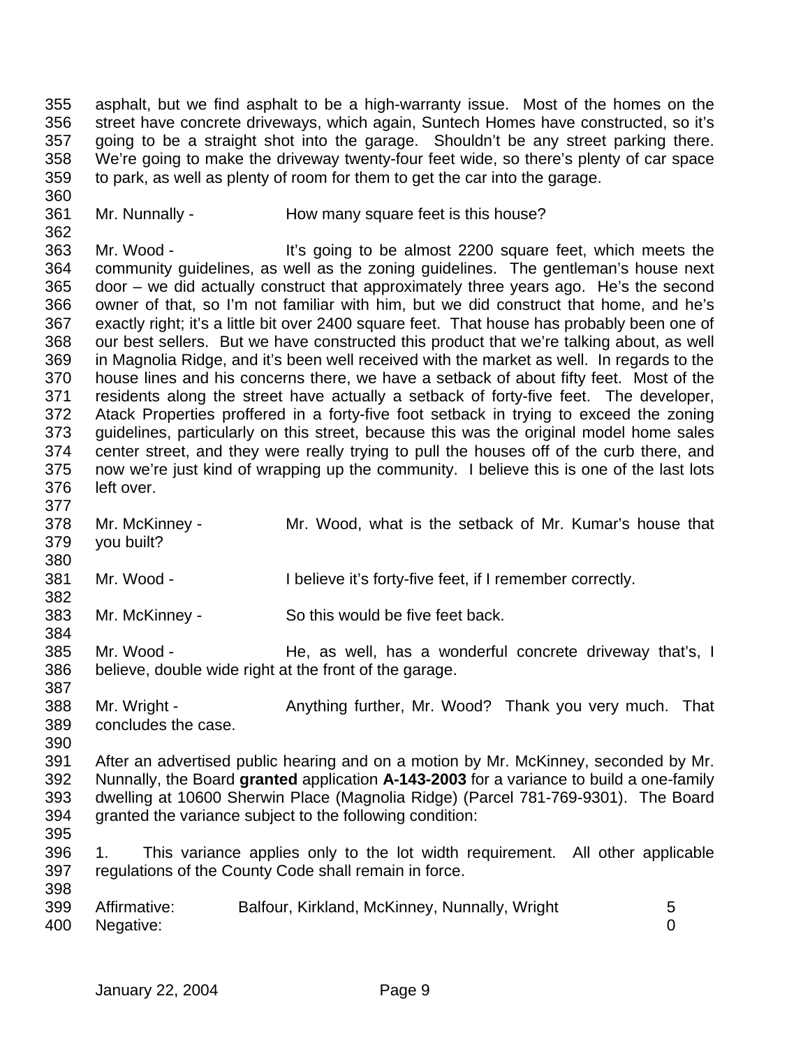asphalt, but we find asphalt to be a high-warranty issue. Most of the homes on the street have concrete driveways, which again, Suntech Homes have constructed, so it's going to be a straight shot into the garage. Shouldn't be any street parking there. We're going to make the driveway twenty-four feet wide, so there's plenty of car space to park, as well as plenty of room for them to get the car into the garage.

Mr. Nunnally - How many square feet is this house?

Mr. Wood - It's going to be almost 2200 square feet, which meets the community guidelines, as well as the zoning guidelines. The gentleman's house next door – we did actually construct that approximately three years ago. He's the second owner of that, so I'm not familiar with him, but we did construct that home, and he's exactly right; it's a little bit over 2400 square feet. That house has probably been one of our best sellers. But we have constructed this product that we're talking about, as well in Magnolia Ridge, and it's been well received with the market as well. In regards to the house lines and his concerns there, we have a setback of about fifty feet. Most of the residents along the street have actually a setback of forty-five feet. The developer, Atack Properties proffered in a forty-five foot setback in trying to exceed the zoning guidelines, particularly on this street, because this was the original model home sales center street, and they were really trying to pull the houses off of the curb there, and now we're just kind of wrapping up the community. I believe this is one of the last lots left over.

Mr. McKinney - Mr. Wood, what is the setback of Mr. Kumar's house that you built?

Mr. Wood - I believe it's forty-five feet, if I remember correctly.

Mr. McKinney - So this would be five feet back.

Mr. Wood - He, as well, has a wonderful concrete driveway that's, I believe, double wide right at the front of the garage.

Mr. Wright - Anything further, Mr. Wood? Thank you very much. That concludes the case.

After an advertised public hearing and on a motion by Mr. McKinney, seconded by Mr. Nunnally, the Board **granted** application **A-143-2003** for a variance to build a one-family dwelling at 10600 Sherwin Place (Magnolia Ridge) (Parcel 781-769-9301). The Board granted the variance subject to the following condition:

1. This variance applies only to the lot width requirement. All other applicable regulations of the County Code shall remain in force.

Affirmative: Balfour, Kirkland, McKinney, Nunnally, Wright 5
Negative: 0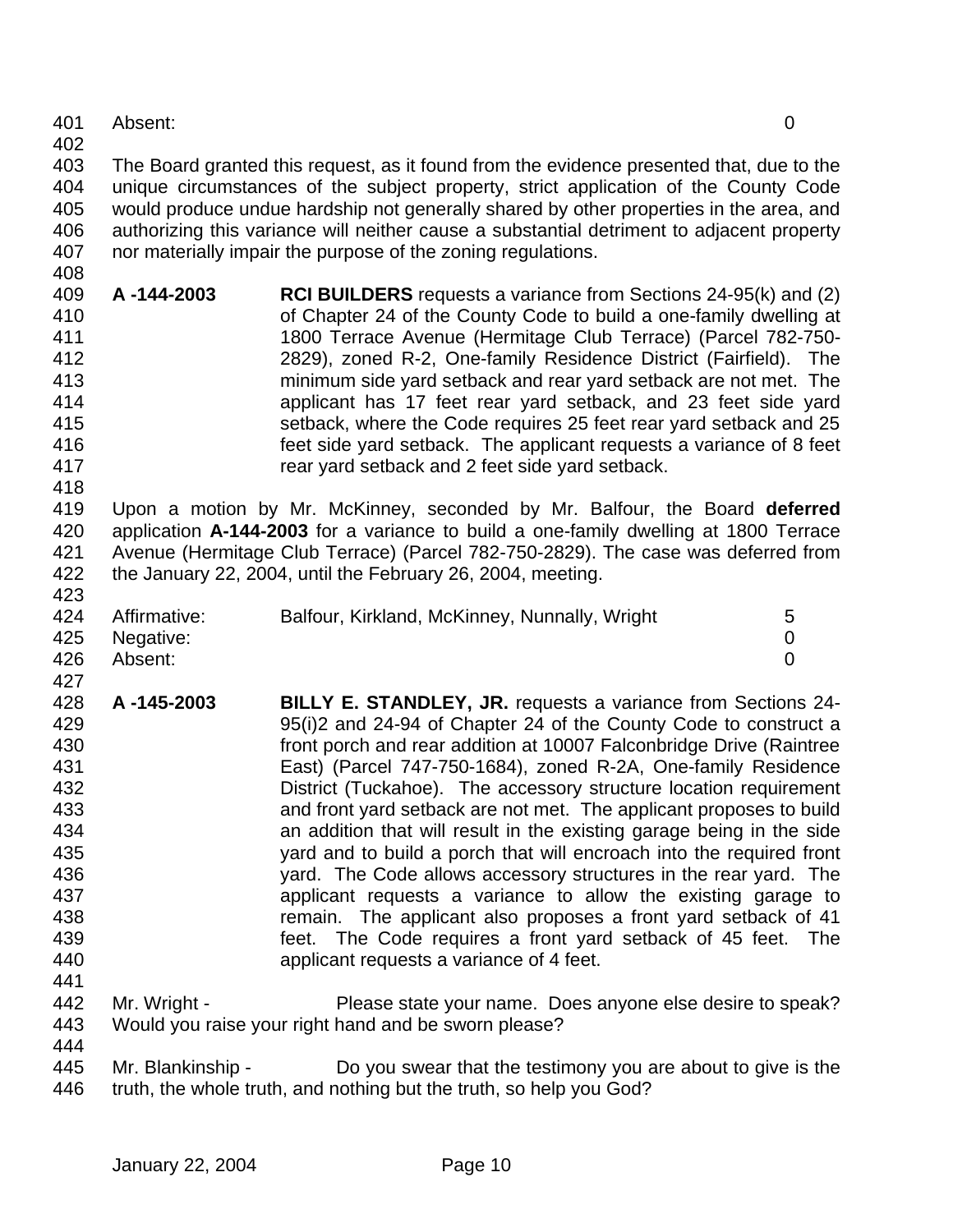Absent: 0

The Board granted this request, as it found from the evidence presented that, due to the unique circumstances of the subject property, strict application of the County Code would produce undue hardship not generally shared by other properties in the area, and authorizing this variance will neither cause a substantial detriment to adjacent property nor materially impair the purpose of the zoning regulations.

**A -144-2003** **RCI BUILDERS** requests a variance from Sections 24-95(k) and (2) of Chapter 24 of the County Code to build a one-family dwelling at 1800 Terrace Avenue (Hermitage Club Terrace) (Parcel 782-750-2829), zoned R-2, One-family Residence District (Fairfield). The minimum side yard setback and rear yard setback are not met. The applicant has 17 feet rear yard setback, and 23 feet side yard setback, where the Code requires 25 feet rear yard setback and 25 feet side yard setback. The applicant requests a variance of 8 feet rear yard setback and 2 feet side yard setback.

Upon a motion by Mr. McKinney, seconded by Mr. Balfour, the Board **deferred** application **A-144-2003** for a variance to build a one-family dwelling at 1800 Terrace Avenue (Hermitage Club Terrace) (Parcel 782-750-2829). The case was deferred from the January 22, 2004, until the February 26, 2004, meeting.

| | | |
|---|---|---|
| Affirmative: | Balfour, Kirkland, McKinney, Nunnally, Wright | 5 |
| Negative: | | 0 |
| Absent: | | 0 |

**A -145-2003** **BILLY E. STANDLEY, JR.** requests a variance from Sections 24-95(i)2 and 24-94 of Chapter 24 of the County Code to construct a front porch and rear addition at 10007 Falconbridge Drive (Raintree East) (Parcel 747-750-1684), zoned R-2A, One-family Residence District (Tuckahoe). The accessory structure location requirement and front yard setback are not met. The applicant proposes to build an addition that will result in the existing garage being in the side yard and to build a porch that will encroach into the required front yard. The Code allows accessory structures in the rear yard. The applicant requests a variance to allow the existing garage to remain. The applicant also proposes a front yard setback of 41 feet. The Code requires a front yard setback of 45 feet. The applicant requests a variance of 4 feet.

Mr. Wright - Please state your name. Does anyone else desire to speak? Would you raise your right hand and be sworn please?

Mr. Blankinship - Do you swear that the testimony you are about to give is the truth, the whole truth, and nothing but the truth, so help you God?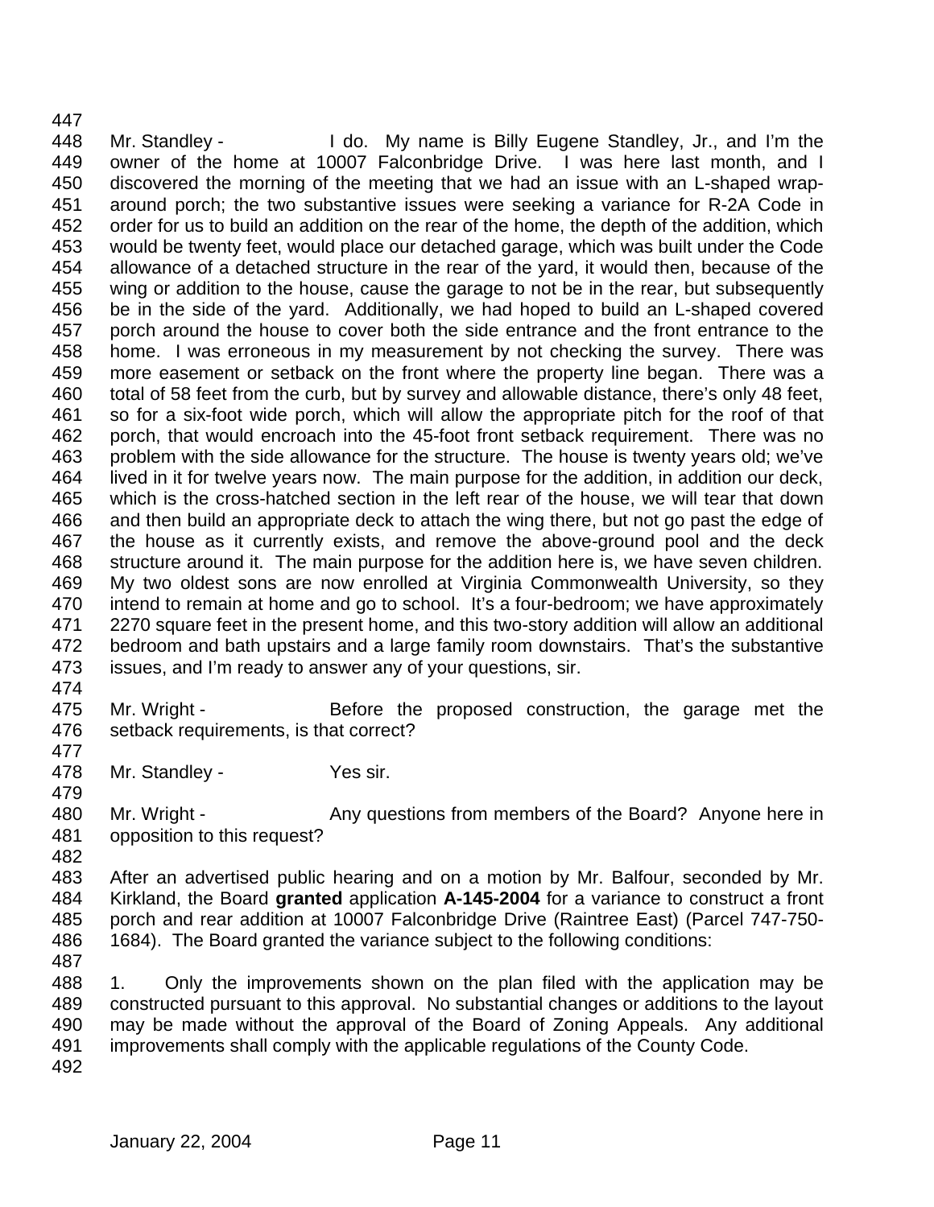Mr. Standley - I do. My name is Billy Eugene Standley, Jr., and I'm the owner of the home at 10007 Falconbridge Drive. I was here last month, and I discovered the morning of the meeting that we had an issue with an L-shaped wrap-around porch; the two substantive issues were seeking a variance for R-2A Code in order for us to build an addition on the rear of the home, the depth of the addition, which would be twenty feet, would place our detached garage, which was built under the Code allowance of a detached structure in the rear of the yard, it would then, because of the wing or addition to the house, cause the garage to not be in the rear, but subsequently be in the side of the yard. Additionally, we had hoped to build an L-shaped covered porch around the house to cover both the side entrance and the front entrance to the home. I was erroneous in my measurement by not checking the survey. There was more easement or setback on the front where the property line began. There was a total of 58 feet from the curb, but by survey and allowable distance, there's only 48 feet, so for a six-foot wide porch, which will allow the appropriate pitch for the roof of that porch, that would encroach into the 45-foot front setback requirement. There was no problem with the side allowance for the structure. The house is twenty years old; we've lived in it for twelve years now. The main purpose for the addition, in addition our deck, which is the cross-hatched section in the left rear of the house, we will tear that down and then build an appropriate deck to attach the wing there, but not go past the edge of the house as it currently exists, and remove the above-ground pool and the deck structure around it. The main purpose for the addition here is, we have seven children. My two oldest sons are now enrolled at Virginia Commonwealth University, so they intend to remain at home and go to school. It's a four-bedroom; we have approximately 2270 square feet in the present home, and this two-story addition will allow an additional bedroom and bath upstairs and a large family room downstairs. That's the substantive issues, and I'm ready to answer any of your questions, sir.

Mr. Wright - Before the proposed construction, the garage met the setback requirements, is that correct?

Mr. Standley - Yes sir.

Mr. Wright - Any questions from members of the Board? Anyone here in opposition to this request?

After an advertised public hearing and on a motion by Mr. Balfour, seconded by Mr. Kirkland, the Board **granted** application **A-145-2004** for a variance to construct a front porch and rear addition at 10007 Falconbridge Drive (Raintree East) (Parcel 747-750-1684). The Board granted the variance subject to the following conditions:

1. Only the improvements shown on the plan filed with the application may be constructed pursuant to this approval. No substantial changes or additions to the layout may be made without the approval of the Board of Zoning Appeals. Any additional improvements shall comply with the applicable regulations of the County Code.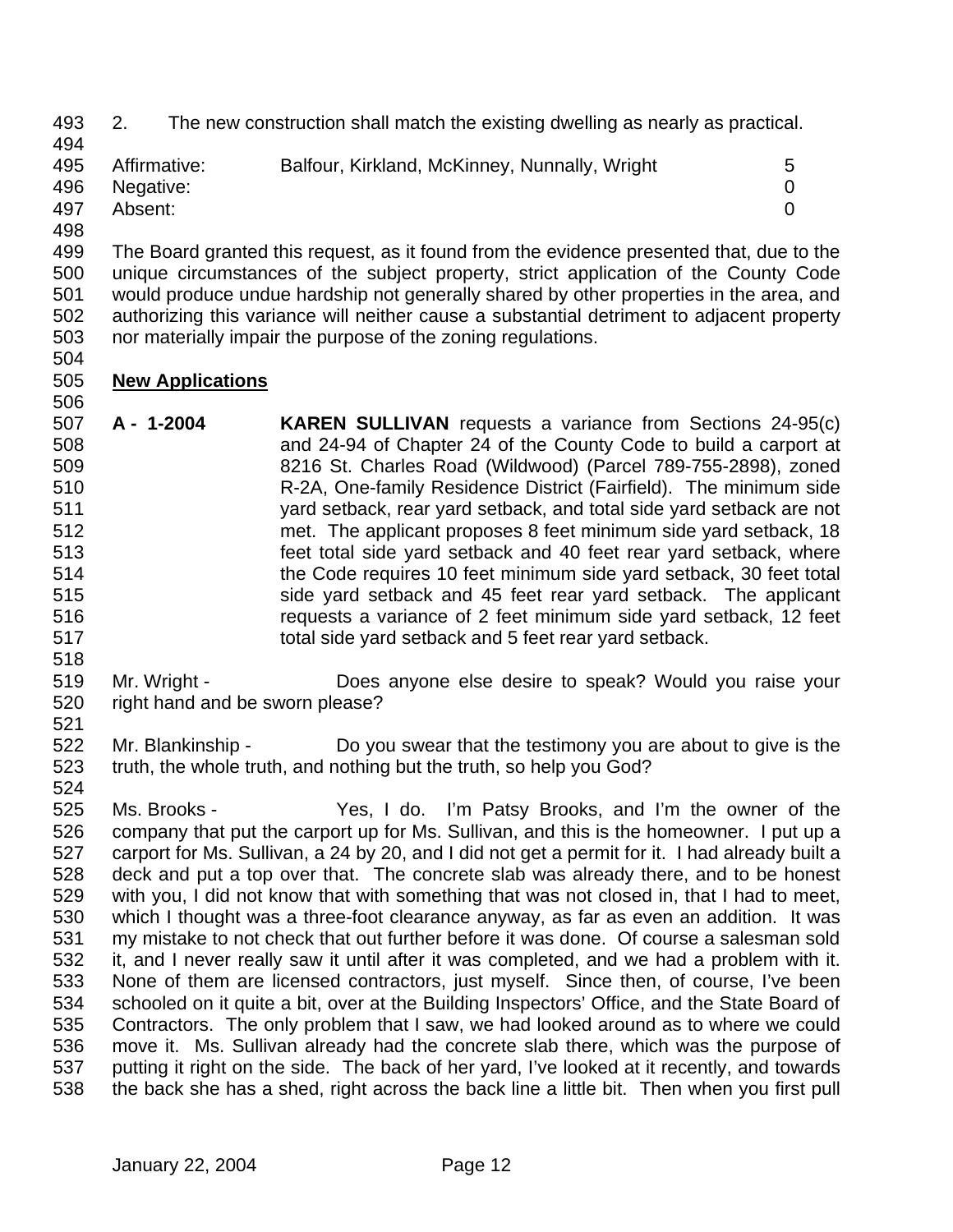2. The new construction shall match the existing dwelling as nearly as practical.

| | | |
|---|---|---|
| Affirmative: | Balfour, Kirkland, McKinney, Nunnally, Wright | 5 |
| Negative: | | 0 |
| Absent: | | 0 |

The Board granted this request, as it found from the evidence presented that, due to the unique circumstances of the subject property, strict application of the County Code would produce undue hardship not generally shared by other properties in the area, and authorizing this variance will neither cause a substantial detriment to adjacent property nor materially impair the purpose of the zoning regulations.

**New Applications**

**A - 1-2004** **KAREN SULLIVAN** requests a variance from Sections 24-95(c) and 24-94 of Chapter 24 of the County Code to build a carport at 8216 St. Charles Road (Wildwood) (Parcel 789-755-2898), zoned R-2A, One-family Residence District (Fairfield). The minimum side yard setback, rear yard setback, and total side yard setback are not met. The applicant proposes 8 feet minimum side yard setback, 18 feet total side yard setback and 40 feet rear yard setback, where the Code requires 10 feet minimum side yard setback, 30 feet total side yard setback and 45 feet rear yard setback. The applicant requests a variance of 2 feet minimum side yard setback, 12 feet total side yard setback and 5 feet rear yard setback.

Mr. Wright - Does anyone else desire to speak? Would you raise your right hand and be sworn please?

Mr. Blankinship - Do you swear that the testimony you are about to give is the truth, the whole truth, and nothing but the truth, so help you God?

Ms. Brooks - Yes, I do. I'm Patsy Brooks, and I'm the owner of the company that put the carport up for Ms. Sullivan, and this is the homeowner. I put up a carport for Ms. Sullivan, a 24 by 20, and I did not get a permit for it. I had already built a deck and put a top over that. The concrete slab was already there, and to be honest with you, I did not know that with something that was not closed in, that I had to meet, which I thought was a three-foot clearance anyway, as far as even an addition. It was my mistake to not check that out further before it was done. Of course a salesman sold it, and I never really saw it until after it was completed, and we had a problem with it. None of them are licensed contractors, just myself. Since then, of course, I've been schooled on it quite a bit, over at the Building Inspectors' Office, and the State Board of Contractors. The only problem that I saw, we had looked around as to where we could move it. Ms. Sullivan already had the concrete slab there, which was the purpose of putting it right on the side. The back of her yard, I've looked at it recently, and towards the back she has a shed, right across the back line a little bit. Then when you first pull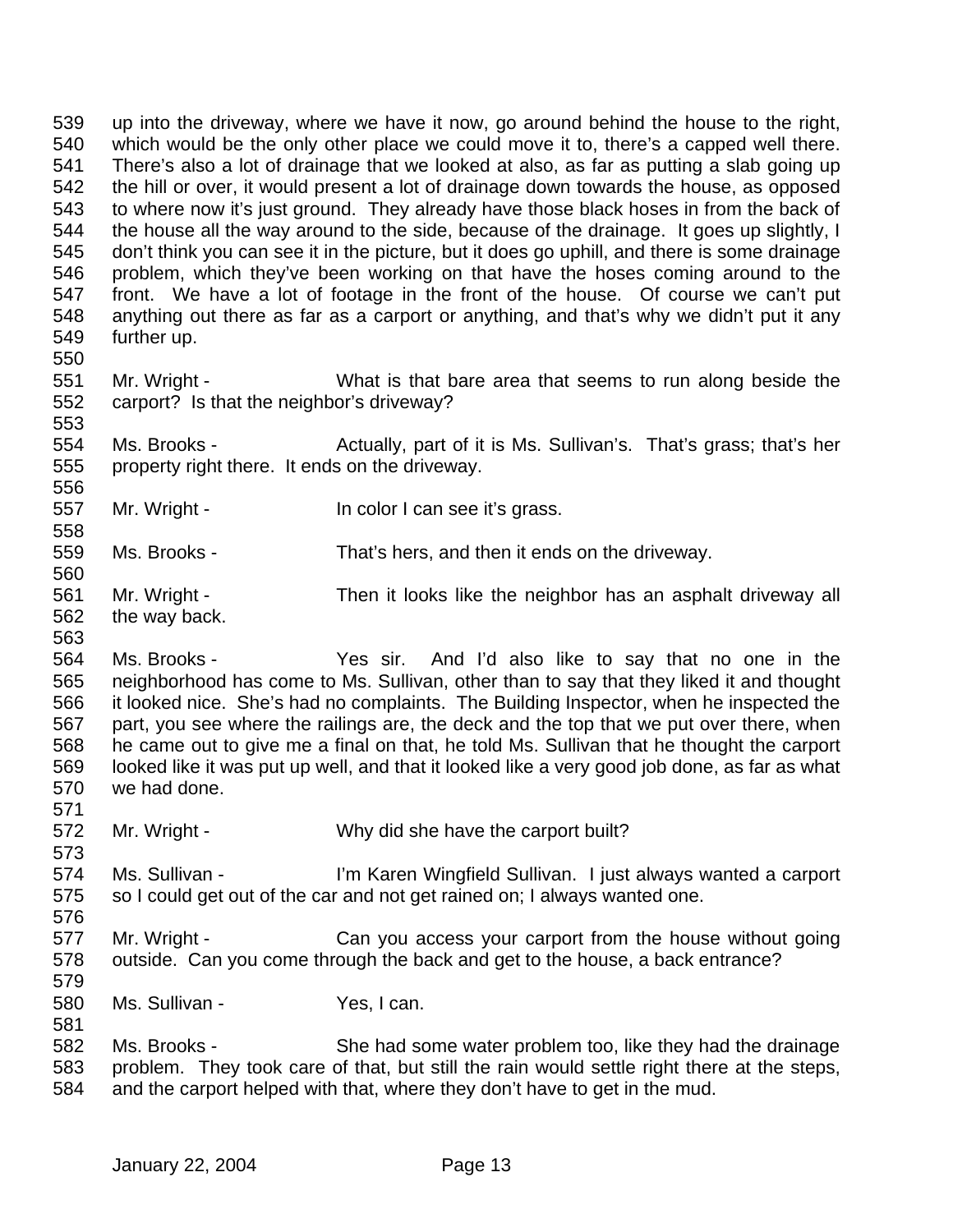up into the driveway, where we have it now, go around behind the house to the right, which would be the only other place we could move it to, there's a capped well there. There's also a lot of drainage that we looked at also, as far as putting a slab going up the hill or over, it would present a lot of drainage down towards the house, as opposed to where now it's just ground. They already have those black hoses in from the back of the house all the way around to the side, because of the drainage. It goes up slightly, I don't think you can see it in the picture, but it does go uphill, and there is some drainage problem, which they've been working on that have the hoses coming around to the front. We have a lot of footage in the front of the house. Of course we can't put anything out there as far as a carport or anything, and that's why we didn't put it any further up.

Mr. Wright - What is that bare area that seems to run along beside the carport? Is that the neighbor's driveway?

Ms. Brooks - Actually, part of it is Ms. Sullivan's. That's grass; that's her property right there. It ends on the driveway.

Mr. Wright - In color I can see it's grass.

Ms. Brooks - That's hers, and then it ends on the driveway.

Mr. Wright - Then it looks like the neighbor has an asphalt driveway all the way back.

Ms. Brooks - Yes sir. And I'd also like to say that no one in the neighborhood has come to Ms. Sullivan, other than to say that they liked it and thought it looked nice. She's had no complaints. The Building Inspector, when he inspected the part, you see where the railings are, the deck and the top that we put over there, when he came out to give me a final on that, he told Ms. Sullivan that he thought the carport looked like it was put up well, and that it looked like a very good job done, as far as what we had done.

Mr. Wright - Why did she have the carport built?

Ms. Sullivan - I'm Karen Wingfield Sullivan. I just always wanted a carport so I could get out of the car and not get rained on; I always wanted one.

Mr. Wright - Can you access your carport from the house without going outside. Can you come through the back and get to the house, a back entrance?

Ms. Sullivan - Yes, I can.

Ms. Brooks - She had some water problem too, like they had the drainage problem. They took care of that, but still the rain would settle right there at the steps, and the carport helped with that, where they don't have to get in the mud.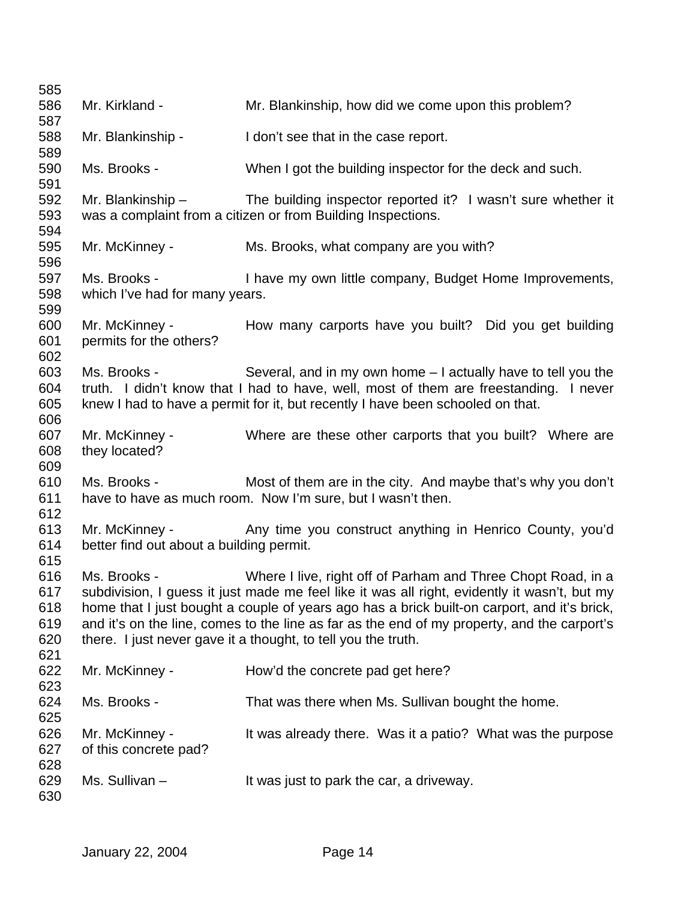Mr. Kirkland - Mr. Blankinship, how did we come upon this problem?

Mr. Blankinship - I don't see that in the case report.

Ms. Brooks - When I got the building inspector for the deck and such.

Mr. Blankinship – The building inspector reported it? I wasn't sure whether it was a complaint from a citizen or from Building Inspections.

Mr. McKinney - Ms. Brooks, what company are you with?

Ms. Brooks - I have my own little company, Budget Home Improvements, which I've had for many years.

Mr. McKinney - How many carports have you built? Did you get building permits for the others?

Ms. Brooks - Several, and in my own home – I actually have to tell you the truth. I didn't know that I had to have, well, most of them are freestanding. I never knew I had to have a permit for it, but recently I have been schooled on that.

Mr. McKinney - Where are these other carports that you built? Where are they located?

Ms. Brooks - Most of them are in the city. And maybe that's why you don't have to have as much room. Now I'm sure, but I wasn't then.

Mr. McKinney - Any time you construct anything in Henrico County, you'd better find out about a building permit.

Ms. Brooks - Where I live, right off of Parham and Three Chopt Road, in a subdivision, I guess it just made me feel like it was all right, evidently it wasn't, but my home that I just bought a couple of years ago has a brick built-on carport, and it's brick, and it's on the line, comes to the line as far as the end of my property, and the carport's there. I just never gave it a thought, to tell you the truth.

Mr. McKinney - How'd the concrete pad get here?

Ms. Brooks - That was there when Ms. Sullivan bought the home.

Mr. McKinney - It was already there. Was it a patio? What was the purpose of this concrete pad?

Ms. Sullivan – It was just to park the car, a driveway.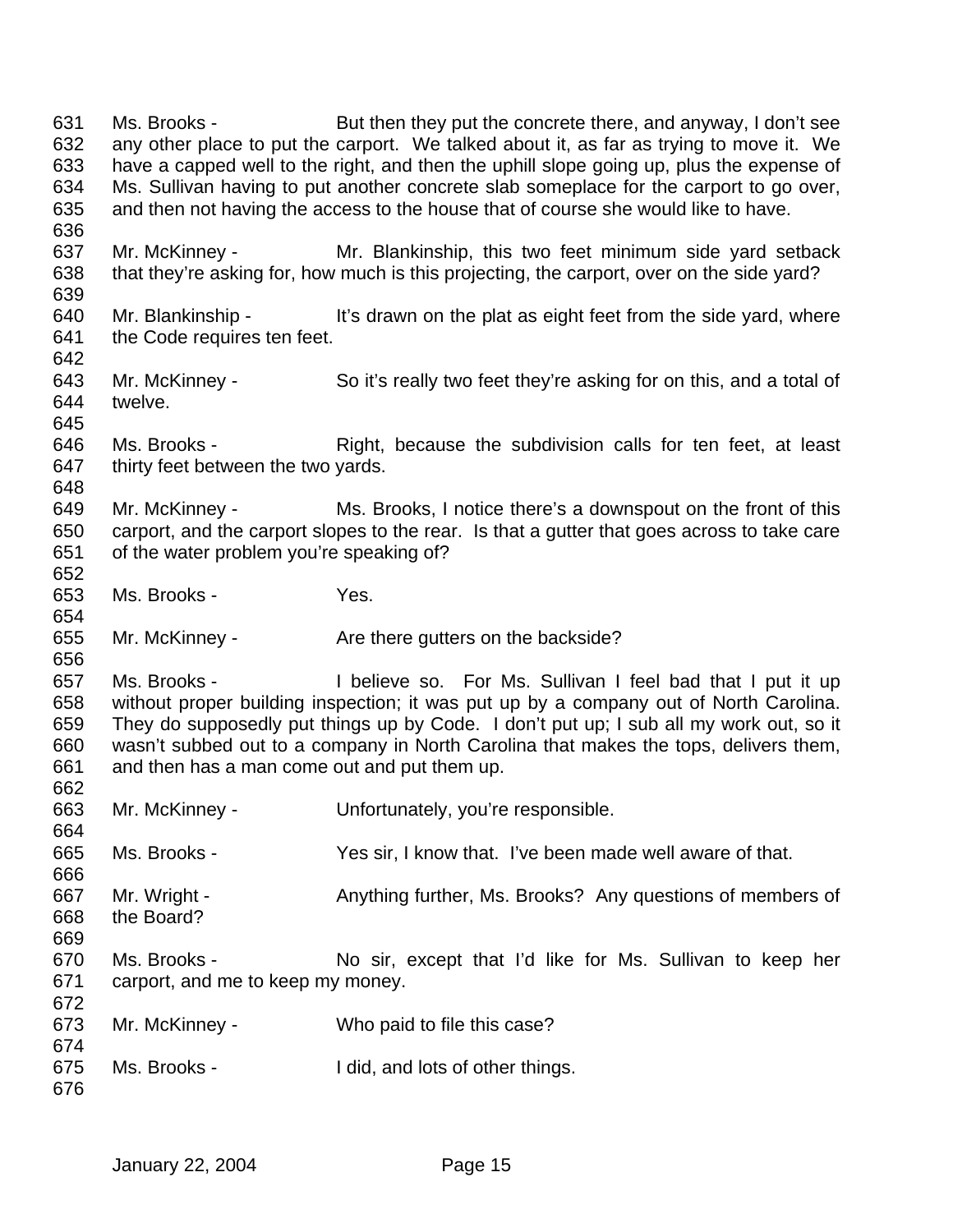631 Ms. Brooks - But then they put the concrete there, and anyway, I don't see
632 any other place to put the carport. We talked about it, as far as trying to move it. We
633 have a capped well to the right, and then the uphill slope going up, plus the expense of
634 Ms. Sullivan having to put another concrete slab someplace for the carport to go over,
635 and then not having the access to the house that of course she would like to have.
636
637 Mr. McKinney - Mr. Blankinship, this two feet minimum side yard setback
638 that they're asking for, how much is this projecting, the carport, over on the side yard?
639
640 Mr. Blankinship - It's drawn on the plat as eight feet from the side yard, where
641 the Code requires ten feet.
642
643 Mr. McKinney - So it's really two feet they're asking for on this, and a total of
644 twelve.
645
646 Ms. Brooks - Right, because the subdivision calls for ten feet, at least
647 thirty feet between the two yards.
648
649 Mr. McKinney - Ms. Brooks, I notice there's a downspout on the front of this
650 carport, and the carport slopes to the rear. Is that a gutter that goes across to take care
651 of the water problem you're speaking of?
652
653 Ms. Brooks - Yes.
654
655 Mr. McKinney - Are there gutters on the backside?
656
657 Ms. Brooks - I believe so. For Ms. Sullivan I feel bad that I put it up
658 without proper building inspection; it was put up by a company out of North Carolina.
659 They do supposedly put things up by Code. I don't put up; I sub all my work out, so it
660 wasn't subbed out to a company in North Carolina that makes the tops, delivers them,
661 and then has a man come out and put them up.
662
663 Mr. McKinney - Unfortunately, you're responsible.
664
665 Ms. Brooks - Yes sir, I know that. I've been made well aware of that.
666
667 Mr. Wright - Anything further, Ms. Brooks? Any questions of members of
668 the Board?
669
670 Ms. Brooks - No sir, except that I'd like for Ms. Sullivan to keep her
671 carport, and me to keep my money.
672
673 Mr. McKinney - Who paid to file this case?
674
675 Ms. Brooks - I did, and lots of other things.
676

January 22, 2004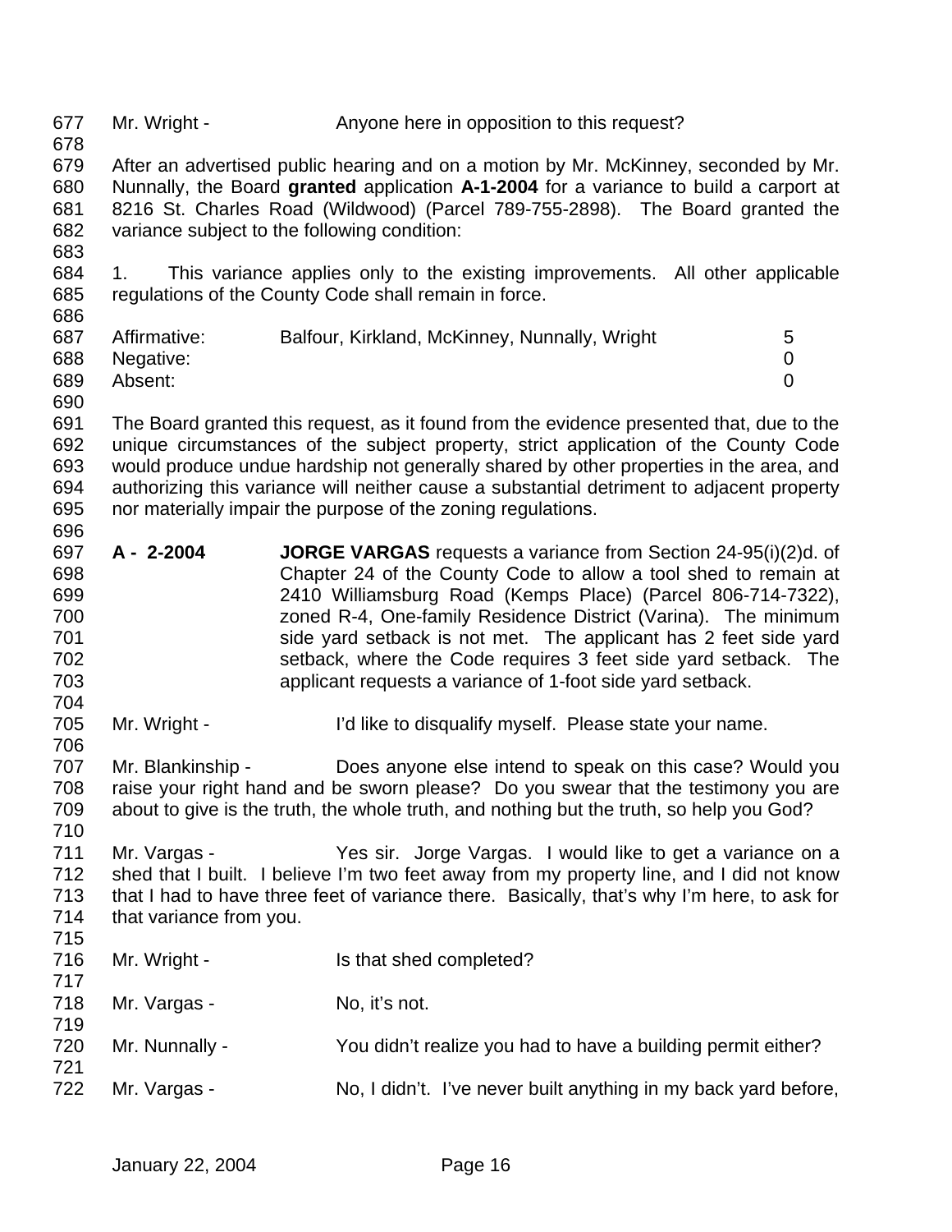Mr. Wright - Anyone here in opposition to this request?

After an advertised public hearing and on a motion by Mr. McKinney, seconded by Mr. Nunnally, the Board **granted** application **A-1-2004** for a variance to build a carport at 8216 St. Charles Road (Wildwood) (Parcel 789-755-2898). The Board granted the variance subject to the following condition:

1. This variance applies only to the existing improvements. All other applicable regulations of the County Code shall remain in force.

| | | |
|---|---|---|
| Affirmative: | Balfour, Kirkland, McKinney, Nunnally, Wright | 5 |
| Negative: | | 0 |
| Absent: | | 0 |

The Board granted this request, as it found from the evidence presented that, due to the unique circumstances of the subject property, strict application of the County Code would produce undue hardship not generally shared by other properties in the area, and authorizing this variance will neither cause a substantial detriment to adjacent property nor materially impair the purpose of the zoning regulations.

**A - 2-2004** **JORGE VARGAS** requests a variance from Section 24-95(i)(2)d. of Chapter 24 of the County Code to allow a tool shed to remain at 2410 Williamsburg Road (Kemps Place) (Parcel 806-714-7322), zoned R-4, One-family Residence District (Varina). The minimum side yard setback is not met. The applicant has 2 feet side yard setback, where the Code requires 3 feet side yard setback. The applicant requests a variance of 1-foot side yard setback.

Mr. Wright - I'd like to disqualify myself. Please state your name.

Mr. Blankinship - Does anyone else intend to speak on this case? Would you raise your right hand and be sworn please? Do you swear that the testimony you are about to give is the truth, the whole truth, and nothing but the truth, so help you God?

Mr. Vargas - Yes sir. Jorge Vargas. I would like to get a variance on a shed that I built. I believe I'm two feet away from my property line, and I did not know that I had to have three feet of variance there. Basically, that's why I'm here, to ask for that variance from you.

Mr. Wright - Is that shed completed?

Mr. Vargas - No, it's not.

Mr. Nunnally - You didn't realize you had to have a building permit either?

Mr. Vargas - No, I didn't. I've never built anything in my back yard before,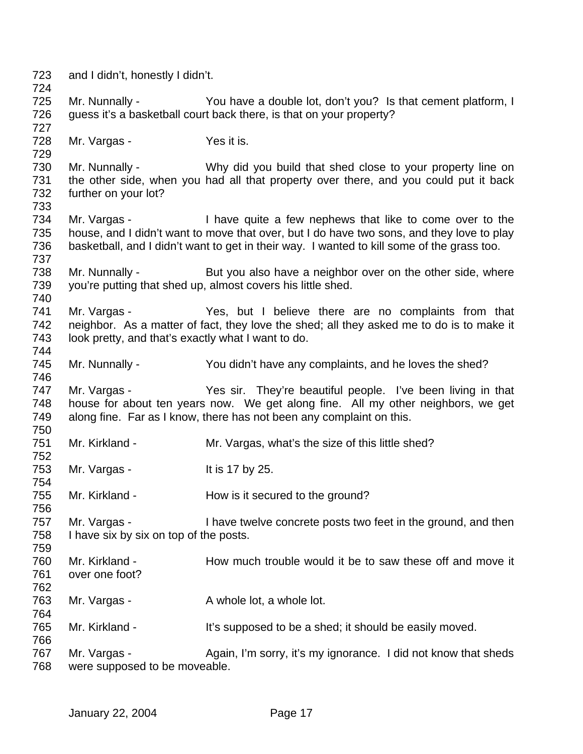and I didn't, honestly I didn't.

Mr. Nunnally - You have a double lot, don't you? Is that cement platform, I guess it's a basketball court back there, is that on your property?

Mr. Vargas - Yes it is.

Mr. Nunnally - Why did you build that shed close to your property line on the other side, when you had all that property over there, and you could put it back further on your lot?

Mr. Vargas - I have quite a few nephews that like to come over to the house, and I didn't want to move that over, but I do have two sons, and they love to play basketball, and I didn't want to get in their way. I wanted to kill some of the grass too.

Mr. Nunnally - But you also have a neighbor over on the other side, where you're putting that shed up, almost covers his little shed.

Mr. Vargas - Yes, but I believe there are no complaints from that neighbor. As a matter of fact, they love the shed; all they asked me to do is to make it look pretty, and that's exactly what I want to do.

Mr. Nunnally - You didn't have any complaints, and he loves the shed?

Mr. Vargas - Yes sir. They're beautiful people. I've been living in that house for about ten years now. We get along fine. All my other neighbors, we get along fine. Far as I know, there has not been any complaint on this.

Mr. Kirkland - Mr. Vargas, what's the size of this little shed?

Mr. Vargas - It is 17 by 25.

Mr. Kirkland - How is it secured to the ground?

Mr. Vargas - I have twelve concrete posts two feet in the ground, and then I have six by six on top of the posts.

Mr. Kirkland - How much trouble would it be to saw these off and move it over one foot?

Mr. Vargas - A whole lot, a whole lot.

Mr. Kirkland - It's supposed to be a shed; it should be easily moved.

Mr. Vargas - Again, I'm sorry, it's my ignorance. I did not know that sheds were supposed to be moveable.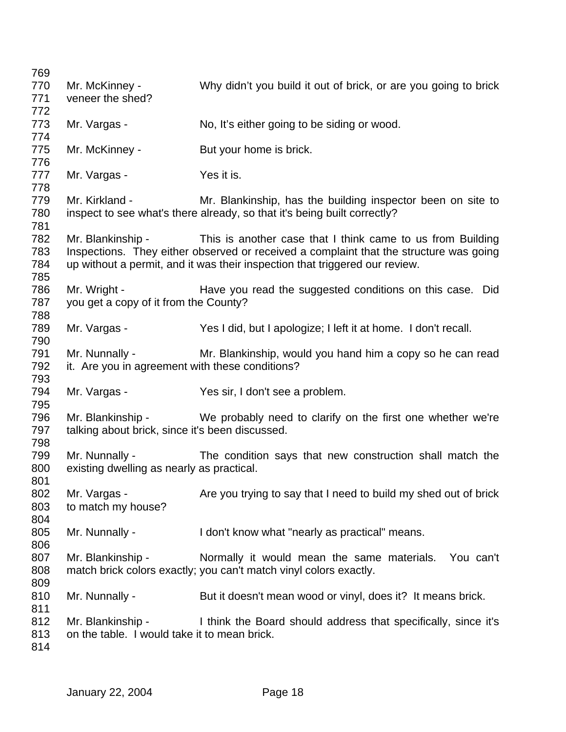769
770 Mr. McKinney - Why didn't you build it out of brick, or are you going to brick
771 veneer the shed?
772
773 Mr. Vargas - No, It's either going to be siding or wood.
774
775 Mr. McKinney - But your home is brick.
776
777 Mr. Vargas - Yes it is.
778
779 Mr. Kirkland - Mr. Blankinship, has the building inspector been on site to
780 inspect to see what's there already, so that it's being built correctly?
781
782 Mr. Blankinship - This is another case that I think came to us from Building
783 Inspections. They either observed or received a complaint that the structure was going
784 up without a permit, and it was their inspection that triggered our review.
785
786 Mr. Wright - Have you read the suggested conditions on this case. Did
787 you get a copy of it from the County?
788
789 Mr. Vargas - Yes I did, but I apologize; I left it at home. I don't recall.
790
791 Mr. Nunnally - Mr. Blankinship, would you hand him a copy so he can read
792 it. Are you in agreement with these conditions?
793
794 Mr. Vargas - Yes sir, I don't see a problem.
795
796 Mr. Blankinship - We probably need to clarify on the first one whether we're
797 talking about brick, since it's been discussed.
798
799 Mr. Nunnally - The condition says that new construction shall match the
800 existing dwelling as nearly as practical.
801
802 Mr. Vargas - Are you trying to say that I need to build my shed out of brick
803 to match my house?
804
805 Mr. Nunnally - I don't know what "nearly as practical" means.
806
807 Mr. Blankinship - Normally it would mean the same materials. You can't
808 match brick colors exactly; you can't match vinyl colors exactly.
809
810 Mr. Nunnally - But it doesn't mean wood or vinyl, does it? It means brick.
811
812 Mr. Blankinship - I think the Board should address that specifically, since it's
813 on the table. I would take it to mean brick.
814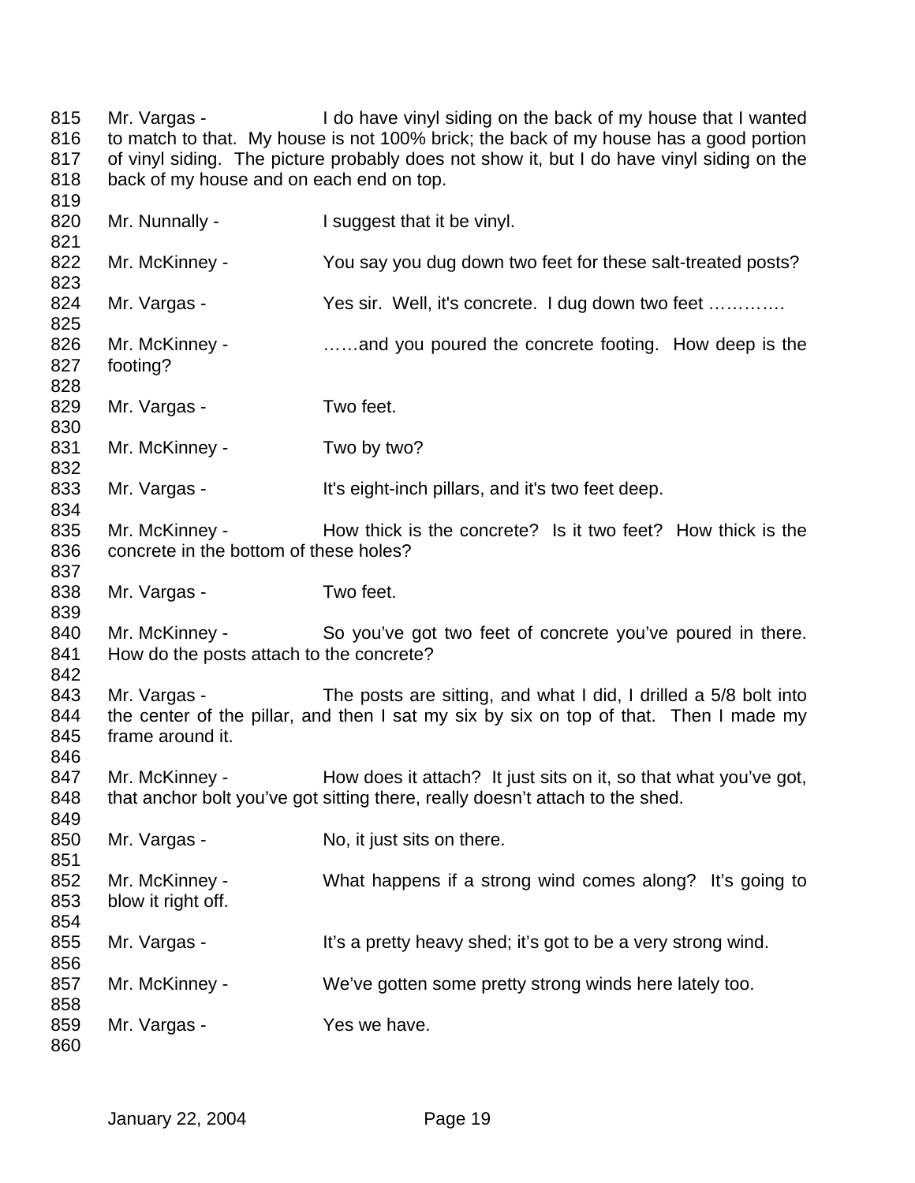Mr. Vargas - I do have vinyl siding on the back of my house that I wanted to match to that. My house is not 100% brick; the back of my house has a good portion of vinyl siding. The picture probably does not show it, but I do have vinyl siding on the back of my house and on each end on top.

Mr. Nunnally - I suggest that it be vinyl.

Mr. McKinney - You say you dug down two feet for these salt-treated posts?

Mr. Vargas - Yes sir. Well, it's concrete. I dug down two feet …………

Mr. McKinney - ……and you poured the concrete footing. How deep is the footing?

Mr. Vargas - Two feet.

Mr. McKinney - Two by two?

Mr. Vargas - It's eight-inch pillars, and it's two feet deep.

Mr. McKinney - How thick is the concrete? Is it two feet? How thick is the concrete in the bottom of these holes?

Mr. Vargas - Two feet.

Mr. McKinney - So you've got two feet of concrete you've poured in there. How do the posts attach to the concrete?

Mr. Vargas - The posts are sitting, and what I did, I drilled a 5/8 bolt into the center of the pillar, and then I sat my six by six on top of that. Then I made my frame around it.

Mr. McKinney - How does it attach? It just sits on it, so that what you've got, that anchor bolt you've got sitting there, really doesn't attach to the shed.

Mr. Vargas - No, it just sits on there.

Mr. McKinney - What happens if a strong wind comes along? It's going to blow it right off.

Mr. Vargas - It's a pretty heavy shed; it's got to be a very strong wind.

Mr. McKinney - We've gotten some pretty strong winds here lately too.

Mr. Vargas - Yes we have.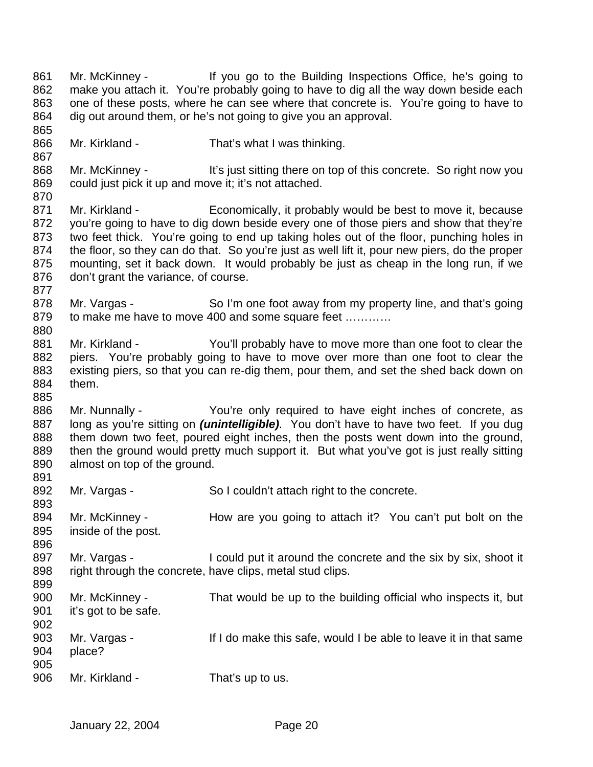861 Mr. McKinney - If you go to the Building Inspections Office, he's going to
862 make you attach it. You're probably going to have to dig all the way down beside each
863 one of these posts, where he can see where that concrete is. You're going to have to
864 dig out around them, or he's not going to give you an approval.
865
866 Mr. Kirkland - That's what I was thinking.
867
868 Mr. McKinney - It's just sitting there on top of this concrete. So right now you
869 could just pick it up and move it; it's not attached.
870
871 Mr. Kirkland - Economically, it probably would be best to move it, because
872 you're going to have to dig down beside every one of those piers and show that they're
873 two feet thick. You're going to end up taking holes out of the floor, punching holes in
874 the floor, so they can do that. So you're just as well lift it, pour new piers, do the proper
875 mounting, set it back down. It would probably be just as cheap in the long run, if we
876 don't grant the variance, of course.
877
878 Mr. Vargas - So I'm one foot away from my property line, and that's going
879 to make me have to move 400 and some square feet …………
880
881 Mr. Kirkland - You'll probably have to move more than one foot to clear the
882 piers. You're probably going to have to move over more than one foot to clear the
883 existing piers, so that you can re-dig them, pour them, and set the shed back down on
884 them.
885
886 Mr. Nunnally - You're only required to have eight inches of concrete, as
887 long as you're sitting on ***(unintelligible)***. You don't have to have two feet. If you dug
888 them down two feet, poured eight inches, then the posts went down into the ground,
889 then the ground would pretty much support it. But what you've got is just really sitting
890 almost on top of the ground.
891
892 Mr. Vargas - So I couldn't attach right to the concrete.
893
894 Mr. McKinney - How are you going to attach it? You can't put bolt on the
895 inside of the post.
896
897 Mr. Vargas - I could put it around the concrete and the six by six, shoot it
898 right through the concrete, have clips, metal stud clips.
899
900 Mr. McKinney - That would be up to the building official who inspects it, but
901 it's got to be safe.
902
903 Mr. Vargas - If I do make this safe, would I be able to leave it in that same
904 place?
905
906 Mr. Kirkland - That's up to us.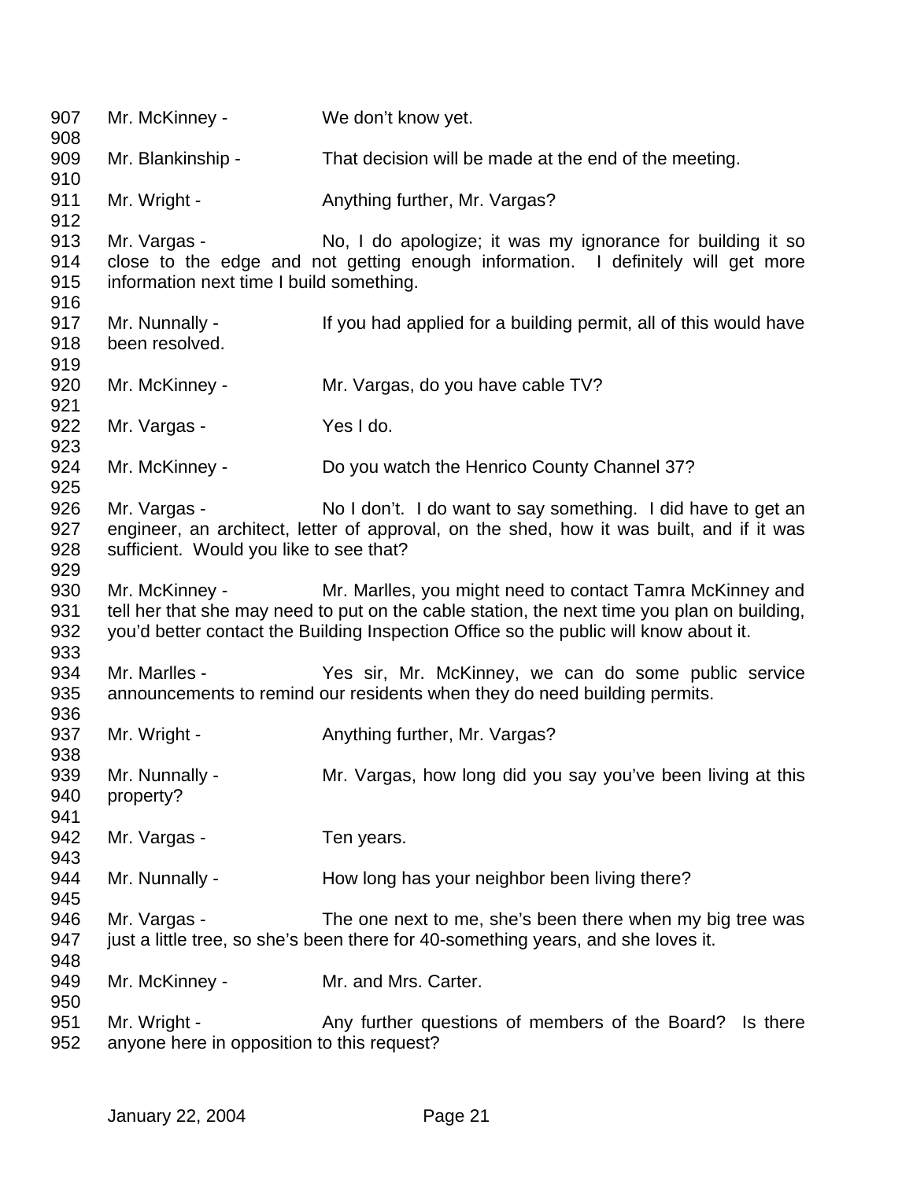907 Mr. McKinney - We don't know yet.
908
909 Mr. Blankinship - That decision will be made at the end of the meeting.
910
911 Mr. Wright - Anything further, Mr. Vargas?
912
913 Mr. Vargas - No, I do apologize; it was my ignorance for building it so
914 close to the edge and not getting enough information. I definitely will get more
915 information next time I build something.
916
917 Mr. Nunnally - If you had applied for a building permit, all of this would have
918 been resolved.
919
920 Mr. McKinney - Mr. Vargas, do you have cable TV?
921
922 Mr. Vargas - Yes I do.
923
924 Mr. McKinney - Do you watch the Henrico County Channel 37?
925
926 Mr. Vargas - No I don't. I do want to say something. I did have to get an
927 engineer, an architect, letter of approval, on the shed, how it was built, and if it was
928 sufficient. Would you like to see that?
929
930 Mr. McKinney - Mr. Marlles, you might need to contact Tamra McKinney and
931 tell her that she may need to put on the cable station, the next time you plan on building,
932 you'd better contact the Building Inspection Office so the public will know about it.
933
934 Mr. Marlles - Yes sir, Mr. McKinney, we can do some public service
935 announcements to remind our residents when they do need building permits.
936
937 Mr. Wright - Anything further, Mr. Vargas?
938
939 Mr. Nunnally - Mr. Vargas, how long did you say you've been living at this
940 property?
941
942 Mr. Vargas - Ten years.
943
944 Mr. Nunnally - How long has your neighbor been living there?
945
946 Mr. Vargas - The one next to me, she's been there when my big tree was
947 just a little tree, so she's been there for 40-something years, and she loves it.
948
949 Mr. McKinney - Mr. and Mrs. Carter.
950
951 Mr. Wright - Any further questions of members of the Board? Is there
952 anyone here in opposition to this request?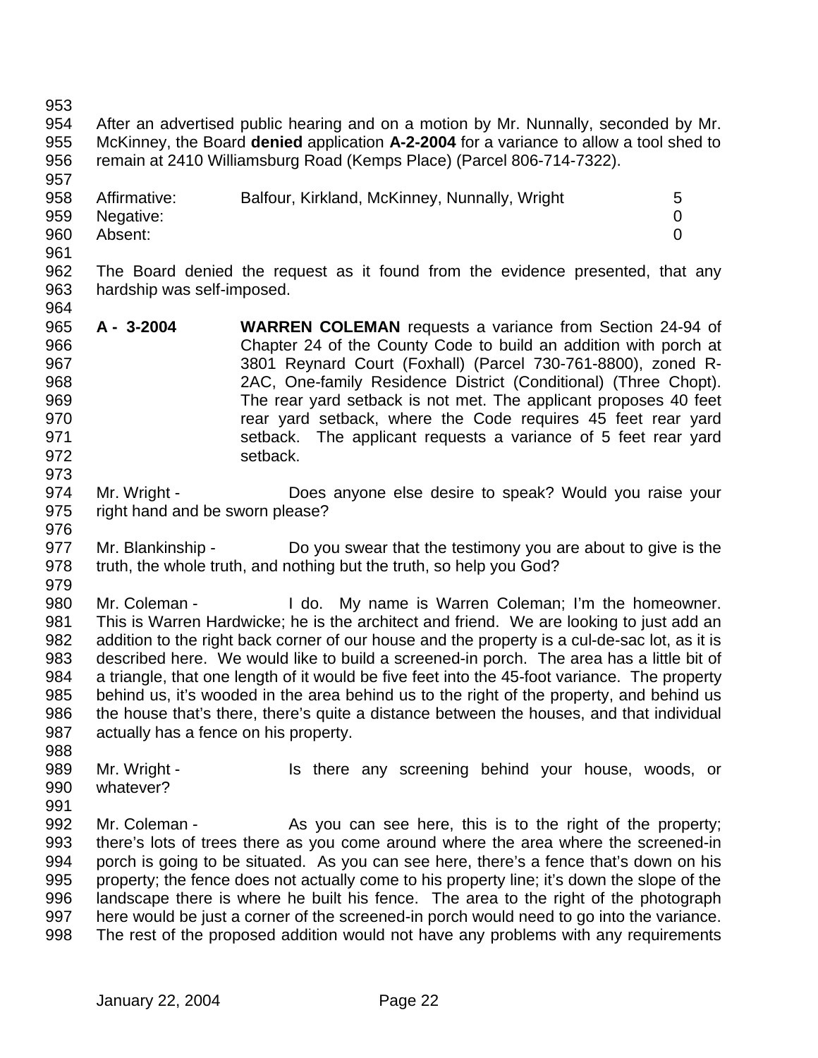After an advertised public hearing and on a motion by Mr. Nunnally, seconded by Mr. McKinney, the Board **denied** application **A-2-2004** for a variance to allow a tool shed to remain at 2410 Williamsburg Road (Kemps Place) (Parcel 806-714-7322).

| | | |
|---|---|---|
| Affirmative: | Balfour, Kirkland, McKinney, Nunnally, Wright | 5 |
| Negative: | | 0 |
| Absent: | | 0 |

The Board denied the request as it found from the evidence presented, that any hardship was self-imposed.

**A - 3-2004** **WARREN COLEMAN** requests a variance from Section 24-94 of Chapter 24 of the County Code to build an addition with porch at 3801 Reynard Court (Foxhall) (Parcel 730-761-8800), zoned R-2AC, One-family Residence District (Conditional) (Three Chopt). The rear yard setback is not met. The applicant proposes 40 feet rear yard setback, where the Code requires 45 feet rear yard setback. The applicant requests a variance of 5 feet rear yard setback.

Mr. Wright - Does anyone else desire to speak? Would you raise your right hand and be sworn please?

Mr. Blankinship - Do you swear that the testimony you are about to give is the truth, the whole truth, and nothing but the truth, so help you God?

Mr. Coleman - I do. My name is Warren Coleman; I'm the homeowner. This is Warren Hardwicke; he is the architect and friend. We are looking to just add an addition to the right back corner of our house and the property is a cul-de-sac lot, as it is described here. We would like to build a screened-in porch. The area has a little bit of a triangle, that one length of it would be five feet into the 45-foot variance. The property behind us, it's wooded in the area behind us to the right of the property, and behind us the house that's there, there's quite a distance between the houses, and that individual actually has a fence on his property.

Mr. Wright - Is there any screening behind your house, woods, or whatever?

Mr. Coleman - As you can see here, this is to the right of the property; there's lots of trees there as you come around where the area where the screened-in porch is going to be situated. As you can see here, there's a fence that's down on his property; the fence does not actually come to his property line; it's down the slope of the landscape there is where he built his fence. The area to the right of the photograph here would be just a corner of the screened-in porch would need to go into the variance. The rest of the proposed addition would not have any problems with any requirements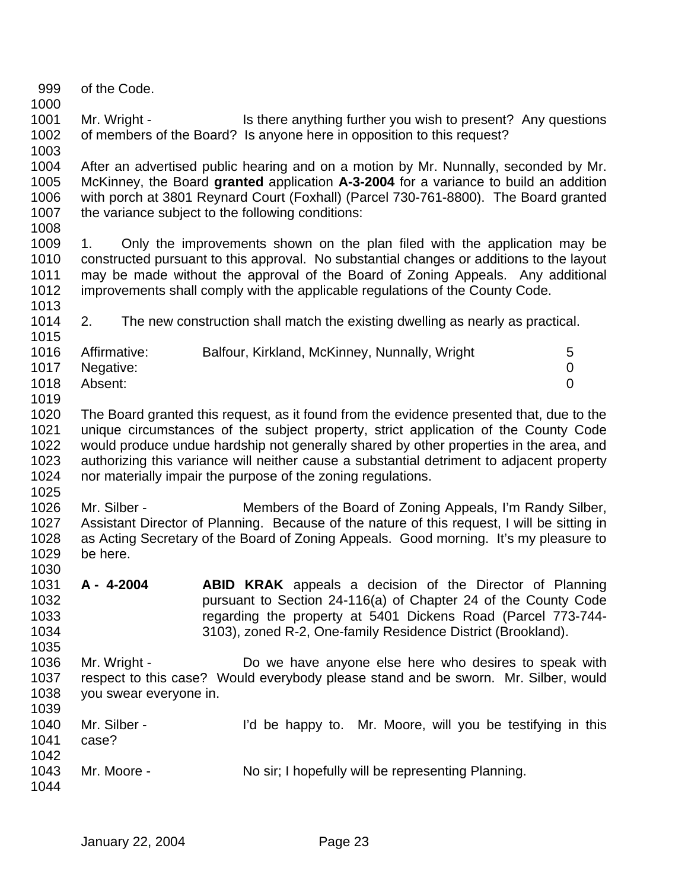of the Code.

Mr. Wright - Is there anything further you wish to present? Any questions of members of the Board? Is anyone here in opposition to this request?

After an advertised public hearing and on a motion by Mr. Nunnally, seconded by Mr. McKinney, the Board **granted** application **A-3-2004** for a variance to build an addition with porch at 3801 Reynard Court (Foxhall) (Parcel 730-761-8800). The Board granted the variance subject to the following conditions:

1. Only the improvements shown on the plan filed with the application may be constructed pursuant to this approval. No substantial changes or additions to the layout may be made without the approval of the Board of Zoning Appeals. Any additional improvements shall comply with the applicable regulations of the County Code.

2. The new construction shall match the existing dwelling as nearly as practical.

| | | |
|---|---|---|
| Affirmative: | Balfour, Kirkland, McKinney, Nunnally, Wright | 5 |
| Negative: | | 0 |
| Absent: | | 0 |

The Board granted this request, as it found from the evidence presented that, due to the unique circumstances of the subject property, strict application of the County Code would produce undue hardship not generally shared by other properties in the area, and authorizing this variance will neither cause a substantial detriment to adjacent property nor materially impair the purpose of the zoning regulations.

Mr. Silber - Members of the Board of Zoning Appeals, I'm Randy Silber, Assistant Director of Planning. Because of the nature of this request, I will be sitting in as Acting Secretary of the Board of Zoning Appeals. Good morning. It's my pleasure to be here.

**A - 4-2004** **ABID KRAK** appeals a decision of the Director of Planning pursuant to Section 24-116(a) of Chapter 24 of the County Code regarding the property at 5401 Dickens Road (Parcel 773-744-3103), zoned R-2, One-family Residence District (Brookland).

Mr. Wright - Do we have anyone else here who desires to speak with respect to this case? Would everybody please stand and be sworn. Mr. Silber, would you swear everyone in.

Mr. Silber - I'd be happy to. Mr. Moore, will you be testifying in this case?

Mr. Moore - No sir; I hopefully will be representing Planning.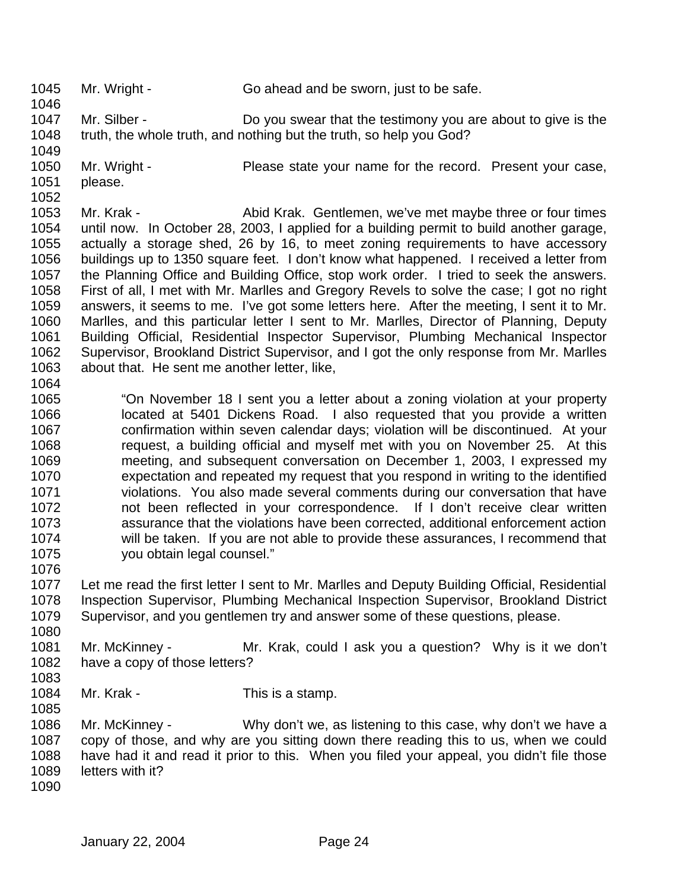Mr. Wright - Go ahead and be sworn, just to be safe.

Mr. Silber - Do you swear that the testimony you are about to give is the truth, the whole truth, and nothing but the truth, so help you God?

Mr. Wright - Please state your name for the record. Present your case, please.

Mr. Krak - Abid Krak. Gentlemen, we've met maybe three or four times until now. In October 28, 2003, I applied for a building permit to build another garage, actually a storage shed, 26 by 16, to meet zoning requirements to have accessory buildings up to 1350 square feet. I don't know what happened. I received a letter from the Planning Office and Building Office, stop work order. I tried to seek the answers. First of all, I met with Mr. Marlles and Gregory Revels to solve the case; I got no right answers, it seems to me. I've got some letters here. After the meeting, I sent it to Mr. Marlles, and this particular letter I sent to Mr. Marlles, Director of Planning, Deputy Building Official, Residential Inspector Supervisor, Plumbing Mechanical Inspector Supervisor, Brookland District Supervisor, and I got the only response from Mr. Marlles about that. He sent me another letter, like,

> "On November 18 I sent you a letter about a zoning violation at your property located at 5401 Dickens Road. I also requested that you provide a written confirmation within seven calendar days; violation will be discontinued. At your request, a building official and myself met with you on November 25. At this meeting, and subsequent conversation on December 1, 2003, I expressed my expectation and repeated my request that you respond in writing to the identified violations. You also made several comments during our conversation that have not been reflected in your correspondence. If I don't receive clear written assurance that the violations have been corrected, additional enforcement action will be taken. If you are not able to provide these assurances, I recommend that you obtain legal counsel."

Let me read the first letter I sent to Mr. Marlles and Deputy Building Official, Residential Inspection Supervisor, Plumbing Mechanical Inspection Supervisor, Brookland District Supervisor, and you gentlemen try and answer some of these questions, please.

Mr. McKinney - Mr. Krak, could I ask you a question? Why is it we don't have a copy of those letters?

Mr. Krak - This is a stamp.

Mr. McKinney - Why don't we, as listening to this case, why don't we have a copy of those, and why are you sitting down there reading this to us, when we could have had it and read it prior to this. When you filed your appeal, you didn't file those letters with it?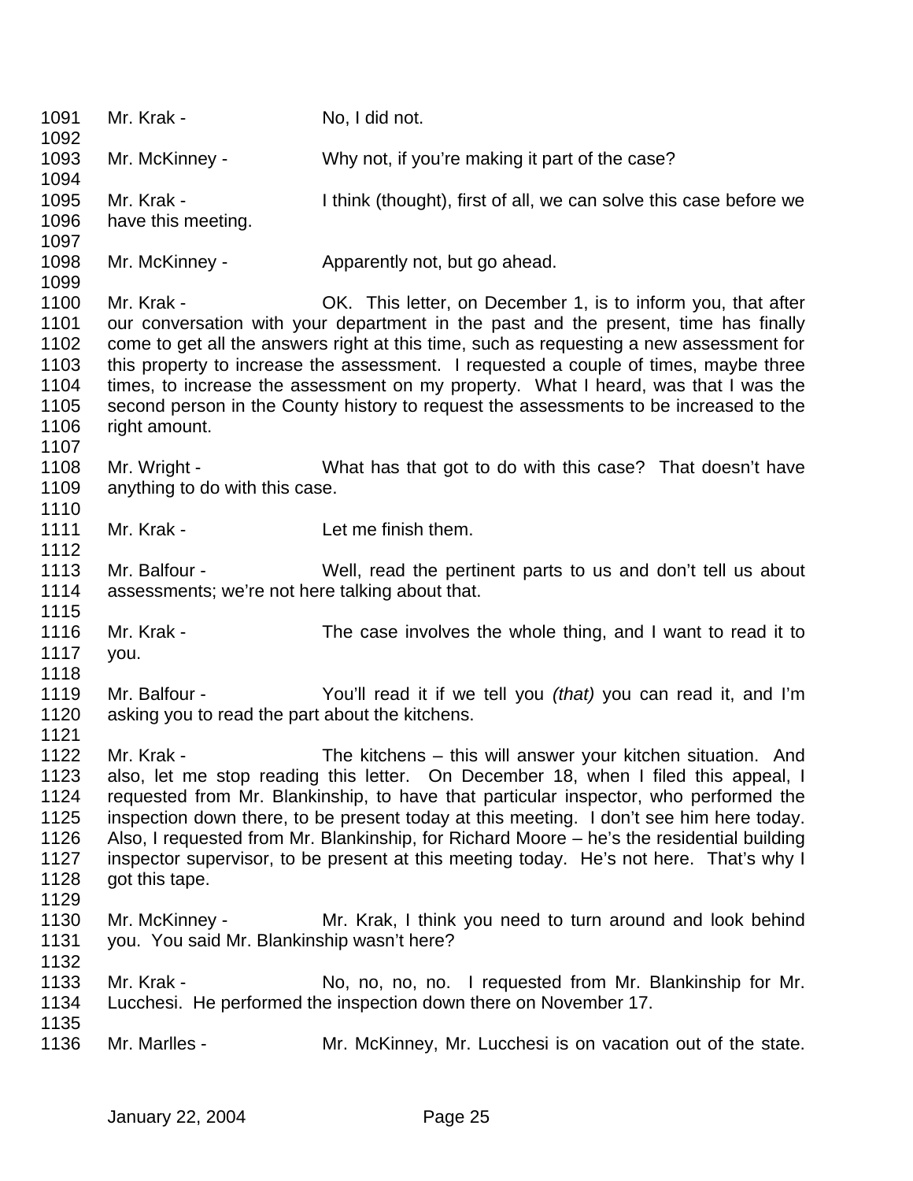1091 Mr. Krak - No, I did not.
1092
1093 Mr. McKinney - Why not, if you're making it part of the case?
1094
1095 Mr. Krak - I think (thought), first of all, we can solve this case before we
1096 have this meeting.
1097
1098 Mr. McKinney - Apparently not, but go ahead.
1099
1100 Mr. Krak - OK. This letter, on December 1, is to inform you, that after
1101 our conversation with your department in the past and the present, time has finally
1102 come to get all the answers right at this time, such as requesting a new assessment for
1103 this property to increase the assessment. I requested a couple of times, maybe three
1104 times, to increase the assessment on my property. What I heard, was that I was the
1105 second person in the County history to request the assessments to be increased to the
1106 right amount.
1107
1108 Mr. Wright - What has that got to do with this case? That doesn't have
1109 anything to do with this case.
1110
1111 Mr. Krak - Let me finish them.
1112
1113 Mr. Balfour - Well, read the pertinent parts to us and don't tell us about
1114 assessments; we're not here talking about that.
1115
1116 Mr. Krak - The case involves the whole thing, and I want to read it to
1117 you.
1118
1119 Mr. Balfour - You'll read it if we tell you *(that)* you can read it, and I'm
1120 asking you to read the part about the kitchens.
1121
1122 Mr. Krak - The kitchens – this will answer your kitchen situation. And
1123 also, let me stop reading this letter. On December 18, when I filed this appeal, I
1124 requested from Mr. Blankinship, to have that particular inspector, who performed the
1125 inspection down there, to be present today at this meeting. I don't see him here today.
1126 Also, I requested from Mr. Blankinship, for Richard Moore – he's the residential building
1127 inspector supervisor, to be present at this meeting today. He's not here. That's why I
1128 got this tape.
1129
1130 Mr. McKinney - Mr. Krak, I think you need to turn around and look behind
1131 you. You said Mr. Blankinship wasn't here?
1132
1133 Mr. Krak - No, no, no, no. I requested from Mr. Blankinship for Mr.
1134 Lucchesi. He performed the inspection down there on November 17.
1135
1136 Mr. Marlles - Mr. McKinney, Mr. Lucchesi is on vacation out of the state.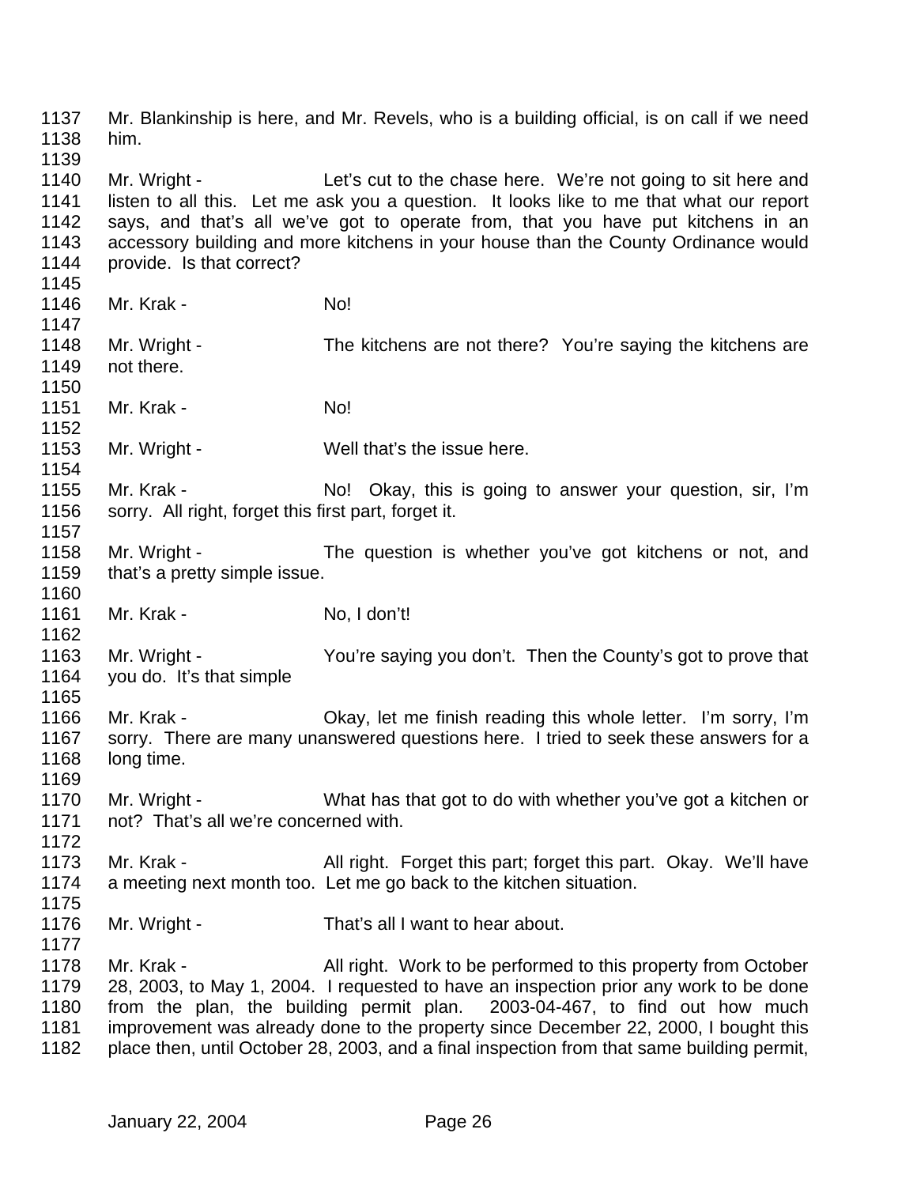1137 Mr. Blankinship is here, and Mr. Revels, who is a building official, is on call if we need
1138 him.
1139
1140 Mr. Wright - Let's cut to the chase here. We're not going to sit here and
1141 listen to all this. Let me ask you a question. It looks like to me that what our report
1142 says, and that's all we've got to operate from, that you have put kitchens in an
1143 accessory building and more kitchens in your house than the County Ordinance would
1144 provide. Is that correct?
1145
1146 Mr. Krak - No!
1147
1148 Mr. Wright - The kitchens are not there? You're saying the kitchens are
1149 not there.
1150
1151 Mr. Krak - No!
1152
1153 Mr. Wright - Well that's the issue here.
1154
1155 Mr. Krak - No! Okay, this is going to answer your question, sir, I'm
1156 sorry. All right, forget this first part, forget it.
1157
1158 Mr. Wright - The question is whether you've got kitchens or not, and
1159 that's a pretty simple issue.
1160
1161 Mr. Krak - No, I don't!
1162
1163 Mr. Wright - You're saying you don't. Then the County's got to prove that
1164 you do. It's that simple
1165
1166 Mr. Krak - Okay, let me finish reading this whole letter. I'm sorry, I'm
1167 sorry. There are many unanswered questions here. I tried to seek these answers for a
1168 long time.
1169
1170 Mr. Wright - What has that got to do with whether you've got a kitchen or
1171 not? That's all we're concerned with.
1172
1173 Mr. Krak - All right. Forget this part; forget this part. Okay. We'll have
1174 a meeting next month too. Let me go back to the kitchen situation.
1175
1176 Mr. Wright - That's all I want to hear about.
1177
1178 Mr. Krak - All right. Work to be performed to this property from October
1179 28, 2003, to May 1, 2004. I requested to have an inspection prior any work to be done
1180 from the plan, the building permit plan. 2003-04-467, to find out how much
1181 improvement was already done to the property since December 22, 2000, I bought this
1182 place then, until October 28, 2003, and a final inspection from that same building permit,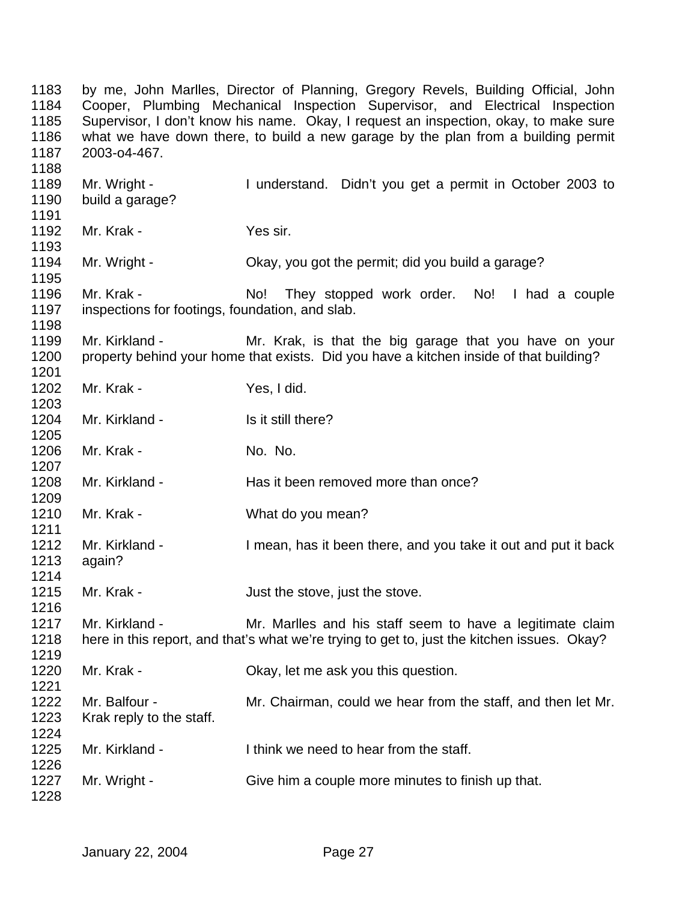by me, John Marlles, Director of Planning, Gregory Revels, Building Official, John Cooper, Plumbing Mechanical Inspection Supervisor, and Electrical Inspection Supervisor, I don't know his name. Okay, I request an inspection, okay, to make sure what we have down there, to build a new garage by the plan from a building permit 2003-o4-467.

Mr. Wright - I understand. Didn't you get a permit in October 2003 to build a garage?

Mr. Krak - Yes sir.

Mr. Wright - Okay, you got the permit; did you build a garage?

Mr. Krak - No! They stopped work order. No! I had a couple inspections for footings, foundation, and slab.

Mr. Kirkland - Mr. Krak, is that the big garage that you have on your property behind your home that exists. Did you have a kitchen inside of that building?

Mr. Krak - Yes, I did.

Mr. Kirkland - Is it still there?

Mr. Krak - No. No.

Mr. Kirkland - Has it been removed more than once?

Mr. Krak - What do you mean?

Mr. Kirkland - I mean, has it been there, and you take it out and put it back again?

Mr. Krak - Just the stove, just the stove.

Mr. Kirkland - Mr. Marlles and his staff seem to have a legitimate claim here in this report, and that's what we're trying to get to, just the kitchen issues. Okay?

Mr. Krak - Okay, let me ask you this question.

Mr. Balfour - Mr. Chairman, could we hear from the staff, and then let Mr. Krak reply to the staff.

Mr. Kirkland - I think we need to hear from the staff.

Mr. Wright - Give him a couple more minutes to finish up that.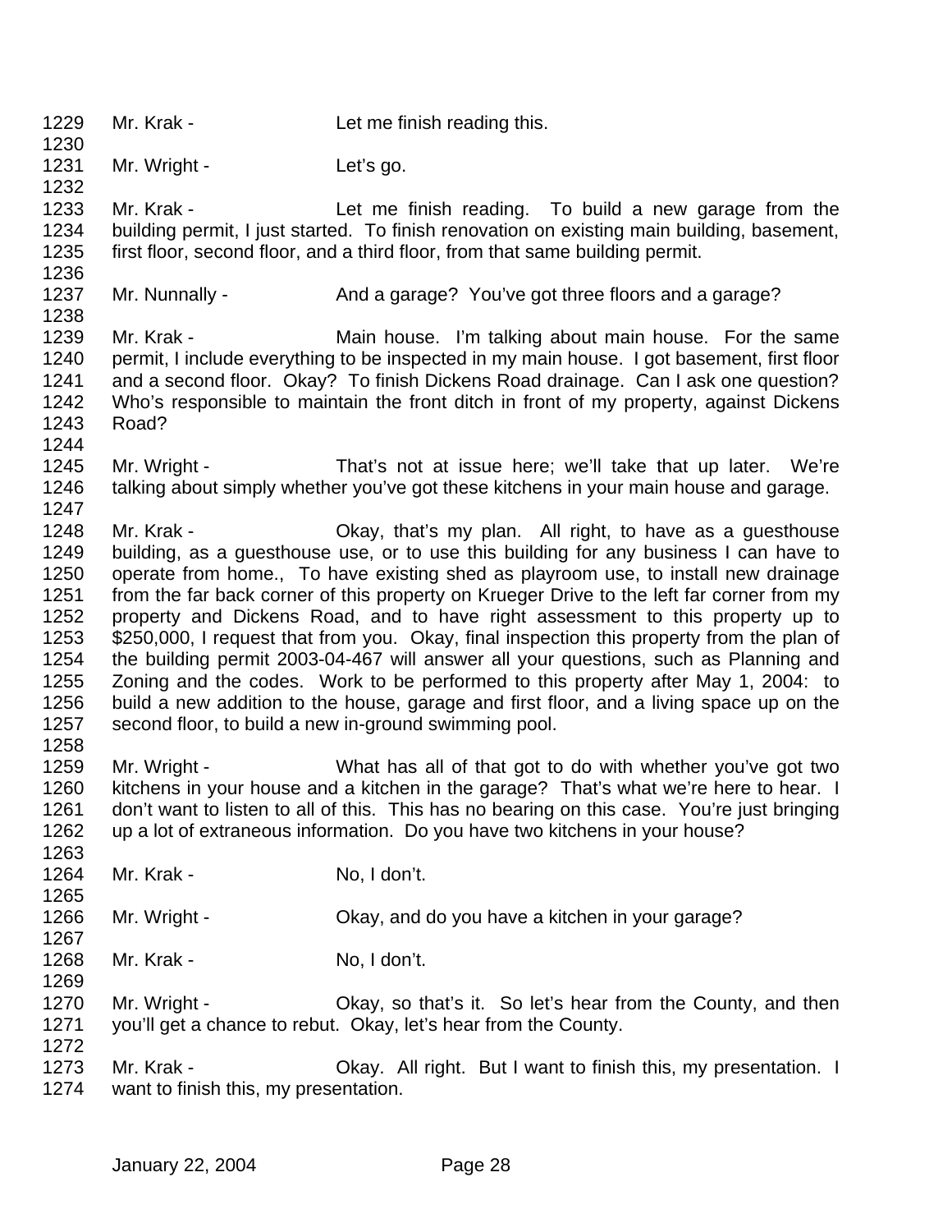1229 Mr. Krak - Let me finish reading this.
1230
1231 Mr. Wright - Let's go.
1232
1233 Mr. Krak - Let me finish reading. To build a new garage from the
1234 building permit, I just started. To finish renovation on existing main building, basement,
1235 first floor, second floor, and a third floor, from that same building permit.
1236
1237 Mr. Nunnally - And a garage? You've got three floors and a garage?
1238
1239 Mr. Krak - Main house. I'm talking about main house. For the same
1240 permit, I include everything to be inspected in my main house. I got basement, first floor
1241 and a second floor. Okay? To finish Dickens Road drainage. Can I ask one question?
1242 Who's responsible to maintain the front ditch in front of my property, against Dickens
1243 Road?
1244
1245 Mr. Wright - That's not at issue here; we'll take that up later. We're
1246 talking about simply whether you've got these kitchens in your main house and garage.
1247
1248 Mr. Krak - Okay, that's my plan. All right, to have as a guesthouse
1249 building, as a guesthouse use, or to use this building for any business I can have to
1250 operate from home., To have existing shed as playroom use, to install new drainage
1251 from the far back corner of this property on Krueger Drive to the left far corner from my
1252 property and Dickens Road, and to have right assessment to this property up to
1253 $250,000, I request that from you. Okay, final inspection this property from the plan of
1254 the building permit 2003-04-467 will answer all your questions, such as Planning and
1255 Zoning and the codes. Work to be performed to this property after May 1, 2004: to
1256 build a new addition to the house, garage and first floor, and a living space up on the
1257 second floor, to build a new in-ground swimming pool.
1258
1259 Mr. Wright - What has all of that got to do with whether you've got two
1260 kitchens in your house and a kitchen in the garage? That's what we're here to hear. I
1261 don't want to listen to all of this. This has no bearing on this case. You're just bringing
1262 up a lot of extraneous information. Do you have two kitchens in your house?
1263
1264 Mr. Krak - No, I don't.
1265
1266 Mr. Wright - Okay, and do you have a kitchen in your garage?
1267
1268 Mr. Krak - No, I don't.
1269
1270 Mr. Wright - Okay, so that's it. So let's hear from the County, and then
1271 you'll get a chance to rebut. Okay, let's hear from the County.
1272
1273 Mr. Krak - Okay. All right. But I want to finish this, my presentation. I
1274 want to finish this, my presentation.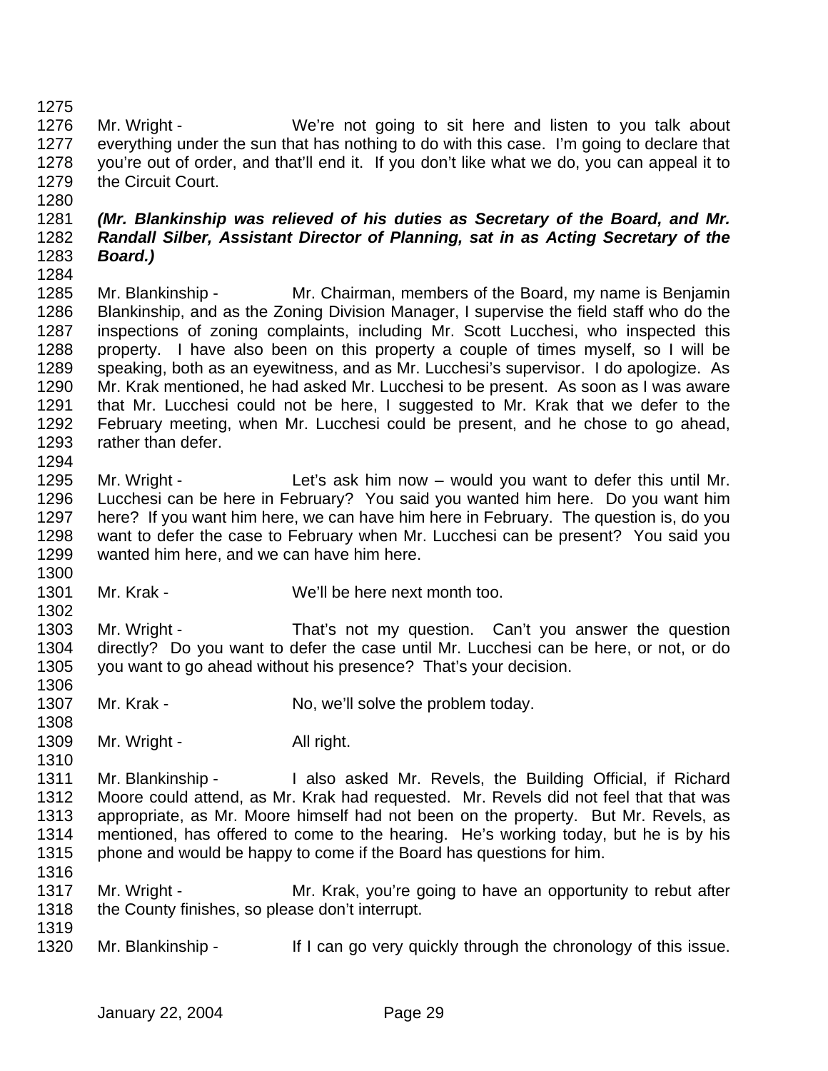Mr. Wright - We're not going to sit here and listen to you talk about everything under the sun that has nothing to do with this case. I'm going to declare that you're out of order, and that'll end it. If you don't like what we do, you can appeal it to the Circuit Court.

***(Mr. Blankinship was relieved of his duties as Secretary of the Board, and Mr. Randall Silber, Assistant Director of Planning, sat in as Acting Secretary of the Board.)***

Mr. Blankinship - Mr. Chairman, members of the Board, my name is Benjamin Blankinship, and as the Zoning Division Manager, I supervise the field staff who do the inspections of zoning complaints, including Mr. Scott Lucchesi, who inspected this property. I have also been on this property a couple of times myself, so I will be speaking, both as an eyewitness, and as Mr. Lucchesi's supervisor. I do apologize. As Mr. Krak mentioned, he had asked Mr. Lucchesi to be present. As soon as I was aware that Mr. Lucchesi could not be here, I suggested to Mr. Krak that we defer to the February meeting, when Mr. Lucchesi could be present, and he chose to go ahead, rather than defer.

Mr. Wright - Let's ask him now – would you want to defer this until Mr. Lucchesi can be here in February? You said you wanted him here. Do you want him here? If you want him here, we can have him here in February. The question is, do you want to defer the case to February when Mr. Lucchesi can be present? You said you wanted him here, and we can have him here.

Mr. Krak - We'll be here next month too.

Mr. Wright - That's not my question. Can't you answer the question directly? Do you want to defer the case until Mr. Lucchesi can be here, or not, or do you want to go ahead without his presence? That's your decision.

Mr. Krak - No, we'll solve the problem today.

Mr. Wright - All right.

Mr. Blankinship - I also asked Mr. Revels, the Building Official, if Richard Moore could attend, as Mr. Krak had requested. Mr. Revels did not feel that that was appropriate, as Mr. Moore himself had not been on the property. But Mr. Revels, as mentioned, has offered to come to the hearing. He's working today, but he is by his phone and would be happy to come if the Board has questions for him.

Mr. Wright - Mr. Krak, you're going to have an opportunity to rebut after the County finishes, so please don't interrupt.

Mr. Blankinship - If I can go very quickly through the chronology of this issue.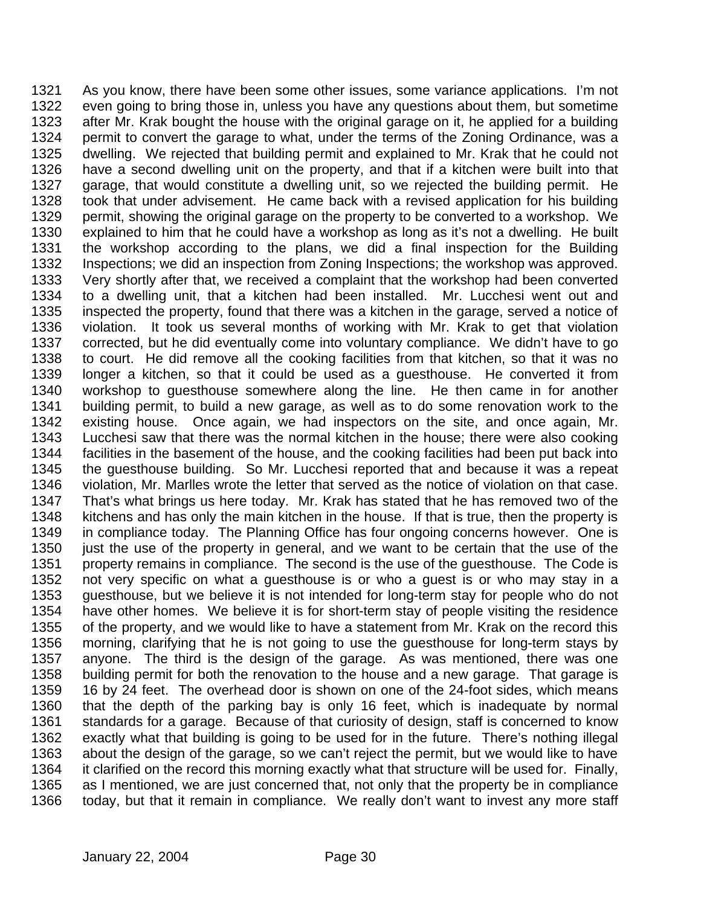As you know, there have been some other issues, some variance applications. I'm not even going to bring those in, unless you have any questions about them, but sometime after Mr. Krak bought the house with the original garage on it, he applied for a building permit to convert the garage to what, under the terms of the Zoning Ordinance, was a dwelling. We rejected that building permit and explained to Mr. Krak that he could not have a second dwelling unit on the property, and that if a kitchen were built into that garage, that would constitute a dwelling unit, so we rejected the building permit. He took that under advisement. He came back with a revised application for his building permit, showing the original garage on the property to be converted to a workshop. We explained to him that he could have a workshop as long as it's not a dwelling. He built the workshop according to the plans, we did a final inspection for the Building Inspections; we did an inspection from Zoning Inspections; the workshop was approved. Very shortly after that, we received a complaint that the workshop had been converted to a dwelling unit, that a kitchen had been installed. Mr. Lucchesi went out and inspected the property, found that there was a kitchen in the garage, served a notice of violation. It took us several months of working with Mr. Krak to get that violation corrected, but he did eventually come into voluntary compliance. We didn't have to go to court. He did remove all the cooking facilities from that kitchen, so that it was no longer a kitchen, so that it could be used as a guesthouse. He converted it from workshop to guesthouse somewhere along the line. He then came in for another building permit, to build a new garage, as well as to do some renovation work to the existing house. Once again, we had inspectors on the site, and once again, Mr. Lucchesi saw that there was the normal kitchen in the house; there were also cooking facilities in the basement of the house, and the cooking facilities had been put back into the guesthouse building. So Mr. Lucchesi reported that and because it was a repeat violation, Mr. Marlles wrote the letter that served as the notice of violation on that case. That's what brings us here today. Mr. Krak has stated that he has removed two of the kitchens and has only the main kitchen in the house. If that is true, then the property is in compliance today. The Planning Office has four ongoing concerns however. One is just the use of the property in general, and we want to be certain that the use of the property remains in compliance. The second is the use of the guesthouse. The Code is not very specific on what a guesthouse is or who a guest is or who may stay in a guesthouse, but we believe it is not intended for long-term stay for people who do not have other homes. We believe it is for short-term stay of people visiting the residence of the property, and we would like to have a statement from Mr. Krak on the record this morning, clarifying that he is not going to use the guesthouse for long-term stays by anyone. The third is the design of the garage. As was mentioned, there was one building permit for both the renovation to the house and a new garage. That garage is 16 by 24 feet. The overhead door is shown on one of the 24-foot sides, which means that the depth of the parking bay is only 16 feet, which is inadequate by normal standards for a garage. Because of that curiosity of design, staff is concerned to know exactly what that building is going to be used for in the future. There's nothing illegal about the design of the garage, so we can't reject the permit, but we would like to have it clarified on the record this morning exactly what that structure will be used for. Finally, as I mentioned, we are just concerned that, not only that the property be in compliance today, but that it remain in compliance. We really don't want to invest any more staff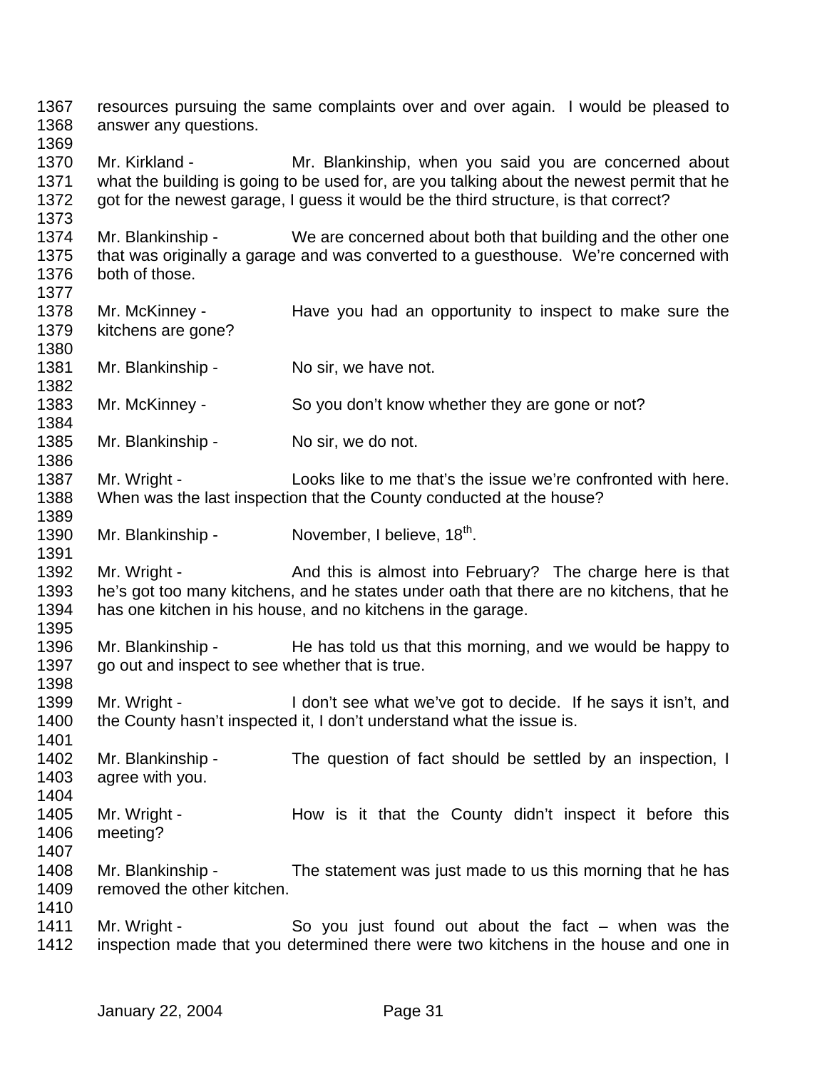1367 resources pursuing the same complaints over and over again. I would be pleased to
1368 answer any questions.
1369
1370 Mr. Kirkland - Mr. Blankinship, when you said you are concerned about
1371 what the building is going to be used for, are you talking about the newest permit that he
1372 got for the newest garage, I guess it would be the third structure, is that correct?
1373
1374 Mr. Blankinship - We are concerned about both that building and the other one
1375 that was originally a garage and was converted to a guesthouse. We're concerned with
1376 both of those.
1377
1378 Mr. McKinney - Have you had an opportunity to inspect to make sure the
1379 kitchens are gone?
1380
1381 Mr. Blankinship - No sir, we have not.
1382
1383 Mr. McKinney - So you don't know whether they are gone or not?
1384
1385 Mr. Blankinship - No sir, we do not.
1386
1387 Mr. Wright - Looks like to me that's the issue we're confronted with here.
1388 When was the last inspection that the County conducted at the house?
1389
1390 Mr. Blankinship - November, I believe, 18th.
1391
1392 Mr. Wright - And this is almost into February? The charge here is that
1393 he's got too many kitchens, and he states under oath that there are no kitchens, that he
1394 has one kitchen in his house, and no kitchens in the garage.
1395
1396 Mr. Blankinship - He has told us that this morning, and we would be happy to
1397 go out and inspect to see whether that is true.
1398
1399 Mr. Wright - I don't see what we've got to decide. If he says it isn't, and
1400 the County hasn't inspected it, I don't understand what the issue is.
1401
1402 Mr. Blankinship - The question of fact should be settled by an inspection, I
1403 agree with you.
1404
1405 Mr. Wright - How is it that the County didn't inspect it before this
1406 meeting?
1407
1408 Mr. Blankinship - The statement was just made to us this morning that he has
1409 removed the other kitchen.
1410
1411 Mr. Wright - So you just found out about the fact – when was the
1412 inspection made that you determined there were two kitchens in the house and one in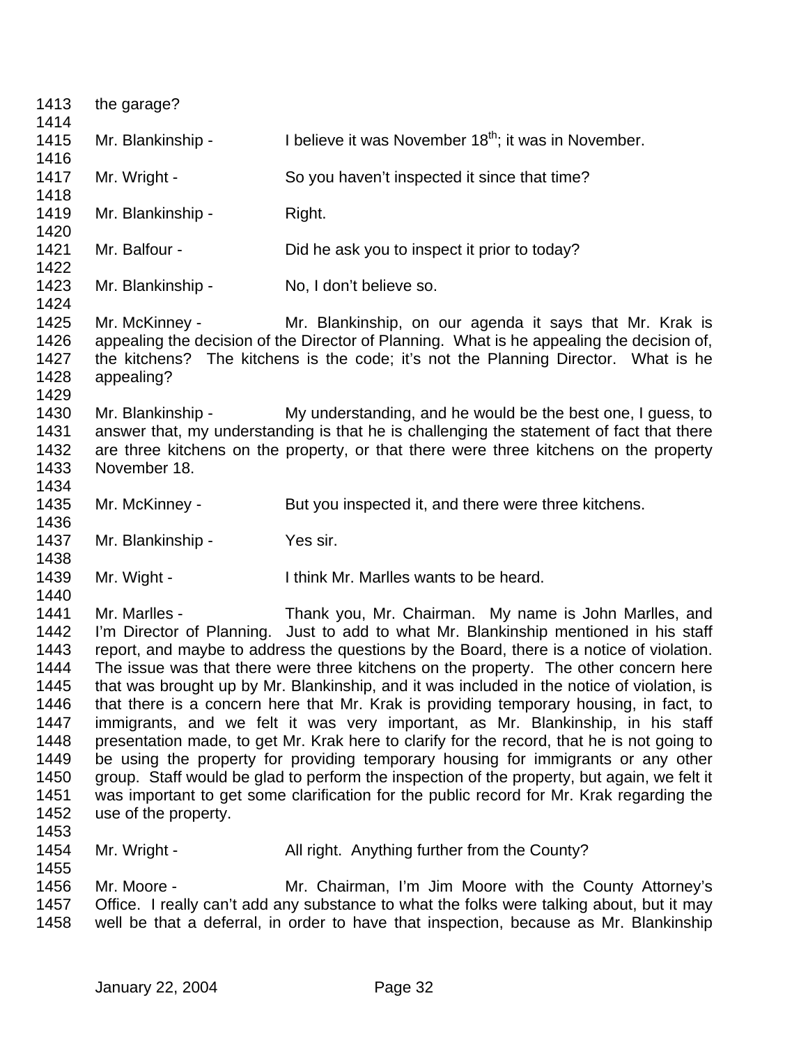the garage?

Mr. Blankinship - I believe it was November 18th; it was in November.

Mr. Wright - So you haven't inspected it since that time?

Mr. Blankinship - Right.

Mr. Balfour - Did he ask you to inspect it prior to today?

Mr. Blankinship - No, I don't believe so.

Mr. McKinney - Mr. Blankinship, on our agenda it says that Mr. Krak is appealing the decision of the Director of Planning. What is he appealing the decision of, the kitchens? The kitchens is the code; it's not the Planning Director. What is he appealing?

Mr. Blankinship - My understanding, and he would be the best one, I guess, to answer that, my understanding is that he is challenging the statement of fact that there are three kitchens on the property, or that there were three kitchens on the property November 18.

Mr. McKinney - But you inspected it, and there were three kitchens.

Mr. Blankinship - Yes sir.

Mr. Wight - I think Mr. Marlles wants to be heard.

Mr. Marlles - Thank you, Mr. Chairman. My name is John Marlles, and I'm Director of Planning. Just to add to what Mr. Blankinship mentioned in his staff report, and maybe to address the questions by the Board, there is a notice of violation. The issue was that there were three kitchens on the property. The other concern here that was brought up by Mr. Blankinship, and it was included in the notice of violation, is that there is a concern here that Mr. Krak is providing temporary housing, in fact, to immigrants, and we felt it was very important, as Mr. Blankinship, in his staff presentation made, to get Mr. Krak here to clarify for the record, that he is not going to be using the property for providing temporary housing for immigrants or any other group. Staff would be glad to perform the inspection of the property, but again, we felt it was important to get some clarification for the public record for Mr. Krak regarding the use of the property.

Mr. Wright - All right. Anything further from the County?

Mr. Moore - Mr. Chairman, I'm Jim Moore with the County Attorney's Office. I really can't add any substance to what the folks were talking about, but it may well be that a deferral, in order to have that inspection, because as Mr. Blankinship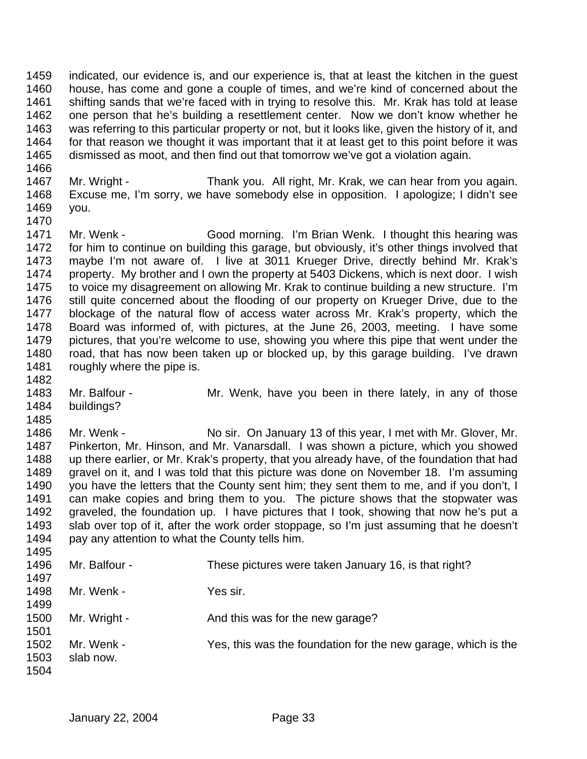indicated, our evidence is, and our experience is, that at least the kitchen in the guest house, has come and gone a couple of times, and we're kind of concerned about the shifting sands that we're faced with in trying to resolve this. Mr. Krak has told at lease one person that he's building a resettlement center. Now we don't know whether he was referring to this particular property or not, but it looks like, given the history of it, and for that reason we thought it was important that it at least get to this point before it was dismissed as moot, and then find out that tomorrow we've got a violation again.

Mr. Wright - Thank you. All right, Mr. Krak, we can hear from you again. Excuse me, I'm sorry, we have somebody else in opposition. I apologize; I didn't see you.

Mr. Wenk - Good morning. I'm Brian Wenk. I thought this hearing was for him to continue on building this garage, but obviously, it's other things involved that maybe I'm not aware of. I live at 3011 Krueger Drive, directly behind Mr. Krak's property. My brother and I own the property at 5403 Dickens, which is next door. I wish to voice my disagreement on allowing Mr. Krak to continue building a new structure. I'm still quite concerned about the flooding of our property on Krueger Drive, due to the blockage of the natural flow of access water across Mr. Krak's property, which the Board was informed of, with pictures, at the June 26, 2003, meeting. I have some pictures, that you're welcome to use, showing you where this pipe that went under the road, that has now been taken up or blocked up, by this garage building. I've drawn roughly where the pipe is.

Mr. Balfour - Mr. Wenk, have you been in there lately, in any of those buildings?

Mr. Wenk - No sir. On January 13 of this year, I met with Mr. Glover, Mr. Pinkerton, Mr. Hinson, and Mr. Vanarsdall. I was shown a picture, which you showed up there earlier, or Mr. Krak's property, that you already have, of the foundation that had gravel on it, and I was told that this picture was done on November 18. I'm assuming you have the letters that the County sent him; they sent them to me, and if you don't, I can make copies and bring them to you. The picture shows that the stopwater was graveled, the foundation up. I have pictures that I took, showing that now he's put a slab over top of it, after the work order stoppage, so I'm just assuming that he doesn't pay any attention to what the County tells him.

Mr. Balfour - These pictures were taken January 16, is that right?

Mr. Wenk - Yes sir.

Mr. Wright - And this was for the new garage?

Mr. Wenk - Yes, this was the foundation for the new garage, which is the slab now.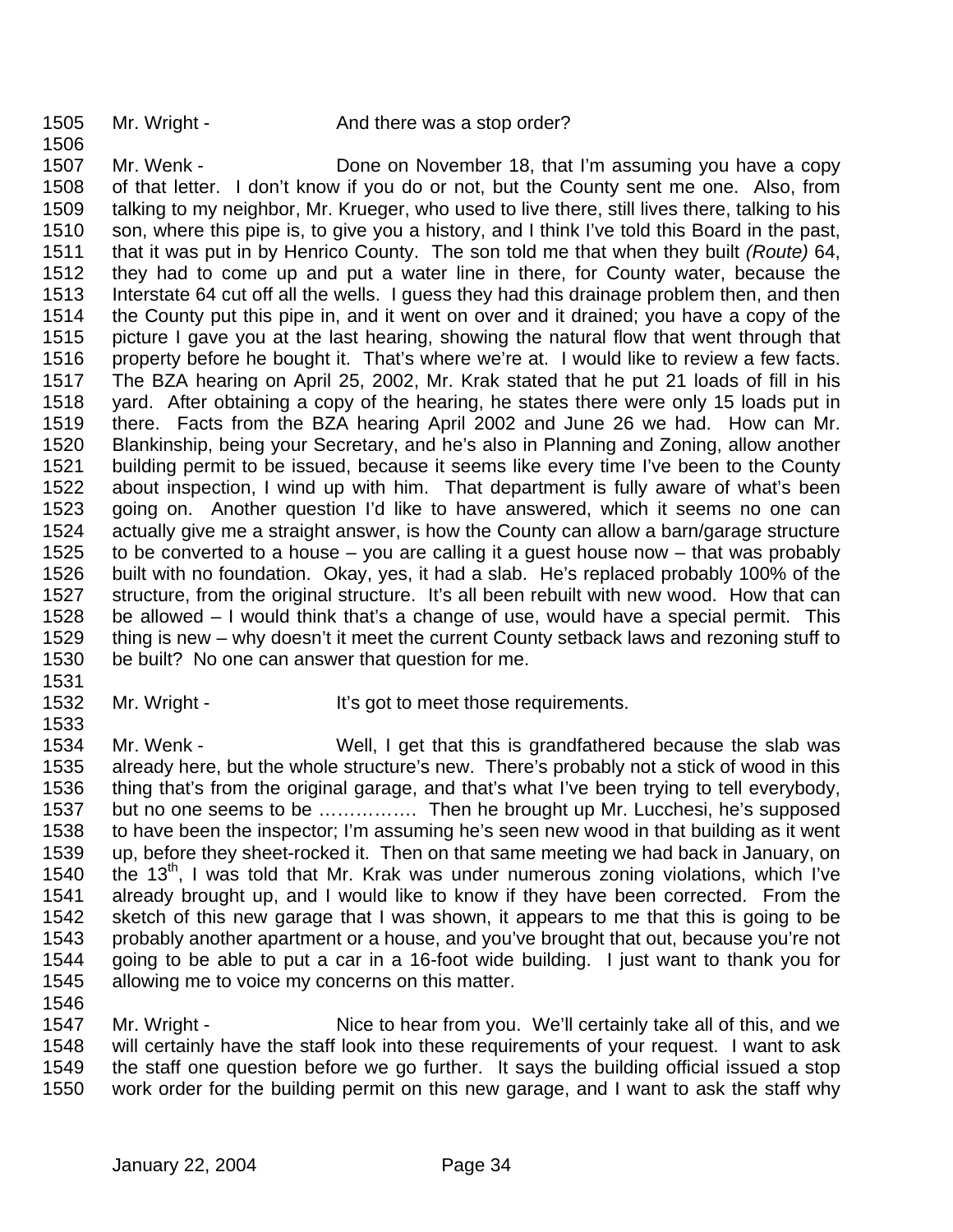Mr. Wright - And there was a stop order?

Mr. Wenk - Done on November 18, that I'm assuming you have a copy of that letter. I don't know if you do or not, but the County sent me one. Also, from talking to my neighbor, Mr. Krueger, who used to live there, still lives there, talking to his son, where this pipe is, to give you a history, and I think I've told this Board in the past, that it was put in by Henrico County. The son told me that when they built *(Route)* 64, they had to come up and put a water line in there, for County water, because the Interstate 64 cut off all the wells. I guess they had this drainage problem then, and then the County put this pipe in, and it went on over and it drained; you have a copy of the picture I gave you at the last hearing, showing the natural flow that went through that property before he bought it. That's where we're at. I would like to review a few facts. The BZA hearing on April 25, 2002, Mr. Krak stated that he put 21 loads of fill in his yard. After obtaining a copy of the hearing, he states there were only 15 loads put in there. Facts from the BZA hearing April 2002 and June 26 we had. How can Mr. Blankinship, being your Secretary, and he's also in Planning and Zoning, allow another building permit to be issued, because it seems like every time I've been to the County about inspection, I wind up with him. That department is fully aware of what's been going on. Another question I'd like to have answered, which it seems no one can actually give me a straight answer, is how the County can allow a barn/garage structure to be converted to a house – you are calling it a guest house now – that was probably built with no foundation. Okay, yes, it had a slab. He's replaced probably 100% of the structure, from the original structure. It's all been rebuilt with new wood. How that can be allowed – I would think that's a change of use, would have a special permit. This thing is new – why doesn't it meet the current County setback laws and rezoning stuff to be built? No one can answer that question for me.

Mr. Wright - It's got to meet those requirements.

Mr. Wenk - Well, I get that this is grandfathered because the slab was already here, but the whole structure's new. There's probably not a stick of wood in this thing that's from the original garage, and that's what I've been trying to tell everybody, but no one seems to be ……………. Then he brought up Mr. Lucchesi, he's supposed to have been the inspector; I'm assuming he's seen new wood in that building as it went up, before they sheet-rocked it. Then on that same meeting we had back in January, on the 13th, I was told that Mr. Krak was under numerous zoning violations, which I've already brought up, and I would like to know if they have been corrected. From the sketch of this new garage that I was shown, it appears to me that this is going to be probably another apartment or a house, and you've brought that out, because you're not going to be able to put a car in a 16-foot wide building. I just want to thank you for allowing me to voice my concerns on this matter.

Mr. Wright - Nice to hear from you. We'll certainly take all of this, and we will certainly have the staff look into these requirements of your request. I want to ask the staff one question before we go further. It says the building official issued a stop work order for the building permit on this new garage, and I want to ask the staff why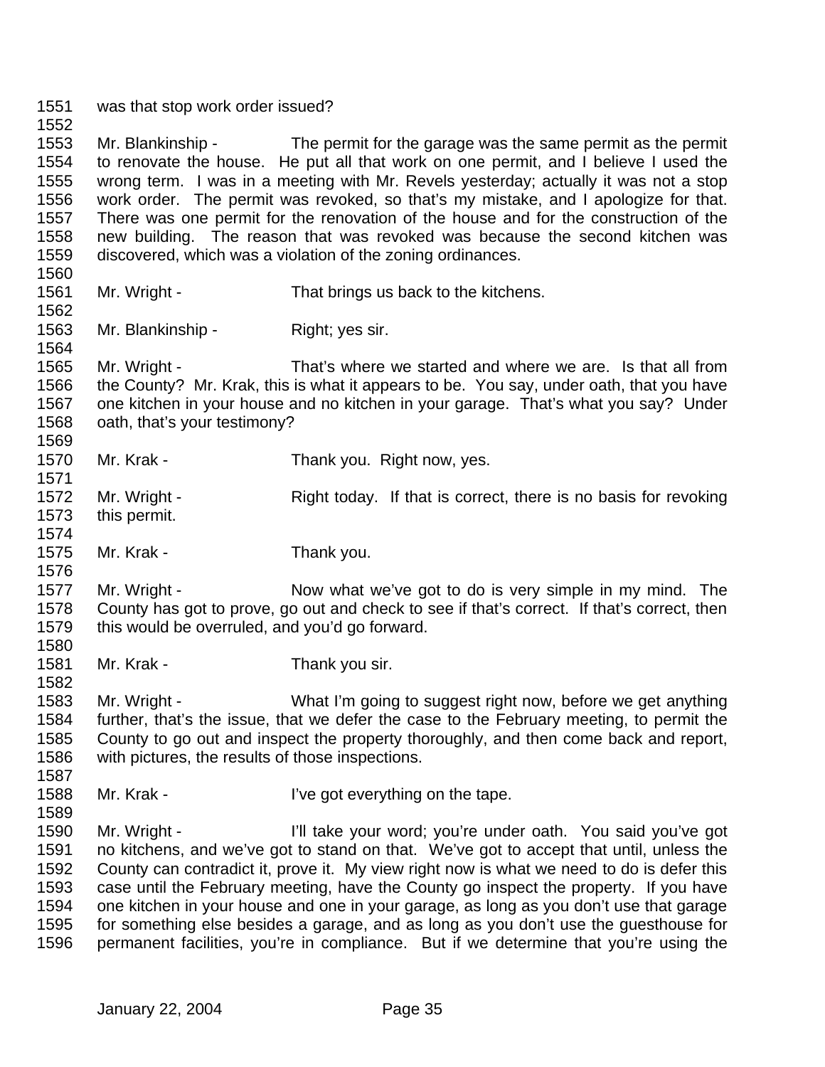was that stop work order issued?

Mr. Blankinship - The permit for the garage was the same permit as the permit to renovate the house. He put all that work on one permit, and I believe I used the wrong term. I was in a meeting with Mr. Revels yesterday; actually it was not a stop work order. The permit was revoked, so that's my mistake, and I apologize for that. There was one permit for the renovation of the house and for the construction of the new building. The reason that was revoked was because the second kitchen was discovered, which was a violation of the zoning ordinances.

Mr. Wright - That brings us back to the kitchens.

Mr. Blankinship - Right; yes sir.

Mr. Wright - That's where we started and where we are. Is that all from the County? Mr. Krak, this is what it appears to be. You say, under oath, that you have one kitchen in your house and no kitchen in your garage. That's what you say? Under oath, that's your testimony?

Mr. Krak - Thank you. Right now, yes.

Mr. Wright - Right today. If that is correct, there is no basis for revoking this permit.

Mr. Krak - Thank you.

Mr. Wright - Now what we've got to do is very simple in my mind. The County has got to prove, go out and check to see if that's correct. If that's correct, then this would be overruled, and you'd go forward.

Mr. Krak - Thank you sir.

Mr. Wright - What I'm going to suggest right now, before we get anything further, that's the issue, that we defer the case to the February meeting, to permit the County to go out and inspect the property thoroughly, and then come back and report, with pictures, the results of those inspections.

Mr. Krak - I've got everything on the tape.

Mr. Wright - I'll take your word; you're under oath. You said you've got no kitchens, and we've got to stand on that. We've got to accept that until, unless the County can contradict it, prove it. My view right now is what we need to do is defer this case until the February meeting, have the County go inspect the property. If you have one kitchen in your house and one in your garage, as long as you don't use that garage for something else besides a garage, and as long as you don't use the guesthouse for permanent facilities, you're in compliance. But if we determine that you're using the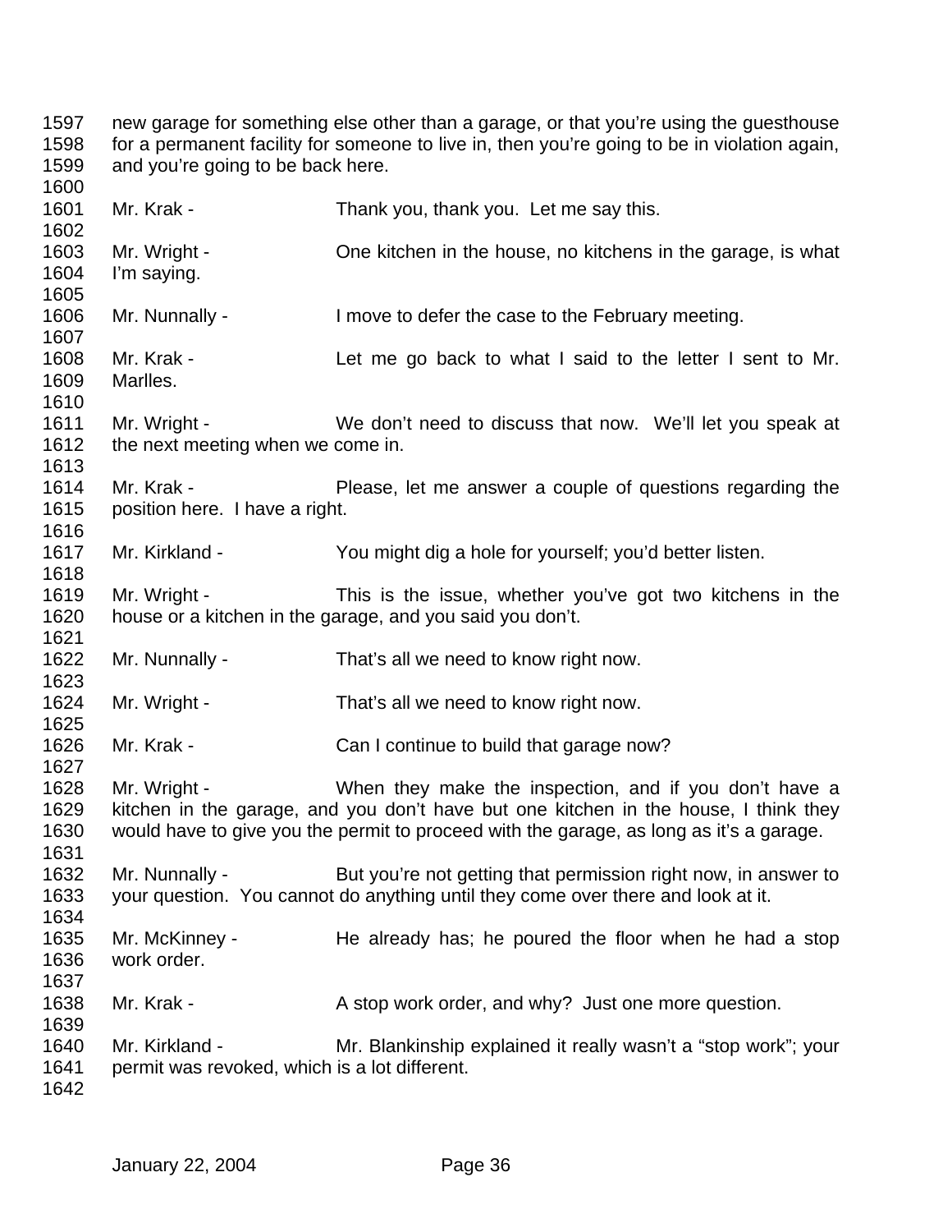new garage for something else other than a garage, or that you're using the guesthouse for a permanent facility for someone to live in, then you're going to be in violation again, and you're going to be back here.

Mr. Krak - Thank you, thank you. Let me say this.

Mr. Wright - One kitchen in the house, no kitchens in the garage, is what I'm saying.

Mr. Nunnally - I move to defer the case to the February meeting.

Mr. Krak - Let me go back to what I said to the letter I sent to Mr. Marlles.

Mr. Wright - We don't need to discuss that now. We'll let you speak at the next meeting when we come in.

Mr. Krak - Please, let me answer a couple of questions regarding the position here. I have a right.

Mr. Kirkland - You might dig a hole for yourself; you'd better listen.

Mr. Wright - This is the issue, whether you've got two kitchens in the house or a kitchen in the garage, and you said you don't.

Mr. Nunnally - That's all we need to know right now.

Mr. Wright - That's all we need to know right now.

Mr. Krak - Can I continue to build that garage now?

Mr. Wright - When they make the inspection, and if you don't have a kitchen in the garage, and you don't have but one kitchen in the house, I think they would have to give you the permit to proceed with the garage, as long as it's a garage.

Mr. Nunnally - But you're not getting that permission right now, in answer to your question. You cannot do anything until they come over there and look at it.

Mr. McKinney - He already has; he poured the floor when he had a stop work order.

Mr. Krak - A stop work order, and why? Just one more question.

Mr. Kirkland - Mr. Blankinship explained it really wasn't a "stop work"; your permit was revoked, which is a lot different.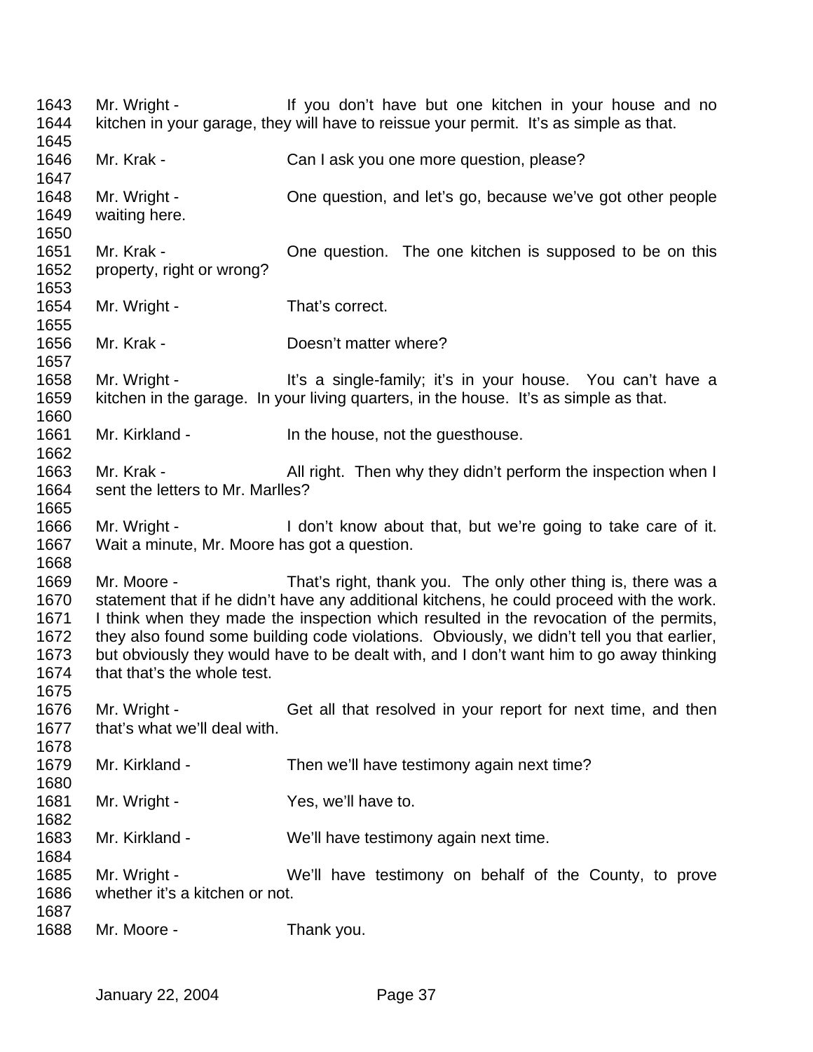Mr. Wright - If you don't have but one kitchen in your house and no kitchen in your garage, they will have to reissue your permit. It's as simple as that.

Mr. Krak - Can I ask you one more question, please?

Mr. Wright - One question, and let's go, because we've got other people waiting here.

Mr. Krak - One question. The one kitchen is supposed to be on this property, right or wrong?

Mr. Wright - That's correct.

Mr. Krak - Doesn't matter where?

Mr. Wright - It's a single-family; it's in your house. You can't have a kitchen in the garage. In your living quarters, in the house. It's as simple as that.

Mr. Kirkland - In the house, not the guesthouse.

Mr. Krak - All right. Then why they didn't perform the inspection when I sent the letters to Mr. Marlles?

Mr. Wright - I don't know about that, but we're going to take care of it. Wait a minute, Mr. Moore has got a question.

Mr. Moore - That's right, thank you. The only other thing is, there was a statement that if he didn't have any additional kitchens, he could proceed with the work. I think when they made the inspection which resulted in the revocation of the permits, they also found some building code violations. Obviously, we didn't tell you that earlier, but obviously they would have to be dealt with, and I don't want him to go away thinking that that's the whole test.

Mr. Wright - Get all that resolved in your report for next time, and then that's what we'll deal with.

Mr. Kirkland - Then we'll have testimony again next time?

Mr. Wright - Yes, we'll have to.

Mr. Kirkland - We'll have testimony again next time.

Mr. Wright - We'll have testimony on behalf of the County, to prove whether it's a kitchen or not.

Mr. Moore - Thank you.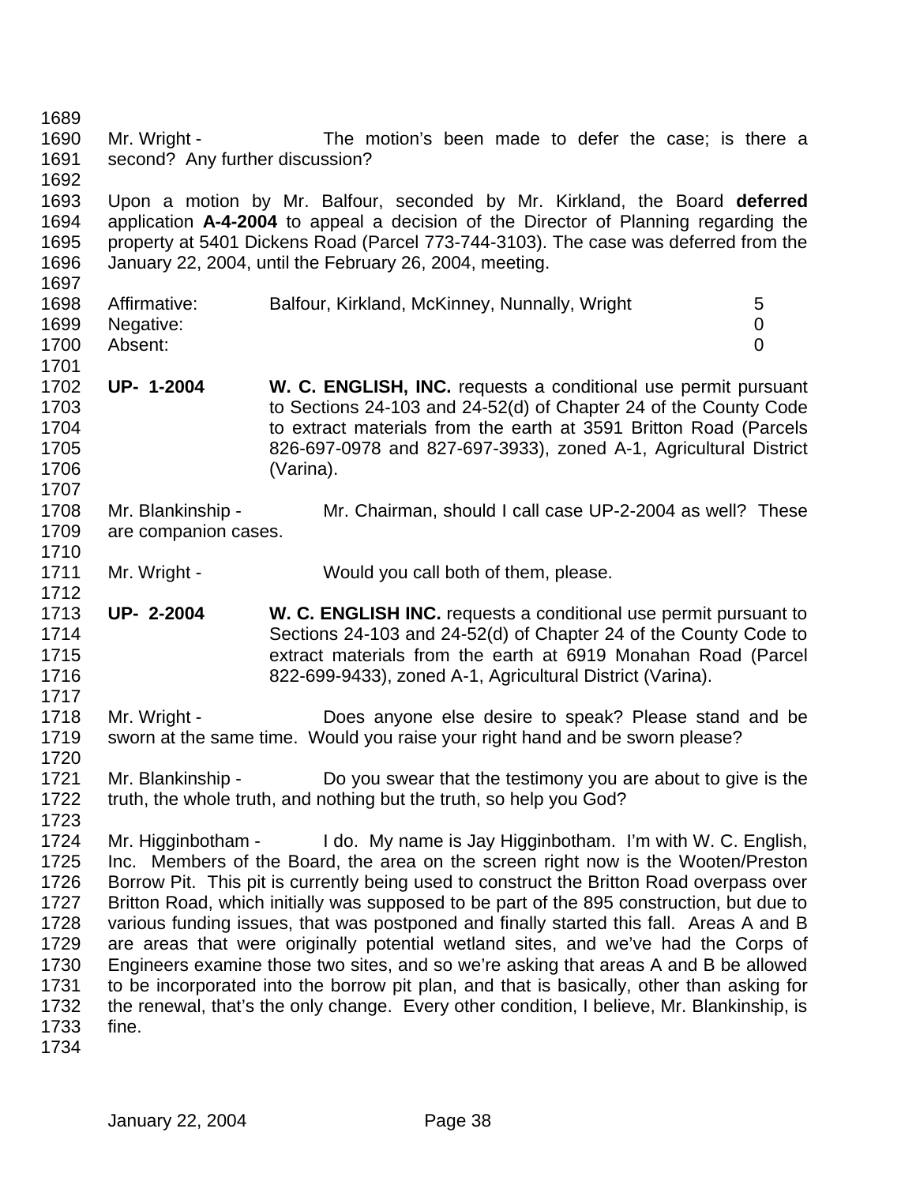Mr. Wright - The motion's been made to defer the case; is there a second? Any further discussion?

Upon a motion by Mr. Balfour, seconded by Mr. Kirkland, the Board **deferred** application **A-4-2004** to appeal a decision of the Director of Planning regarding the property at 5401 Dickens Road (Parcel 773-744-3103). The case was deferred from the January 22, 2004, until the February 26, 2004, meeting.

| | | |
|---|---|---|
| Affirmative: | Balfour, Kirkland, McKinney, Nunnally, Wright | 5 |
| Negative: | | 0 |
| Absent: | | 0 |

**UP- 1-2004** **W. C. ENGLISH, INC.** requests a conditional use permit pursuant to Sections 24-103 and 24-52(d) of Chapter 24 of the County Code to extract materials from the earth at 3591 Britton Road (Parcels 826-697-0978 and 827-697-3933), zoned A-1, Agricultural District (Varina).

Mr. Blankinship - Mr. Chairman, should I call case UP-2-2004 as well? These are companion cases.

Mr. Wright - Would you call both of them, please.

**UP- 2-2004** **W. C. ENGLISH INC.** requests a conditional use permit pursuant to Sections 24-103 and 24-52(d) of Chapter 24 of the County Code to extract materials from the earth at 6919 Monahan Road (Parcel 822-699-9433), zoned A-1, Agricultural District (Varina).

Mr. Wright - Does anyone else desire to speak? Please stand and be sworn at the same time. Would you raise your right hand and be sworn please?

Mr. Blankinship - Do you swear that the testimony you are about to give is the truth, the whole truth, and nothing but the truth, so help you God?

Mr. Higginbotham - I do. My name is Jay Higginbotham. I'm with W. C. English, Inc. Members of the Board, the area on the screen right now is the Wooten/Preston Borrow Pit. This pit is currently being used to construct the Britton Road overpass over Britton Road, which initially was supposed to be part of the 895 construction, but due to various funding issues, that was postponed and finally started this fall. Areas A and B are areas that were originally potential wetland sites, and we've had the Corps of Engineers examine those two sites, and so we're asking that areas A and B be allowed to be incorporated into the borrow pit plan, and that is basically, other than asking for the renewal, that's the only change. Every other condition, I believe, Mr. Blankinship, is fine.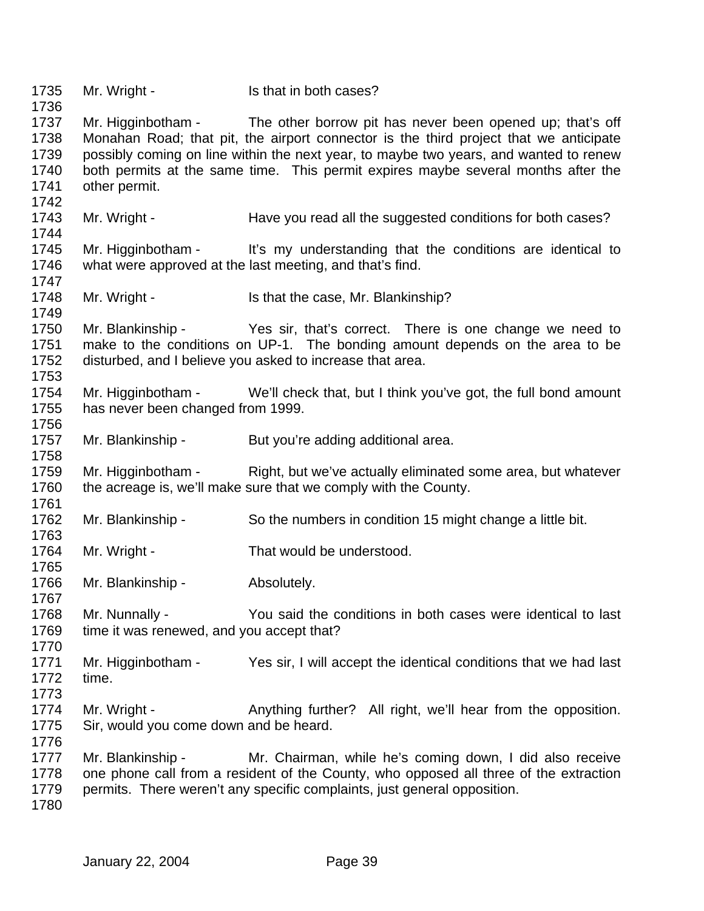1735 Mr. Wright - Is that in both cases?
1736
1737 Mr. Higginbotham - The other borrow pit has never been opened up; that's off
1738 Monahan Road; that pit, the airport connector is the third project that we anticipate
1739 possibly coming on line within the next year, to maybe two years, and wanted to renew
1740 both permits at the same time. This permit expires maybe several months after the
1741 other permit.
1742
1743 Mr. Wright - Have you read all the suggested conditions for both cases?
1744
1745 Mr. Higginbotham - It's my understanding that the conditions are identical to
1746 what were approved at the last meeting, and that's find.
1747
1748 Mr. Wright - Is that the case, Mr. Blankinship?
1749
1750 Mr. Blankinship - Yes sir, that's correct. There is one change we need to
1751 make to the conditions on UP-1. The bonding amount depends on the area to be
1752 disturbed, and I believe you asked to increase that area.
1753
1754 Mr. Higginbotham - We'll check that, but I think you've got, the full bond amount
1755 has never been changed from 1999.
1756
1757 Mr. Blankinship - But you're adding additional area.
1758
1759 Mr. Higginbotham - Right, but we've actually eliminated some area, but whatever
1760 the acreage is, we'll make sure that we comply with the County.
1761
1762 Mr. Blankinship - So the numbers in condition 15 might change a little bit.
1763
1764 Mr. Wright - That would be understood.
1765
1766 Mr. Blankinship - Absolutely.
1767
1768 Mr. Nunnally - You said the conditions in both cases were identical to last
1769 time it was renewed, and you accept that?
1770
1771 Mr. Higginbotham - Yes sir, I will accept the identical conditions that we had last
1772 time.
1773
1774 Mr. Wright - Anything further? All right, we'll hear from the opposition.
1775 Sir, would you come down and be heard.
1776
1777 Mr. Blankinship - Mr. Chairman, while he's coming down, I did also receive
1778 one phone call from a resident of the County, who opposed all three of the extraction
1779 permits. There weren't any specific complaints, just general opposition.
1780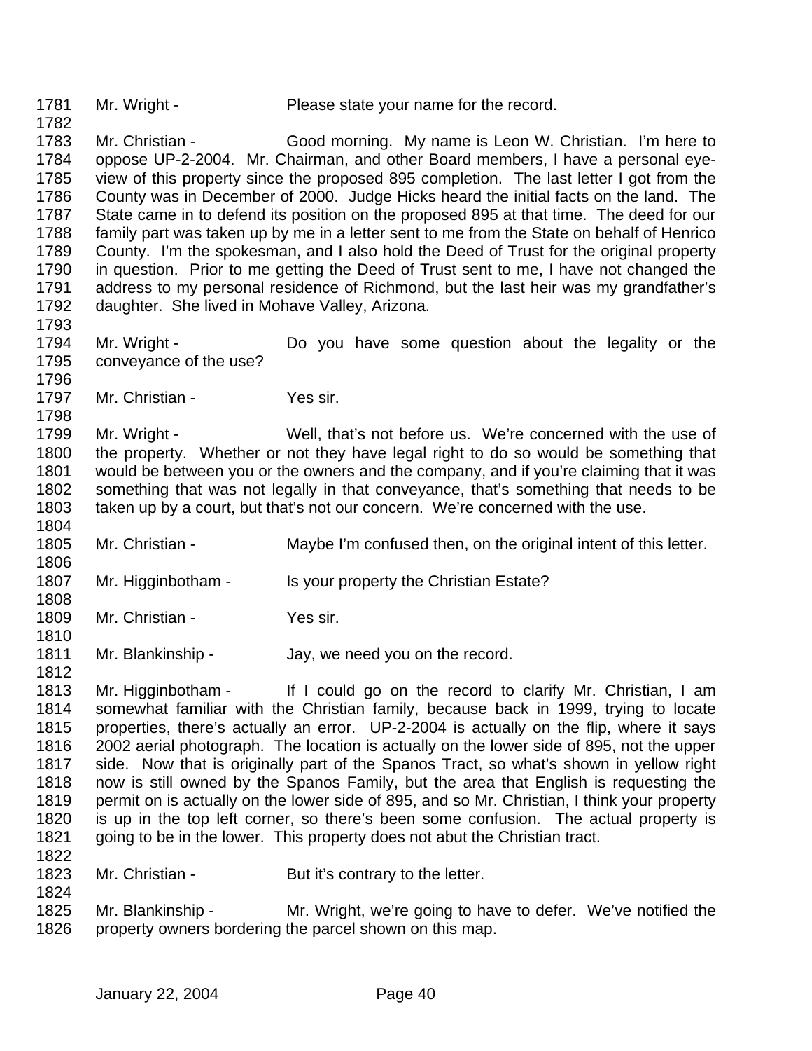Mr. Wright - Please state your name for the record.

Mr. Christian - Good morning. My name is Leon W. Christian. I'm here to oppose UP-2-2004. Mr. Chairman, and other Board members, I have a personal eye-view of this property since the proposed 895 completion. The last letter I got from the County was in December of 2000. Judge Hicks heard the initial facts on the land. The State came in to defend its position on the proposed 895 at that time. The deed for our family part was taken up by me in a letter sent to me from the State on behalf of Henrico County. I'm the spokesman, and I also hold the Deed of Trust for the original property in question. Prior to me getting the Deed of Trust sent to me, I have not changed the address to my personal residence of Richmond, but the last heir was my grandfather's daughter. She lived in Mohave Valley, Arizona.

Mr. Wright - Do you have some question about the legality or the conveyance of the use?

Mr. Christian - Yes sir.

Mr. Wright - Well, that's not before us. We're concerned with the use of the property. Whether or not they have legal right to do so would be something that would be between you or the owners and the company, and if you're claiming that it was something that was not legally in that conveyance, that's something that needs to be taken up by a court, but that's not our concern. We're concerned with the use.

Mr. Christian - Maybe I'm confused then, on the original intent of this letter.

Mr. Higginbotham - Is your property the Christian Estate?

Mr. Christian - Yes sir.

Mr. Blankinship - Jay, we need you on the record.

Mr. Higginbotham - If I could go on the record to clarify Mr. Christian, I am somewhat familiar with the Christian family, because back in 1999, trying to locate properties, there's actually an error. UP-2-2004 is actually on the flip, where it says 2002 aerial photograph. The location is actually on the lower side of 895, not the upper side. Now that is originally part of the Spanos Tract, so what's shown in yellow right now is still owned by the Spanos Family, but the area that English is requesting the permit on is actually on the lower side of 895, and so Mr. Christian, I think your property is up in the top left corner, so there's been some confusion. The actual property is going to be in the lower. This property does not abut the Christian tract.

Mr. Christian - But it's contrary to the letter.

Mr. Blankinship - Mr. Wright, we're going to have to defer. We've notified the property owners bordering the parcel shown on this map.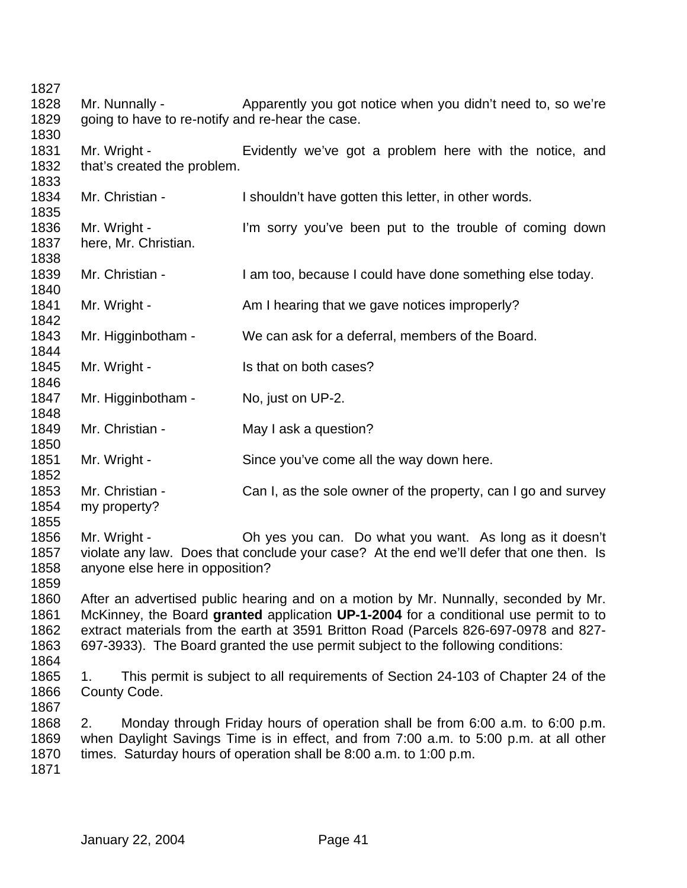Mr. Nunnally - Apparently you got notice when you didn't need to, so we're going to have to re-notify and re-hear the case.

Mr. Wright - Evidently we've got a problem here with the notice, and that's created the problem.

Mr. Christian - I shouldn't have gotten this letter, in other words.

Mr. Wright - I'm sorry you've been put to the trouble of coming down here, Mr. Christian.

Mr. Christian - I am too, because I could have done something else today.

Mr. Wright - Am I hearing that we gave notices improperly?

Mr. Higginbotham - We can ask for a deferral, members of the Board.

Mr. Wright - Is that on both cases?

Mr. Higginbotham - No, just on UP-2.

Mr. Christian - May I ask a question?

Mr. Wright - Since you've come all the way down here.

Mr. Christian - Can I, as the sole owner of the property, can I go and survey my property?

Mr. Wright - Oh yes you can. Do what you want. As long as it doesn't violate any law. Does that conclude your case? At the end we'll defer that one then. Is anyone else here in opposition?

After an advertised public hearing and on a motion by Mr. Nunnally, seconded by Mr. McKinney, the Board **granted** application **UP-1-2004** for a conditional use permit to to extract materials from the earth at 3591 Britton Road (Parcels 826-697-0978 and 827-697-3933). The Board granted the use permit subject to the following conditions:

1. This permit is subject to all requirements of Section 24-103 of Chapter 24 of the County Code.

2. Monday through Friday hours of operation shall be from 6:00 a.m. to 6:00 p.m. when Daylight Savings Time is in effect, and from 7:00 a.m. to 5:00 p.m. at all other times. Saturday hours of operation shall be 8:00 a.m. to 1:00 p.m.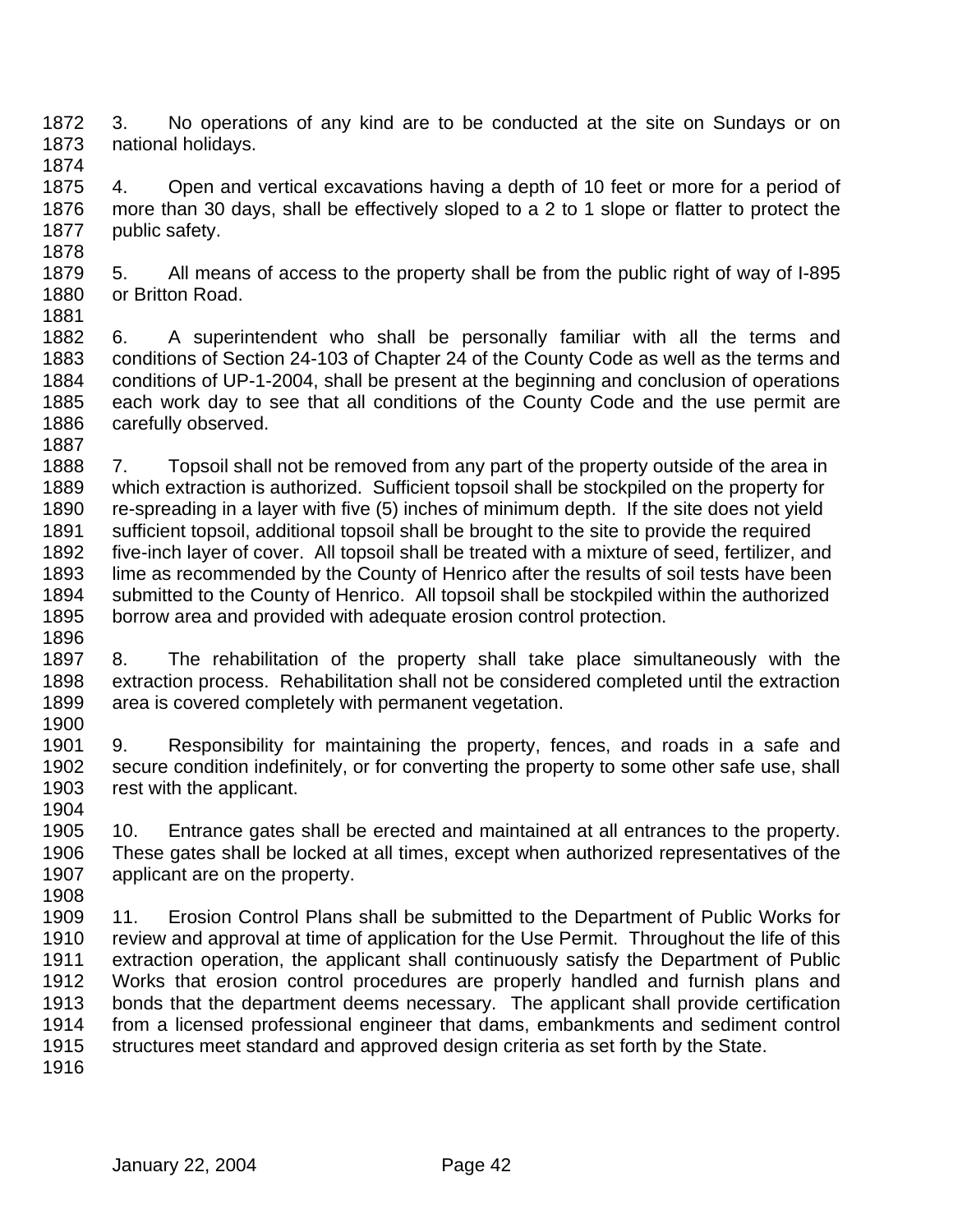3. No operations of any kind are to be conducted at the site on Sundays or on national holidays.

4. Open and vertical excavations having a depth of 10 feet or more for a period of more than 30 days, shall be effectively sloped to a 2 to 1 slope or flatter to protect the public safety.

5. All means of access to the property shall be from the public right of way of I-895 or Britton Road.

6. A superintendent who shall be personally familiar with all the terms and conditions of Section 24-103 of Chapter 24 of the County Code as well as the terms and conditions of UP-1-2004, shall be present at the beginning and conclusion of operations each work day to see that all conditions of the County Code and the use permit are carefully observed.

7. Topsoil shall not be removed from any part of the property outside of the area in which extraction is authorized. Sufficient topsoil shall be stockpiled on the property for re-spreading in a layer with five (5) inches of minimum depth. If the site does not yield sufficient topsoil, additional topsoil shall be brought to the site to provide the required five-inch layer of cover. All topsoil shall be treated with a mixture of seed, fertilizer, and lime as recommended by the County of Henrico after the results of soil tests have been submitted to the County of Henrico. All topsoil shall be stockpiled within the authorized borrow area and provided with adequate erosion control protection.

8. The rehabilitation of the property shall take place simultaneously with the extraction process. Rehabilitation shall not be considered completed until the extraction area is covered completely with permanent vegetation.

9. Responsibility for maintaining the property, fences, and roads in a safe and secure condition indefinitely, or for converting the property to some other safe use, shall rest with the applicant.

10. Entrance gates shall be erected and maintained at all entrances to the property. These gates shall be locked at all times, except when authorized representatives of the applicant are on the property.

11. Erosion Control Plans shall be submitted to the Department of Public Works for review and approval at time of application for the Use Permit. Throughout the life of this extraction operation, the applicant shall continuously satisfy the Department of Public Works that erosion control procedures are properly handled and furnish plans and bonds that the department deems necessary. The applicant shall provide certification from a licensed professional engineer that dams, embankments and sediment control structures meet standard and approved design criteria as set forth by the State.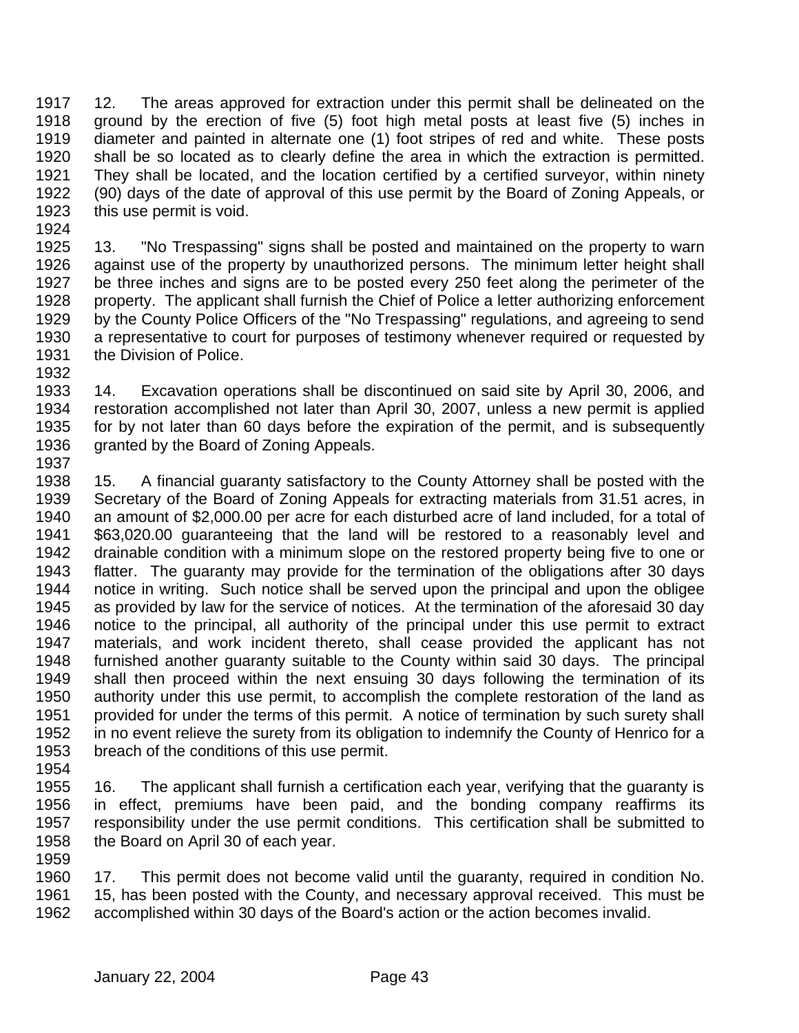12. The areas approved for extraction under this permit shall be delineated on the ground by the erection of five (5) foot high metal posts at least five (5) inches in diameter and painted in alternate one (1) foot stripes of red and white. These posts shall be so located as to clearly define the area in which the extraction is permitted. They shall be located, and the location certified by a certified surveyor, within ninety (90) days of the date of approval of this use permit by the Board of Zoning Appeals, or this use permit is void.

13. "No Trespassing" signs shall be posted and maintained on the property to warn against use of the property by unauthorized persons. The minimum letter height shall be three inches and signs are to be posted every 250 feet along the perimeter of the property. The applicant shall furnish the Chief of Police a letter authorizing enforcement by the County Police Officers of the "No Trespassing" regulations, and agreeing to send a representative to court for purposes of testimony whenever required or requested by the Division of Police.

14. Excavation operations shall be discontinued on said site by April 30, 2006, and restoration accomplished not later than April 30, 2007, unless a new permit is applied for by not later than 60 days before the expiration of the permit, and is subsequently granted by the Board of Zoning Appeals.

15. A financial guaranty satisfactory to the County Attorney shall be posted with the Secretary of the Board of Zoning Appeals for extracting materials from 31.51 acres, in an amount of $2,000.00 per acre for each disturbed acre of land included, for a total of $63,020.00 guaranteeing that the land will be restored to a reasonably level and drainable condition with a minimum slope on the restored property being five to one or flatter. The guaranty may provide for the termination of the obligations after 30 days notice in writing. Such notice shall be served upon the principal and upon the obligee as provided by law for the service of notices. At the termination of the aforesaid 30 day notice to the principal, all authority of the principal under this use permit to extract materials, and work incident thereto, shall cease provided the applicant has not furnished another guaranty suitable to the County within said 30 days. The principal shall then proceed within the next ensuing 30 days following the termination of its authority under this use permit, to accomplish the complete restoration of the land as provided for under the terms of this permit. A notice of termination by such surety shall in no event relieve the surety from its obligation to indemnify the County of Henrico for a breach of the conditions of this use permit.

16. The applicant shall furnish a certification each year, verifying that the guaranty is in effect, premiums have been paid, and the bonding company reaffirms its responsibility under the use permit conditions. This certification shall be submitted to the Board on April 30 of each year.

17. This permit does not become valid until the guaranty, required in condition No. 15, has been posted with the County, and necessary approval received. This must be accomplished within 30 days of the Board's action or the action becomes invalid.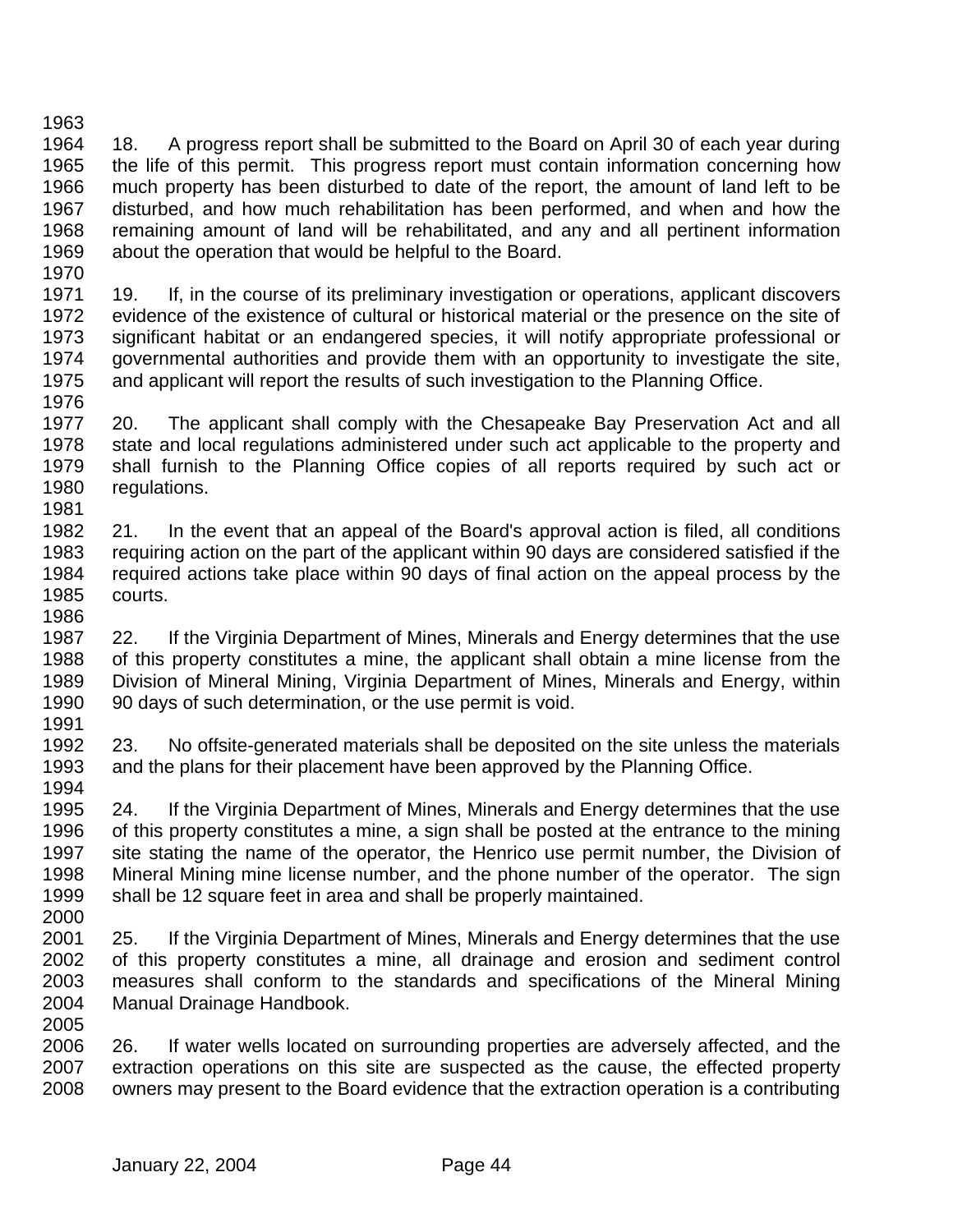18. A progress report shall be submitted to the Board on April 30 of each year during the life of this permit. This progress report must contain information concerning how much property has been disturbed to date of the report, the amount of land left to be disturbed, and how much rehabilitation has been performed, and when and how the remaining amount of land will be rehabilitated, and any and all pertinent information about the operation that would be helpful to the Board.

19. If, in the course of its preliminary investigation or operations, applicant discovers evidence of the existence of cultural or historical material or the presence on the site of significant habitat or an endangered species, it will notify appropriate professional or governmental authorities and provide them with an opportunity to investigate the site, and applicant will report the results of such investigation to the Planning Office.

20. The applicant shall comply with the Chesapeake Bay Preservation Act and all state and local regulations administered under such act applicable to the property and shall furnish to the Planning Office copies of all reports required by such act or regulations.

21. In the event that an appeal of the Board's approval action is filed, all conditions requiring action on the part of the applicant within 90 days are considered satisfied if the required actions take place within 90 days of final action on the appeal process by the courts.

22. If the Virginia Department of Mines, Minerals and Energy determines that the use of this property constitutes a mine, the applicant shall obtain a mine license from the Division of Mineral Mining, Virginia Department of Mines, Minerals and Energy, within 90 days of such determination, or the use permit is void.

23. No offsite-generated materials shall be deposited on the site unless the materials and the plans for their placement have been approved by the Planning Office.

24. If the Virginia Department of Mines, Minerals and Energy determines that the use of this property constitutes a mine, a sign shall be posted at the entrance to the mining site stating the name of the operator, the Henrico use permit number, the Division of Mineral Mining mine license number, and the phone number of the operator. The sign shall be 12 square feet in area and shall be properly maintained.

25. If the Virginia Department of Mines, Minerals and Energy determines that the use of this property constitutes a mine, all drainage and erosion and sediment control measures shall conform to the standards and specifications of the Mineral Mining Manual Drainage Handbook.

26. If water wells located on surrounding properties are adversely affected, and the extraction operations on this site are suspected as the cause, the effected property owners may present to the Board evidence that the extraction operation is a contributing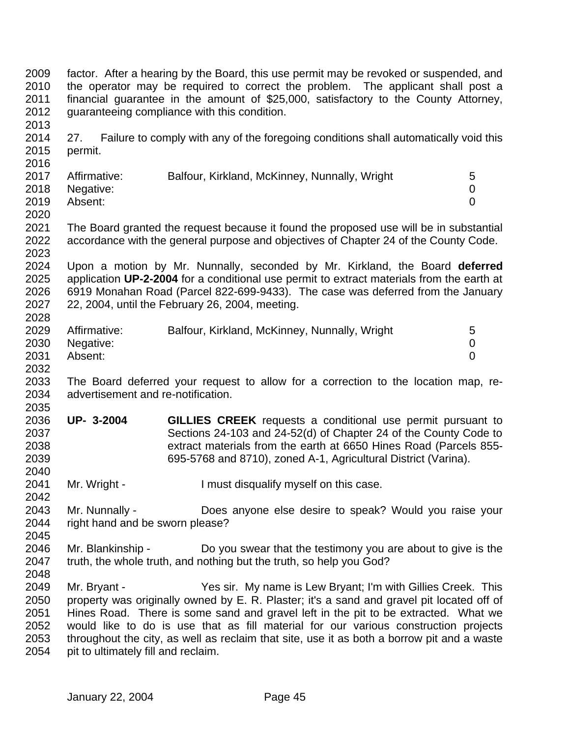factor. After a hearing by the Board, this use permit may be revoked or suspended, and the operator may be required to correct the problem. The applicant shall post a financial guarantee in the amount of $25,000, satisfactory to the County Attorney, guaranteeing compliance with this condition.

27. Failure to comply with any of the foregoing conditions shall automatically void this permit.

| | | |
|---|---|---|
| Affirmative: | Balfour, Kirkland, McKinney, Nunnally, Wright | 5 |
| Negative: | | 0 |
| Absent: | | 0 |

The Board granted the request because it found the proposed use will be in substantial accordance with the general purpose and objectives of Chapter 24 of the County Code.

Upon a motion by Mr. Nunnally, seconded by Mr. Kirkland, the Board **deferred** application **UP-2-2004** for a conditional use permit to extract materials from the earth at 6919 Monahan Road (Parcel 822-699-9433). The case was deferred from the January 22, 2004, until the February 26, 2004, meeting.

| | | |
|---|---|---|
| Affirmative: | Balfour, Kirkland, McKinney, Nunnally, Wright | 5 |
| Negative: | | 0 |
| Absent: | | 0 |

The Board deferred your request to allow for a correction to the location map, re-advertisement and re-notification.

**UP- 3-2004** **GILLIES CREEK** requests a conditional use permit pursuant to Sections 24-103 and 24-52(d) of Chapter 24 of the County Code to extract materials from the earth at 6650 Hines Road (Parcels 855-695-5768 and 8710), zoned A-1, Agricultural District (Varina).

Mr. Wright - I must disqualify myself on this case.

Mr. Nunnally - Does anyone else desire to speak? Would you raise your right hand and be sworn please?

Mr. Blankinship - Do you swear that the testimony you are about to give is the truth, the whole truth, and nothing but the truth, so help you God?

Mr. Bryant - Yes sir. My name is Lew Bryant; I'm with Gillies Creek. This property was originally owned by E. R. Plaster; it's a sand and gravel pit located off of Hines Road. There is some sand and gravel left in the pit to be extracted. What we would like to do is use that as fill material for our various construction projects throughout the city, as well as reclaim that site, use it as both a borrow pit and a waste pit to ultimately fill and reclaim.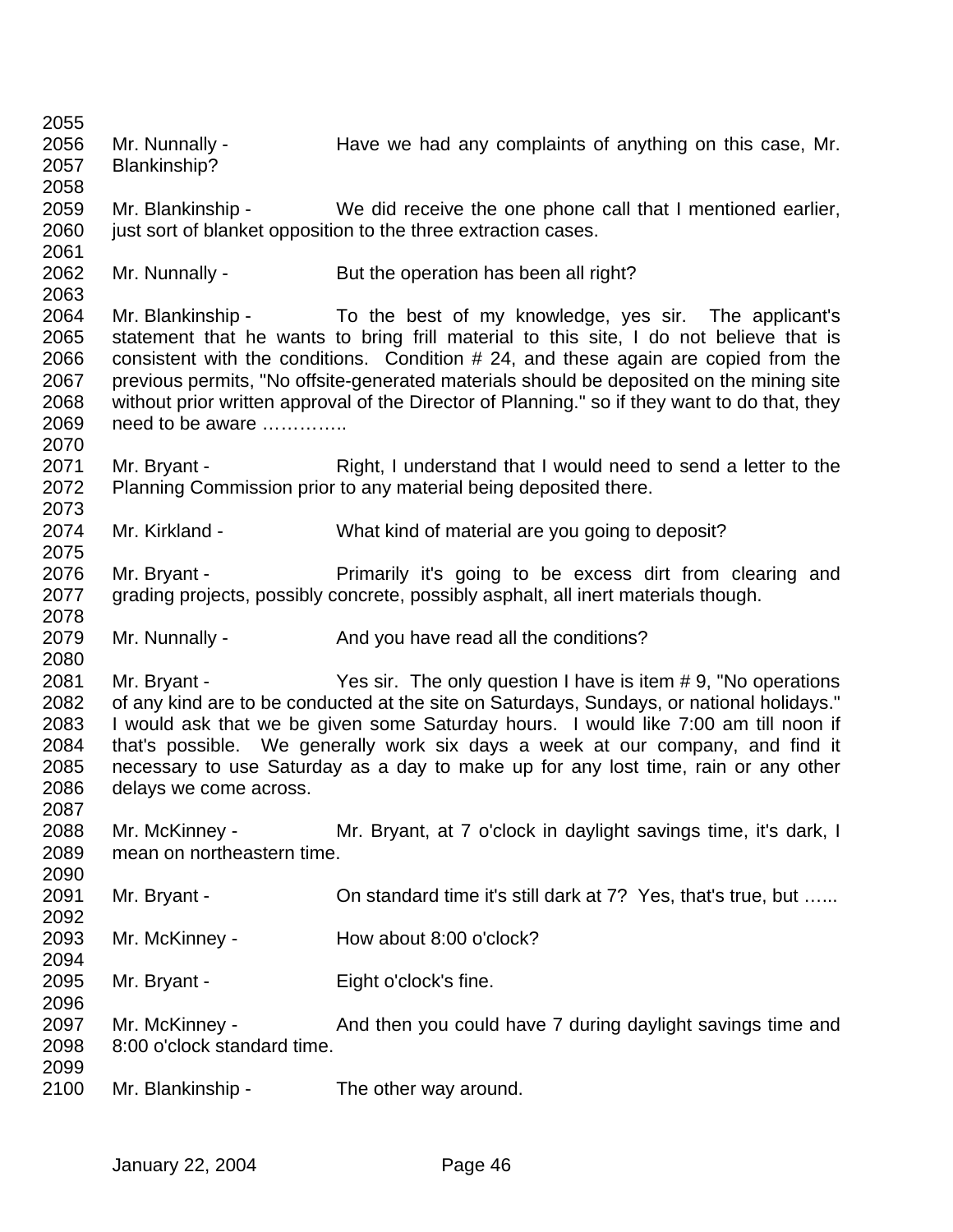2055

2056 Mr. Nunnally - Have we had any complaints of anything on this case, Mr.
2057 Blankinship?

2058

2059 Mr. Blankinship - We did receive the one phone call that I mentioned earlier,
2060 just sort of blanket opposition to the three extraction cases.

2061

2062 Mr. Nunnally - But the operation has been all right?

2063

2064 Mr. Blankinship - To the best of my knowledge, yes sir. The applicant's
2065 statement that he wants to bring frill material to this site, I do not believe that is
2066 consistent with the conditions. Condition # 24, and these again are copied from the
2067 previous permits, "No offsite-generated materials should be deposited on the mining site
2068 without prior written approval of the Director of Planning." so if they want to do that, they
2069 need to be aware …………..

2070

2071 Mr. Bryant - Right, I understand that I would need to send a letter to the
2072 Planning Commission prior to any material being deposited there.

2073

2074 Mr. Kirkland - What kind of material are you going to deposit?

2075

2076 Mr. Bryant - Primarily it's going to be excess dirt from clearing and
2077 grading projects, possibly concrete, possibly asphalt, all inert materials though.

2078

2079 Mr. Nunnally - And you have read all the conditions?

2080

2081 Mr. Bryant - Yes sir. The only question I have is item # 9, "No operations
2082 of any kind are to be conducted at the site on Saturdays, Sundays, or national holidays."
2083 I would ask that we be given some Saturday hours. I would like 7:00 am till noon if
2084 that's possible. We generally work six days a week at our company, and find it
2085 necessary to use Saturday as a day to make up for any lost time, rain or any other
2086 delays we come across.

2087

2088 Mr. McKinney - Mr. Bryant, at 7 o'clock in daylight savings time, it's dark, I
2089 mean on northeastern time.

2090

2091 Mr. Bryant - On standard time it's still dark at 7? Yes, that's true, but …...

2092

2093 Mr. McKinney - How about 8:00 o'clock?

2094

2095 Mr. Bryant - Eight o'clock's fine.

2096

2097 Mr. McKinney - And then you could have 7 during daylight savings time and
2098 8:00 o'clock standard time.

2099

2100 Mr. Blankinship - The other way around.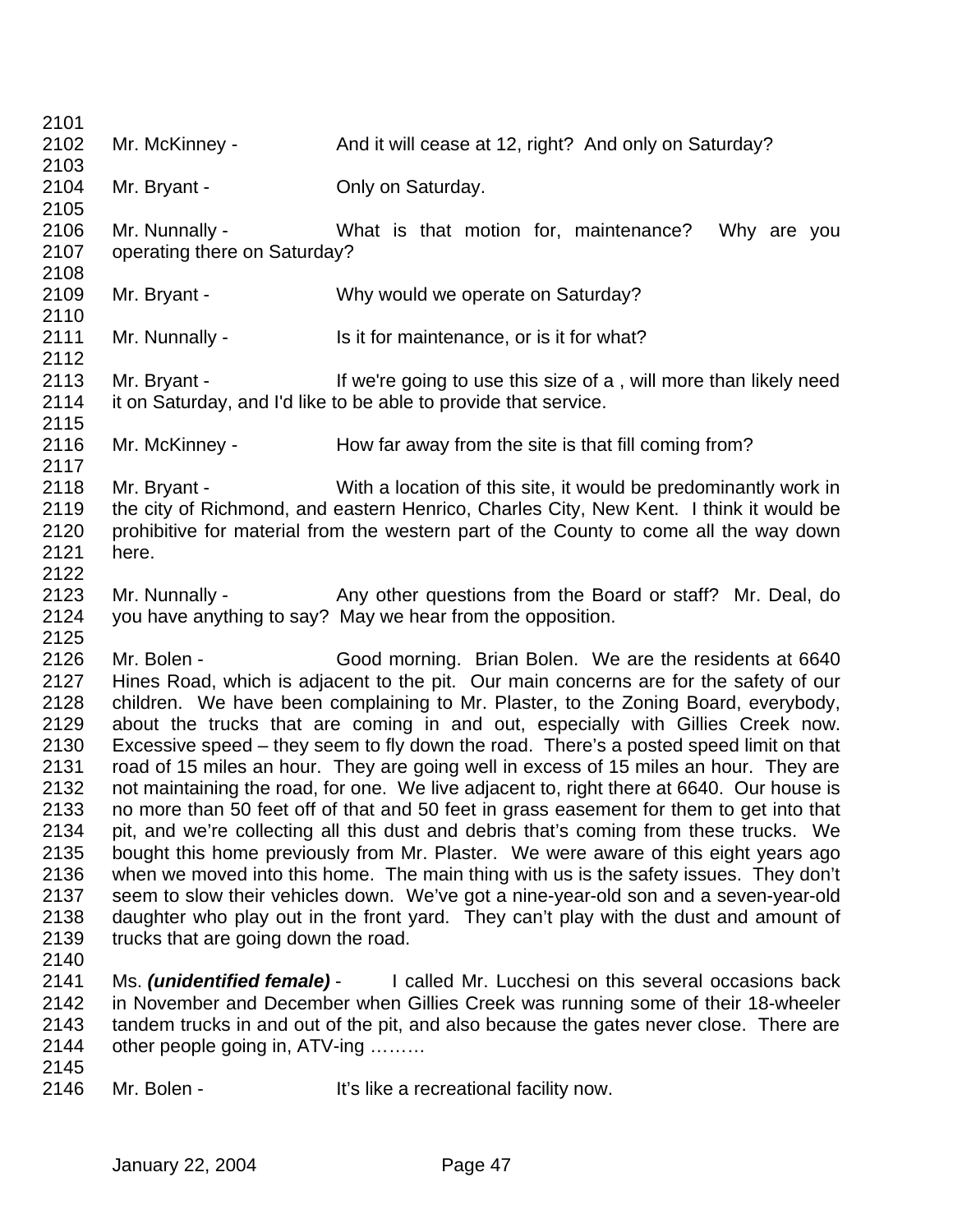Mr. McKinney - And it will cease at 12, right? And only on Saturday?

Mr. Bryant - Only on Saturday.

Mr. Nunnally - What is that motion for, maintenance? Why are you operating there on Saturday?

Mr. Bryant - Why would we operate on Saturday?

Mr. Nunnally - Is it for maintenance, or is it for what?

Mr. Bryant - If we're going to use this size of a , will more than likely need it on Saturday, and I'd like to be able to provide that service.

Mr. McKinney - How far away from the site is that fill coming from?

Mr. Bryant - With a location of this site, it would be predominantly work in the city of Richmond, and eastern Henrico, Charles City, New Kent. I think it would be prohibitive for material from the western part of the County to come all the way down here.

Mr. Nunnally - Any other questions from the Board or staff? Mr. Deal, do you have anything to say? May we hear from the opposition.

Mr. Bolen - Good morning. Brian Bolen. We are the residents at 6640 Hines Road, which is adjacent to the pit. Our main concerns are for the safety of our children. We have been complaining to Mr. Plaster, to the Zoning Board, everybody, about the trucks that are coming in and out, especially with Gillies Creek now. Excessive speed – they seem to fly down the road. There's a posted speed limit on that road of 15 miles an hour. They are going well in excess of 15 miles an hour. They are not maintaining the road, for one. We live adjacent to, right there at 6640. Our house is no more than 50 feet off of that and 50 feet in grass easement for them to get into that pit, and we're collecting all this dust and debris that's coming from these trucks. We bought this home previously from Mr. Plaster. We were aware of this eight years ago when we moved into this home. The main thing with us is the safety issues. They don't seem to slow their vehicles down. We've got a nine-year-old son and a seven-year-old daughter who play out in the front yard. They can't play with the dust and amount of trucks that are going down the road.

Ms. ***(unidentified female)*** - I called Mr. Lucchesi on this several occasions back in November and December when Gillies Creek was running some of their 18-wheeler tandem trucks in and out of the pit, and also because the gates never close. There are other people going in, ATV-ing ………

Mr. Bolen - It's like a recreational facility now.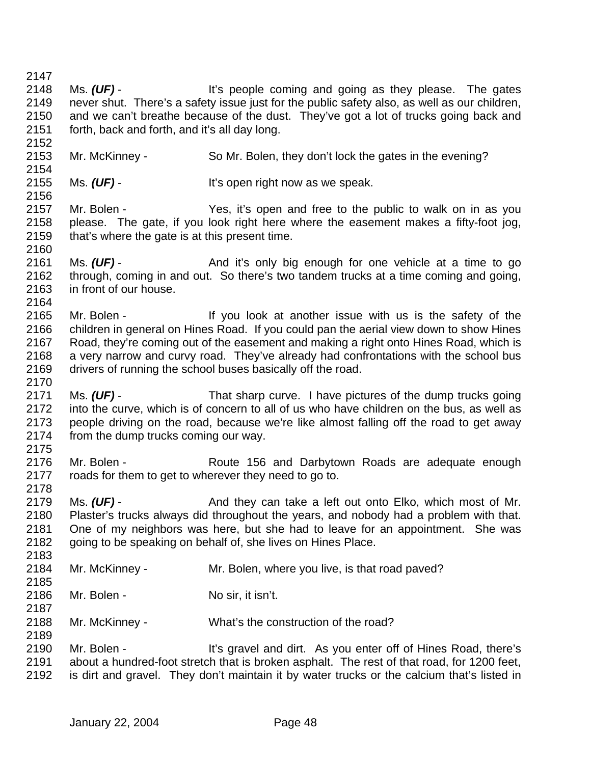Ms. ***(UF)*** - It's people coming and going as they please. The gates never shut. There's a safety issue just for the public safety also, as well as our children, and we can't breathe because of the dust. They've got a lot of trucks going back and forth, back and forth, and it's all day long.

Mr. McKinney - So Mr. Bolen, they don't lock the gates in the evening?

Ms. ***(UF)*** - It's open right now as we speak.

Mr. Bolen - Yes, it's open and free to the public to walk on in as you please. The gate, if you look right here where the easement makes a fifty-foot jog, that's where the gate is at this present time.

Ms. ***(UF)*** - And it's only big enough for one vehicle at a time to go through, coming in and out. So there's two tandem trucks at a time coming and going, in front of our house.

Mr. Bolen - If you look at another issue with us is the safety of the children in general on Hines Road. If you could pan the aerial view down to show Hines Road, they're coming out of the easement and making a right onto Hines Road, which is a very narrow and curvy road. They've already had confrontations with the school bus drivers of running the school buses basically off the road.

Ms. ***(UF)*** - That sharp curve. I have pictures of the dump trucks going into the curve, which is of concern to all of us who have children on the bus, as well as people driving on the road, because we're like almost falling off the road to get away from the dump trucks coming our way.

Mr. Bolen - Route 156 and Darbytown Roads are adequate enough roads for them to get to wherever they need to go to.

Ms. ***(UF)*** - And they can take a left out onto Elko, which most of Mr. Plaster's trucks always did throughout the years, and nobody had a problem with that. One of my neighbors was here, but she had to leave for an appointment. She was going to be speaking on behalf of, she lives on Hines Place.

Mr. McKinney - Mr. Bolen, where you live, is that road paved?

Mr. Bolen - No sir, it isn't.

Mr. McKinney - What's the construction of the road?

Mr. Bolen - It's gravel and dirt. As you enter off of Hines Road, there's about a hundred-foot stretch that is broken asphalt. The rest of that road, for 1200 feet, is dirt and gravel. They don't maintain it by water trucks or the calcium that's listed in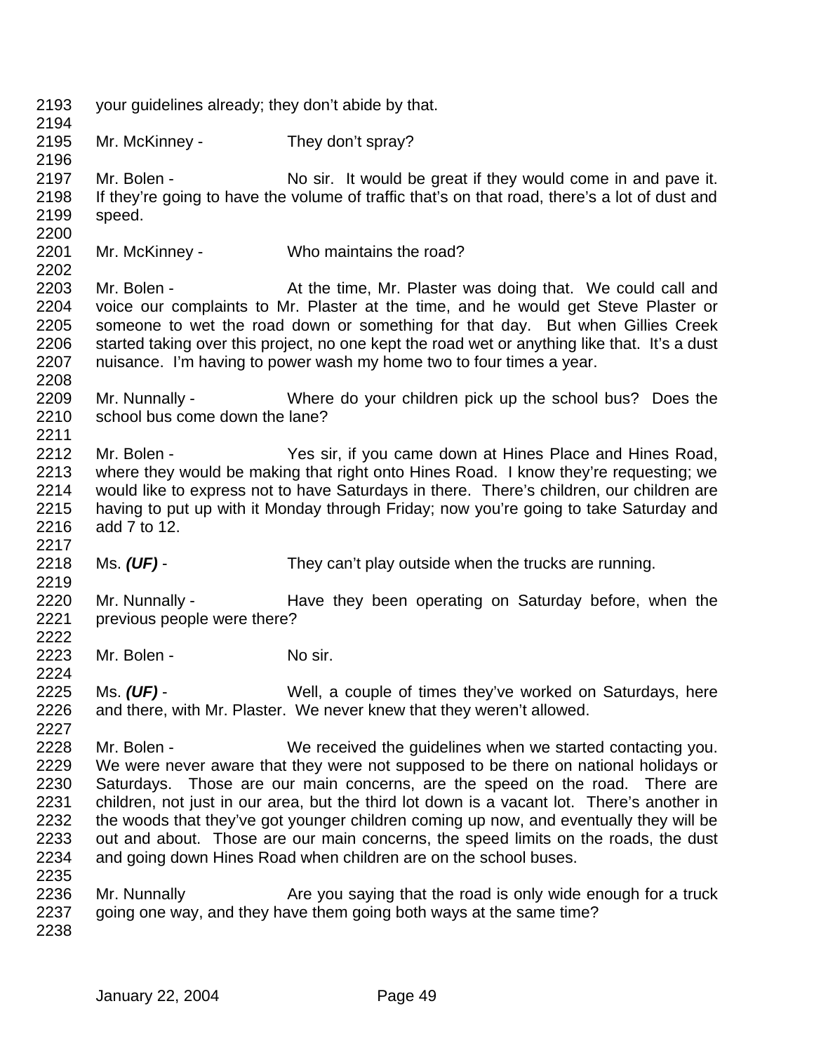your guidelines already; they don't abide by that.

Mr. McKinney - They don't spray?

Mr. Bolen - No sir. It would be great if they would come in and pave it. If they're going to have the volume of traffic that's on that road, there's a lot of dust and speed.

Mr. McKinney - Who maintains the road?

Mr. Bolen - At the time, Mr. Plaster was doing that. We could call and voice our complaints to Mr. Plaster at the time, and he would get Steve Plaster or someone to wet the road down or something for that day. But when Gillies Creek started taking over this project, no one kept the road wet or anything like that. It's a dust nuisance. I'm having to power wash my home two to four times a year.

Mr. Nunnally - Where do your children pick up the school bus? Does the school bus come down the lane?

Mr. Bolen - Yes sir, if you came down at Hines Place and Hines Road, where they would be making that right onto Hines Road. I know they're requesting; we would like to express not to have Saturdays in there. There's children, our children are having to put up with it Monday through Friday; now you're going to take Saturday and add 7 to 12.

Ms. ***(UF)*** - They can't play outside when the trucks are running.

Mr. Nunnally - Have they been operating on Saturday before, when the previous people were there?

Mr. Bolen - No sir.

Ms. ***(UF)*** - Well, a couple of times they've worked on Saturdays, here and there, with Mr. Plaster. We never knew that they weren't allowed.

Mr. Bolen - We received the guidelines when we started contacting you. We were never aware that they were not supposed to be there on national holidays or Saturdays. Those are our main concerns, are the speed on the road. There are children, not just in our area, but the third lot down is a vacant lot. There's another in the woods that they've got younger children coming up now, and eventually they will be out and about. Those are our main concerns, the speed limits on the roads, the dust and going down Hines Road when children are on the school buses.

Mr. Nunnally Are you saying that the road is only wide enough for a truck going one way, and they have them going both ways at the same time?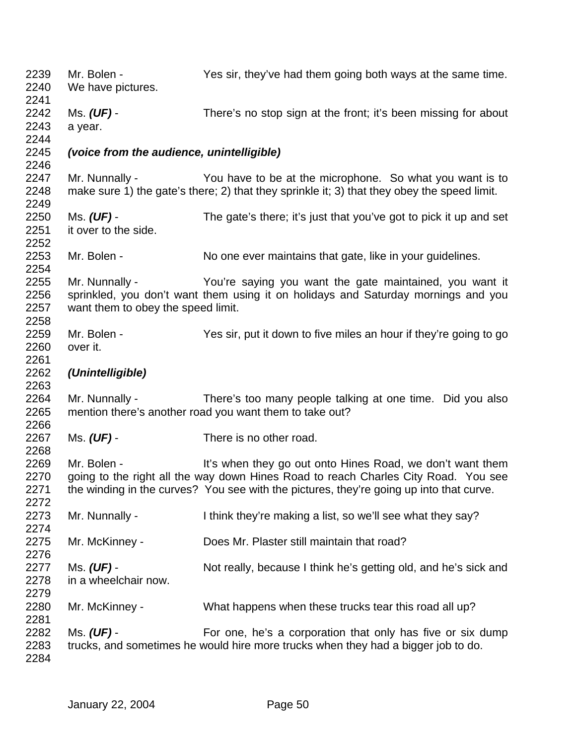2239 Mr. Bolen - Yes sir, they've had them going both ways at the same time.
2240 We have pictures.
2241
2242 Ms. ***(UF)*** - There's no stop sign at the front; it's been missing for about
2243 a year.
2244
2245 ***(voice from the audience, unintelligible)***
2246
2247 Mr. Nunnally - You have to be at the microphone. So what you want is to
2248 make sure 1) the gate's there; 2) that they sprinkle it; 3) that they obey the speed limit.
2249
2250 Ms. ***(UF)*** - The gate's there; it's just that you've got to pick it up and set
2251 it over to the side.
2252
2253 Mr. Bolen - No one ever maintains that gate, like in your guidelines.
2254
2255 Mr. Nunnally - You're saying you want the gate maintained, you want it
2256 sprinkled, you don't want them using it on holidays and Saturday mornings and you
2257 want them to obey the speed limit.
2258
2259 Mr. Bolen - Yes sir, put it down to five miles an hour if they're going to go
2260 over it.
2261
2262 ***(Unintelligible)***
2263
2264 Mr. Nunnally - There's too many people talking at one time. Did you also
2265 mention there's another road you want them to take out?
2266
2267 Ms. ***(UF)*** - There is no other road.
2268
2269 Mr. Bolen - It's when they go out onto Hines Road, we don't want them
2270 going to the right all the way down Hines Road to reach Charles City Road. You see
2271 the winding in the curves? You see with the pictures, they're going up into that curve.
2272
2273 Mr. Nunnally - I think they're making a list, so we'll see what they say?
2274
2275 Mr. McKinney - Does Mr. Plaster still maintain that road?
2276
2277 Ms. ***(UF)*** - Not really, because I think he's getting old, and he's sick and
2278 in a wheelchair now.
2279
2280 Mr. McKinney - What happens when these trucks tear this road all up?
2281
2282 Ms. ***(UF)*** - For one, he's a corporation that only has five or six dump
2283 trucks, and sometimes he would hire more trucks when they had a bigger job to do.
2284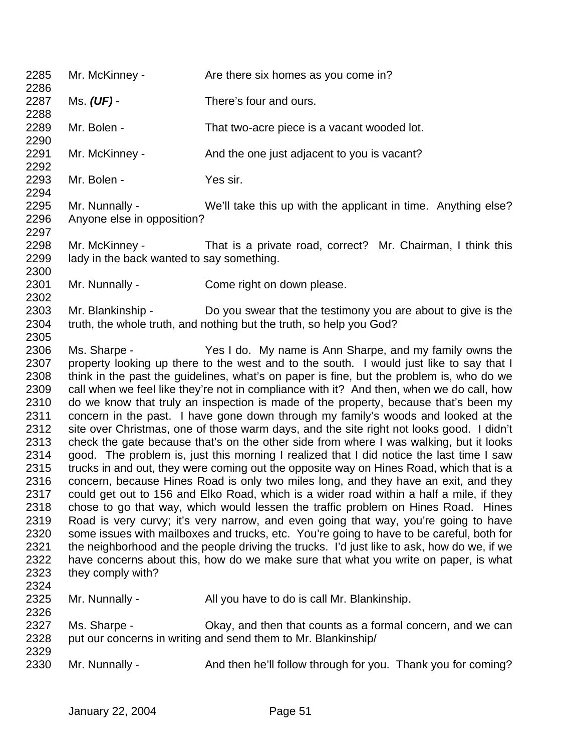2285 Mr. McKinney - Are there six homes as you come in?

2286

2287 Ms. ***(UF)*** - There's four and ours.

2288

2289 Mr. Bolen - That two-acre piece is a vacant wooded lot.

2290

2291 Mr. McKinney - And the one just adjacent to you is vacant?

2292

2293 Mr. Bolen - Yes sir.

2294

2295 Mr. Nunnally - We'll take this up with the applicant in time. Anything else?
2296 Anyone else in opposition?

2297

2298 Mr. McKinney - That is a private road, correct? Mr. Chairman, I think this
2299 lady in the back wanted to say something.

2300

2301 Mr. Nunnally - Come right on down please.

2302

2303 Mr. Blankinship - Do you swear that the testimony you are about to give is the
2304 truth, the whole truth, and nothing but the truth, so help you God?

2305

2306 Ms. Sharpe - Yes I do. My name is Ann Sharpe, and my family owns the
2307 property looking up there to the west and to the south. I would just like to say that I
2308 think in the past the guidelines, what's on paper is fine, but the problem is, who do we
2309 call when we feel like they're not in compliance with it? And then, when we do call, how
2310 do we know that truly an inspection is made of the property, because that's been my
2311 concern in the past. I have gone down through my family's woods and looked at the
2312 site over Christmas, one of those warm days, and the site right not looks good. I didn't
2313 check the gate because that's on the other side from where I was walking, but it looks
2314 good. The problem is, just this morning I realized that I did notice the last time I saw
2315 trucks in and out, they were coming out the opposite way on Hines Road, which that is a
2316 concern, because Hines Road is only two miles long, and they have an exit, and they
2317 could get out to 156 and Elko Road, which is a wider road within a half a mile, if they
2318 chose to go that way, which would lessen the traffic problem on Hines Road. Hines
2319 Road is very curvy; it's very narrow, and even going that way, you're going to have
2320 some issues with mailboxes and trucks, etc. You're going to have to be careful, both for
2321 the neighborhood and the people driving the trucks. I'd just like to ask, how do we, if we
2322 have concerns about this, how do we make sure that what you write on paper, is what
2323 they comply with?

2324

2325 Mr. Nunnally - All you have to do is call Mr. Blankinship.

2326

2327 Ms. Sharpe - Okay, and then that counts as a formal concern, and we can
2328 put our concerns in writing and send them to Mr. Blankinship/

2329

2330 Mr. Nunnally - And then he'll follow through for you. Thank you for coming?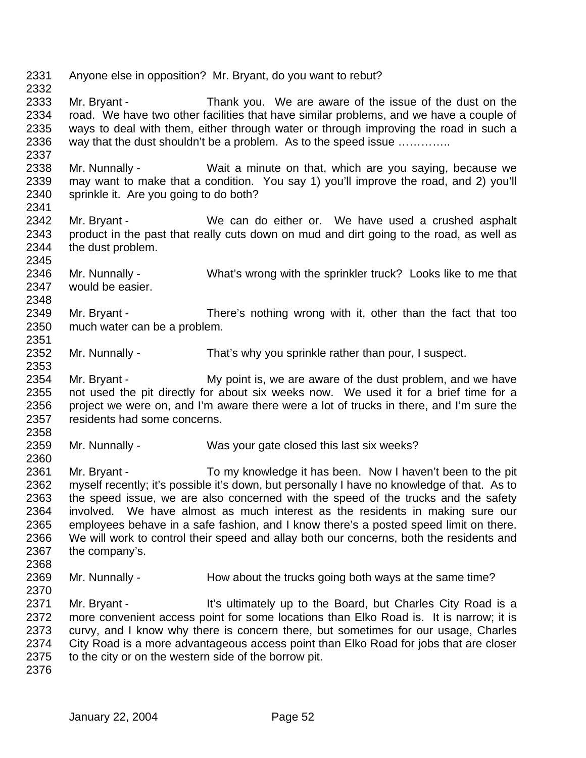Anyone else in opposition? Mr. Bryant, do you want to rebut?

Mr. Bryant - Thank you. We are aware of the issue of the dust on the road. We have two other facilities that have similar problems, and we have a couple of ways to deal with them, either through water or through improving the road in such a way that the dust shouldn't be a problem. As to the speed issue …………..

Mr. Nunnally - Wait a minute on that, which are you saying, because we may want to make that a condition. You say 1) you'll improve the road, and 2) you'll sprinkle it. Are you going to do both?

Mr. Bryant - We can do either or. We have used a crushed asphalt product in the past that really cuts down on mud and dirt going to the road, as well as the dust problem.

Mr. Nunnally - What's wrong with the sprinkler truck? Looks like to me that would be easier.

Mr. Bryant - There's nothing wrong with it, other than the fact that too much water can be a problem.

Mr. Nunnally - That's why you sprinkle rather than pour, I suspect.

Mr. Bryant - My point is, we are aware of the dust problem, and we have not used the pit directly for about six weeks now. We used it for a brief time for a project we were on, and I'm aware there were a lot of trucks in there, and I'm sure the residents had some concerns.

Mr. Nunnally - Was your gate closed this last six weeks?

Mr. Bryant - To my knowledge it has been. Now I haven't been to the pit myself recently; it's possible it's down, but personally I have no knowledge of that. As to the speed issue, we are also concerned with the speed of the trucks and the safety involved. We have almost as much interest as the residents in making sure our employees behave in a safe fashion, and I know there's a posted speed limit on there. We will work to control their speed and allay both our concerns, both the residents and the company's.

Mr. Nunnally - How about the trucks going both ways at the same time?

Mr. Bryant - It's ultimately up to the Board, but Charles City Road is a more convenient access point for some locations than Elko Road is. It is narrow; it is curvy, and I know why there is concern there, but sometimes for our usage, Charles City Road is a more advantageous access point than Elko Road for jobs that are closer to the city or on the western side of the borrow pit.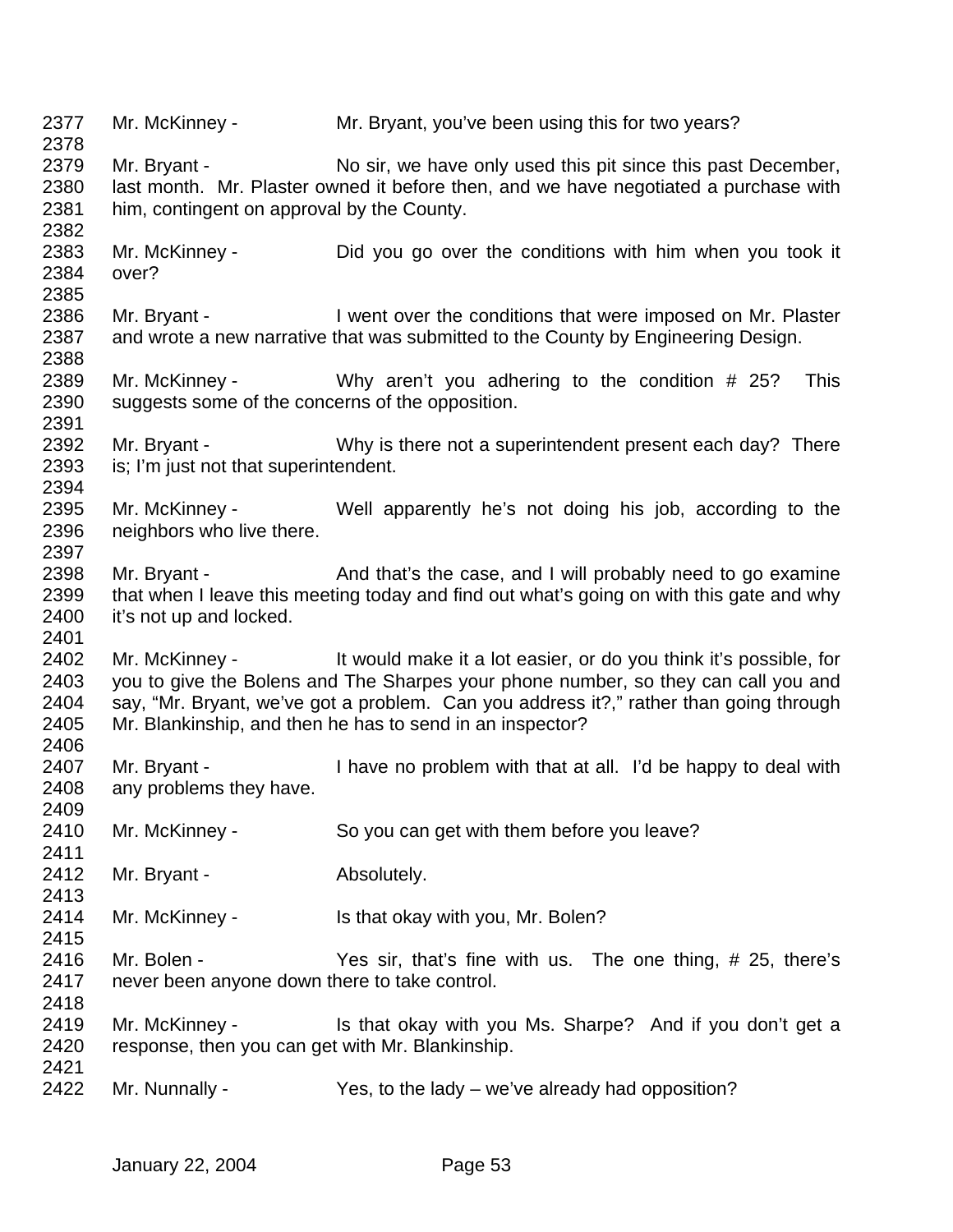2377 Mr. McKinney - Mr. Bryant, you've been using this for two years?
2378
2379 Mr. Bryant - No sir, we have only used this pit since this past December,
2380 last month. Mr. Plaster owned it before then, and we have negotiated a purchase with
2381 him, contingent on approval by the County.
2382
2383 Mr. McKinney - Did you go over the conditions with him when you took it
2384 over?
2385
2386 Mr. Bryant - I went over the conditions that were imposed on Mr. Plaster
2387 and wrote a new narrative that was submitted to the County by Engineering Design.
2388
2389 Mr. McKinney - Why aren't you adhering to the condition # 25? This
2390 suggests some of the concerns of the opposition.
2391
2392 Mr. Bryant - Why is there not a superintendent present each day? There
2393 is; I'm just not that superintendent.
2394
2395 Mr. McKinney - Well apparently he's not doing his job, according to the
2396 neighbors who live there.
2397
2398 Mr. Bryant - And that's the case, and I will probably need to go examine
2399 that when I leave this meeting today and find out what's going on with this gate and why
2400 it's not up and locked.
2401
2402 Mr. McKinney - It would make it a lot easier, or do you think it's possible, for
2403 you to give the Bolens and The Sharpes your phone number, so they can call you and
2404 say, "Mr. Bryant, we've got a problem. Can you address it?," rather than going through
2405 Mr. Blankinship, and then he has to send in an inspector?
2406
2407 Mr. Bryant - I have no problem with that at all. I'd be happy to deal with
2408 any problems they have.
2409
2410 Mr. McKinney - So you can get with them before you leave?
2411
2412 Mr. Bryant - Absolutely.
2413
2414 Mr. McKinney - Is that okay with you, Mr. Bolen?
2415
2416 Mr. Bolen - Yes sir, that's fine with us. The one thing, # 25, there's
2417 never been anyone down there to take control.
2418
2419 Mr. McKinney - Is that okay with you Ms. Sharpe? And if you don't get a
2420 response, then you can get with Mr. Blankinship.
2421
2422 Mr. Nunnally - Yes, to the lady – we've already had opposition?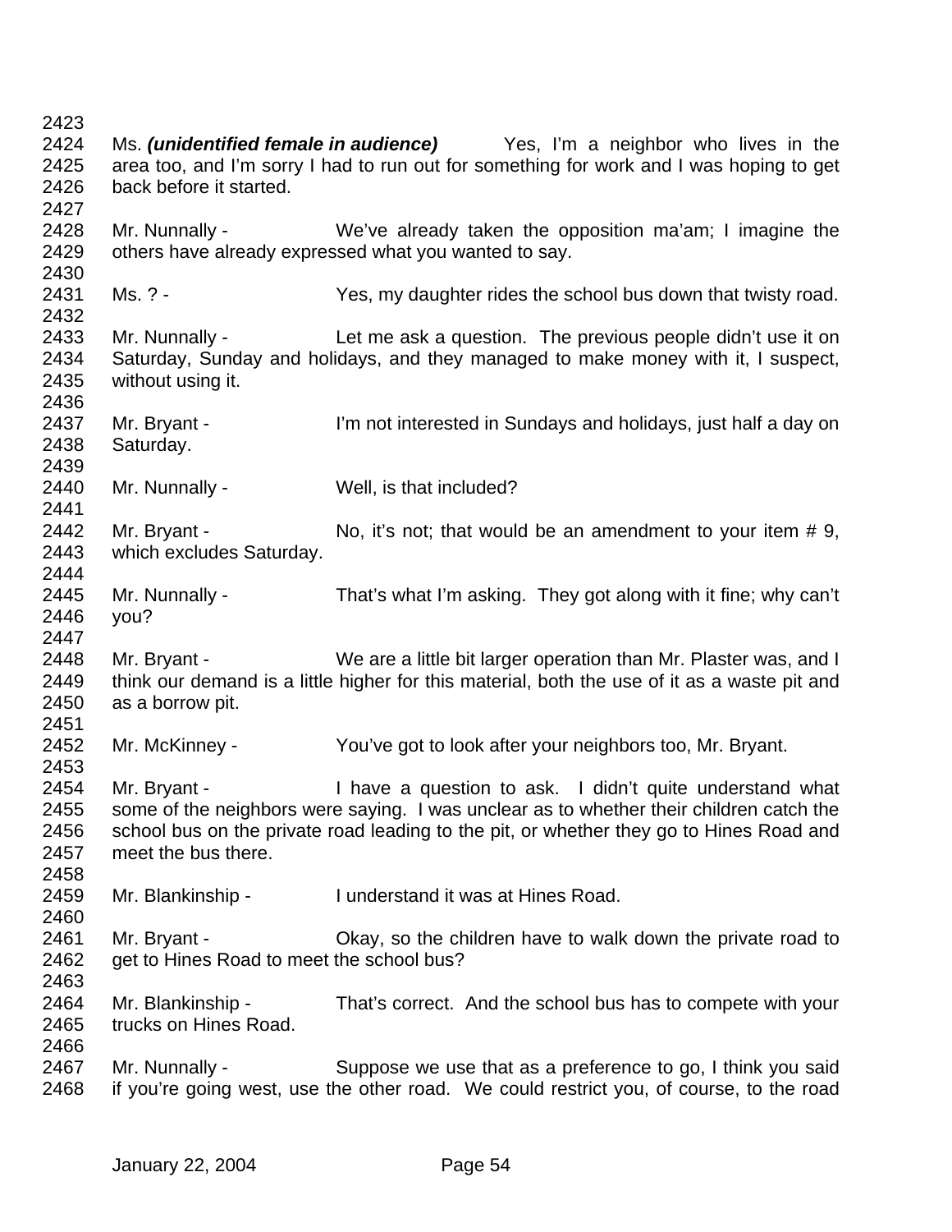Ms. ***(unidentified female in audience)*** Yes, I'm a neighbor who lives in the area too, and I'm sorry I had to run out for something for work and I was hoping to get back before it started.

Mr. Nunnally - We've already taken the opposition ma'am; I imagine the others have already expressed what you wanted to say.

Ms. ? - Yes, my daughter rides the school bus down that twisty road.

Mr. Nunnally - Let me ask a question. The previous people didn't use it on Saturday, Sunday and holidays, and they managed to make money with it, I suspect, without using it.

Mr. Bryant - I'm not interested in Sundays and holidays, just half a day on Saturday.

Mr. Nunnally - Well, is that included?

Mr. Bryant - No, it's not; that would be an amendment to your item # 9, which excludes Saturday.

Mr. Nunnally - That's what I'm asking. They got along with it fine; why can't you?

Mr. Bryant - We are a little bit larger operation than Mr. Plaster was, and I think our demand is a little higher for this material, both the use of it as a waste pit and as a borrow pit.

Mr. McKinney - You've got to look after your neighbors too, Mr. Bryant.

Mr. Bryant - I have a question to ask. I didn't quite understand what some of the neighbors were saying. I was unclear as to whether their children catch the school bus on the private road leading to the pit, or whether they go to Hines Road and meet the bus there.

Mr. Blankinship - I understand it was at Hines Road.

Mr. Bryant - Okay, so the children have to walk down the private road to get to Hines Road to meet the school bus?

Mr. Blankinship - That's correct. And the school bus has to compete with your trucks on Hines Road.

Mr. Nunnally - Suppose we use that as a preference to go, I think you said if you're going west, use the other road. We could restrict you, of course, to the road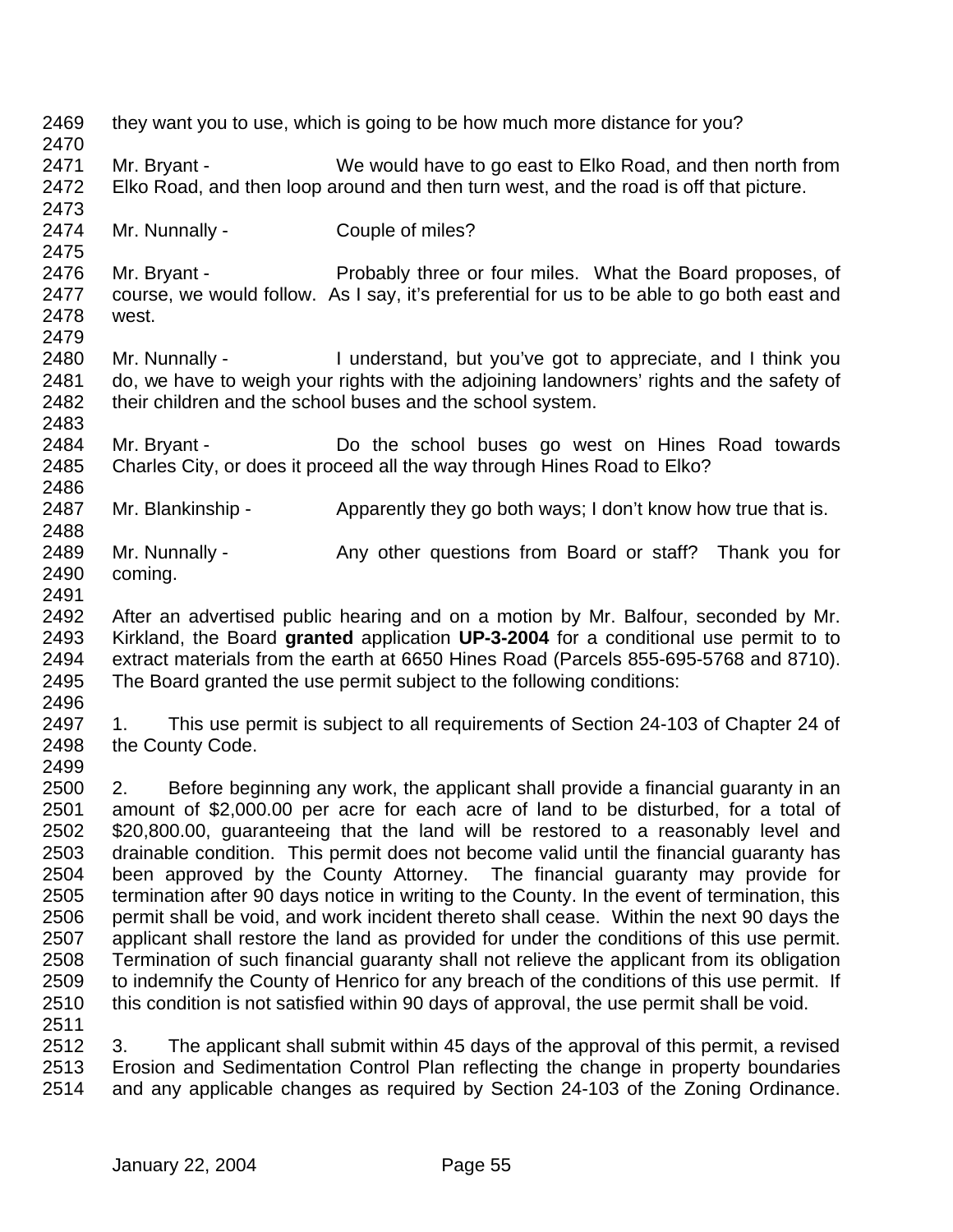they want you to use, which is going to be how much more distance for you?

Mr. Bryant - We would have to go east to Elko Road, and then north from Elko Road, and then loop around and then turn west, and the road is off that picture.

Mr. Nunnally - Couple of miles?

Mr. Bryant - Probably three or four miles. What the Board proposes, of course, we would follow. As I say, it's preferential for us to be able to go both east and west.

Mr. Nunnally - I understand, but you've got to appreciate, and I think you do, we have to weigh your rights with the adjoining landowners' rights and the safety of their children and the school buses and the school system.

Mr. Bryant - Do the school buses go west on Hines Road towards Charles City, or does it proceed all the way through Hines Road to Elko?

Mr. Blankinship - Apparently they go both ways; I don't know how true that is.

Mr. Nunnally - Any other questions from Board or staff? Thank you for coming.

After an advertised public hearing and on a motion by Mr. Balfour, seconded by Mr. Kirkland, the Board **granted** application **UP-3-2004** for a conditional use permit to to extract materials from the earth at 6650 Hines Road (Parcels 855-695-5768 and 8710). The Board granted the use permit subject to the following conditions:

1. This use permit is subject to all requirements of Section 24-103 of Chapter 24 of the County Code.

2. Before beginning any work, the applicant shall provide a financial guaranty in an amount of $2,000.00 per acre for each acre of land to be disturbed, for a total of $20,800.00, guaranteeing that the land will be restored to a reasonably level and drainable condition. This permit does not become valid until the financial guaranty has been approved by the County Attorney. The financial guaranty may provide for termination after 90 days notice in writing to the County. In the event of termination, this permit shall be void, and work incident thereto shall cease. Within the next 90 days the applicant shall restore the land as provided for under the conditions of this use permit. Termination of such financial guaranty shall not relieve the applicant from its obligation to indemnify the County of Henrico for any breach of the conditions of this use permit. If this condition is not satisfied within 90 days of approval, the use permit shall be void.

3. The applicant shall submit within 45 days of the approval of this permit, a revised Erosion and Sedimentation Control Plan reflecting the change in property boundaries and any applicable changes as required by Section 24-103 of the Zoning Ordinance.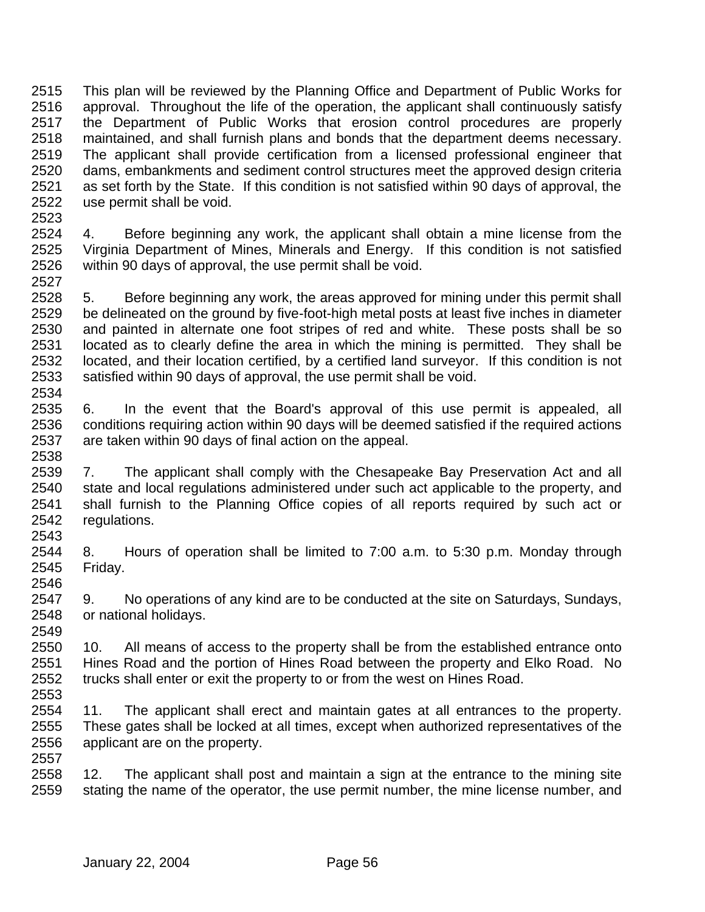This plan will be reviewed by the Planning Office and Department of Public Works for approval. Throughout the life of the operation, the applicant shall continuously satisfy the Department of Public Works that erosion control procedures are properly maintained, and shall furnish plans and bonds that the department deems necessary. The applicant shall provide certification from a licensed professional engineer that dams, embankments and sediment control structures meet the approved design criteria as set forth by the State. If this condition is not satisfied within 90 days of approval, the use permit shall be void.

4. Before beginning any work, the applicant shall obtain a mine license from the Virginia Department of Mines, Minerals and Energy. If this condition is not satisfied within 90 days of approval, the use permit shall be void.

5. Before beginning any work, the areas approved for mining under this permit shall be delineated on the ground by five-foot-high metal posts at least five inches in diameter and painted in alternate one foot stripes of red and white. These posts shall be so located as to clearly define the area in which the mining is permitted. They shall be located, and their location certified, by a certified land surveyor. If this condition is not satisfied within 90 days of approval, the use permit shall be void.

6. In the event that the Board's approval of this use permit is appealed, all conditions requiring action within 90 days will be deemed satisfied if the required actions are taken within 90 days of final action on the appeal.

7. The applicant shall comply with the Chesapeake Bay Preservation Act and all state and local regulations administered under such act applicable to the property, and shall furnish to the Planning Office copies of all reports required by such act or regulations.

8. Hours of operation shall be limited to 7:00 a.m. to 5:30 p.m. Monday through Friday.

9. No operations of any kind are to be conducted at the site on Saturdays, Sundays, or national holidays.

10. All means of access to the property shall be from the established entrance onto Hines Road and the portion of Hines Road between the property and Elko Road. No trucks shall enter or exit the property to or from the west on Hines Road.

11. The applicant shall erect and maintain gates at all entrances to the property. These gates shall be locked at all times, except when authorized representatives of the applicant are on the property.

12. The applicant shall post and maintain a sign at the entrance to the mining site stating the name of the operator, the use permit number, the mine license number, and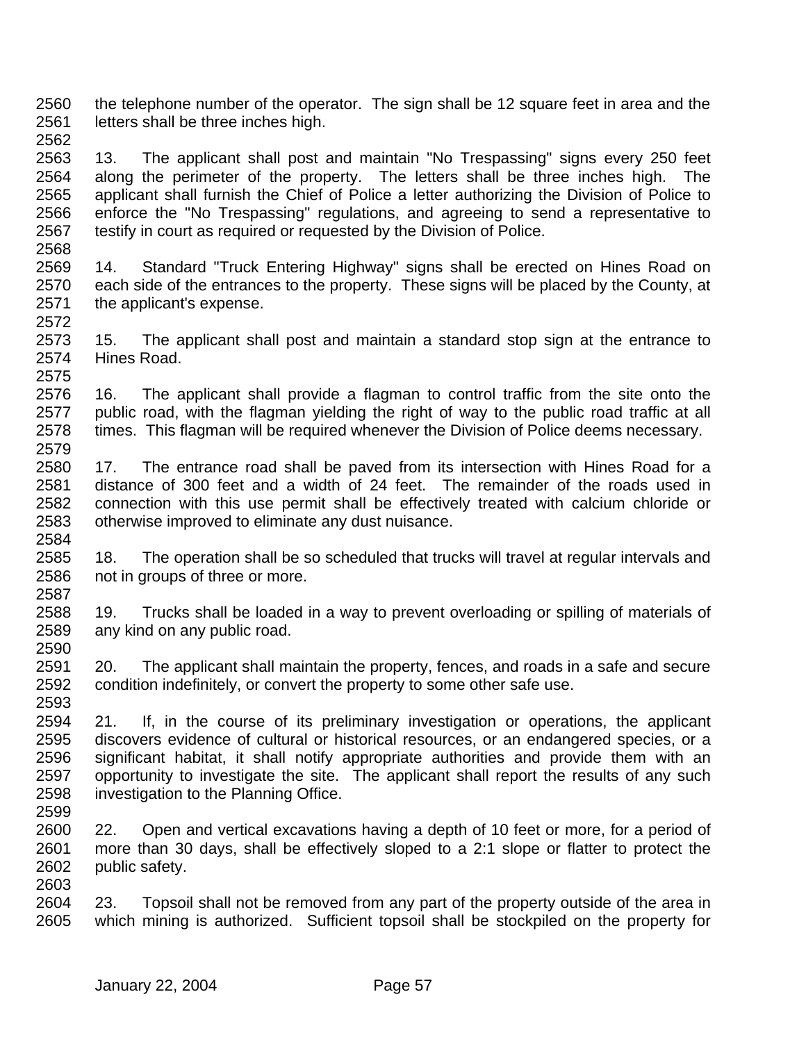the telephone number of the operator. The sign shall be 12 square feet in area and the letters shall be three inches high.

13. The applicant shall post and maintain "No Trespassing" signs every 250 feet along the perimeter of the property. The letters shall be three inches high. The applicant shall furnish the Chief of Police a letter authorizing the Division of Police to enforce the "No Trespassing" regulations, and agreeing to send a representative to testify in court as required or requested by the Division of Police.

14. Standard "Truck Entering Highway" signs shall be erected on Hines Road on each side of the entrances to the property. These signs will be placed by the County, at the applicant's expense.

15. The applicant shall post and maintain a standard stop sign at the entrance to Hines Road.

16. The applicant shall provide a flagman to control traffic from the site onto the public road, with the flagman yielding the right of way to the public road traffic at all times. This flagman will be required whenever the Division of Police deems necessary.

17. The entrance road shall be paved from its intersection with Hines Road for a distance of 300 feet and a width of 24 feet. The remainder of the roads used in connection with this use permit shall be effectively treated with calcium chloride or otherwise improved to eliminate any dust nuisance.

18. The operation shall be so scheduled that trucks will travel at regular intervals and not in groups of three or more.

19. Trucks shall be loaded in a way to prevent overloading or spilling of materials of any kind on any public road.

20. The applicant shall maintain the property, fences, and roads in a safe and secure condition indefinitely, or convert the property to some other safe use.

21. If, in the course of its preliminary investigation or operations, the applicant discovers evidence of cultural or historical resources, or an endangered species, or a significant habitat, it shall notify appropriate authorities and provide them with an opportunity to investigate the site. The applicant shall report the results of any such investigation to the Planning Office.

22. Open and vertical excavations having a depth of 10 feet or more, for a period of more than 30 days, shall be effectively sloped to a 2:1 slope or flatter to protect the public safety.

23. Topsoil shall not be removed from any part of the property outside of the area in which mining is authorized. Sufficient topsoil shall be stockpiled on the property for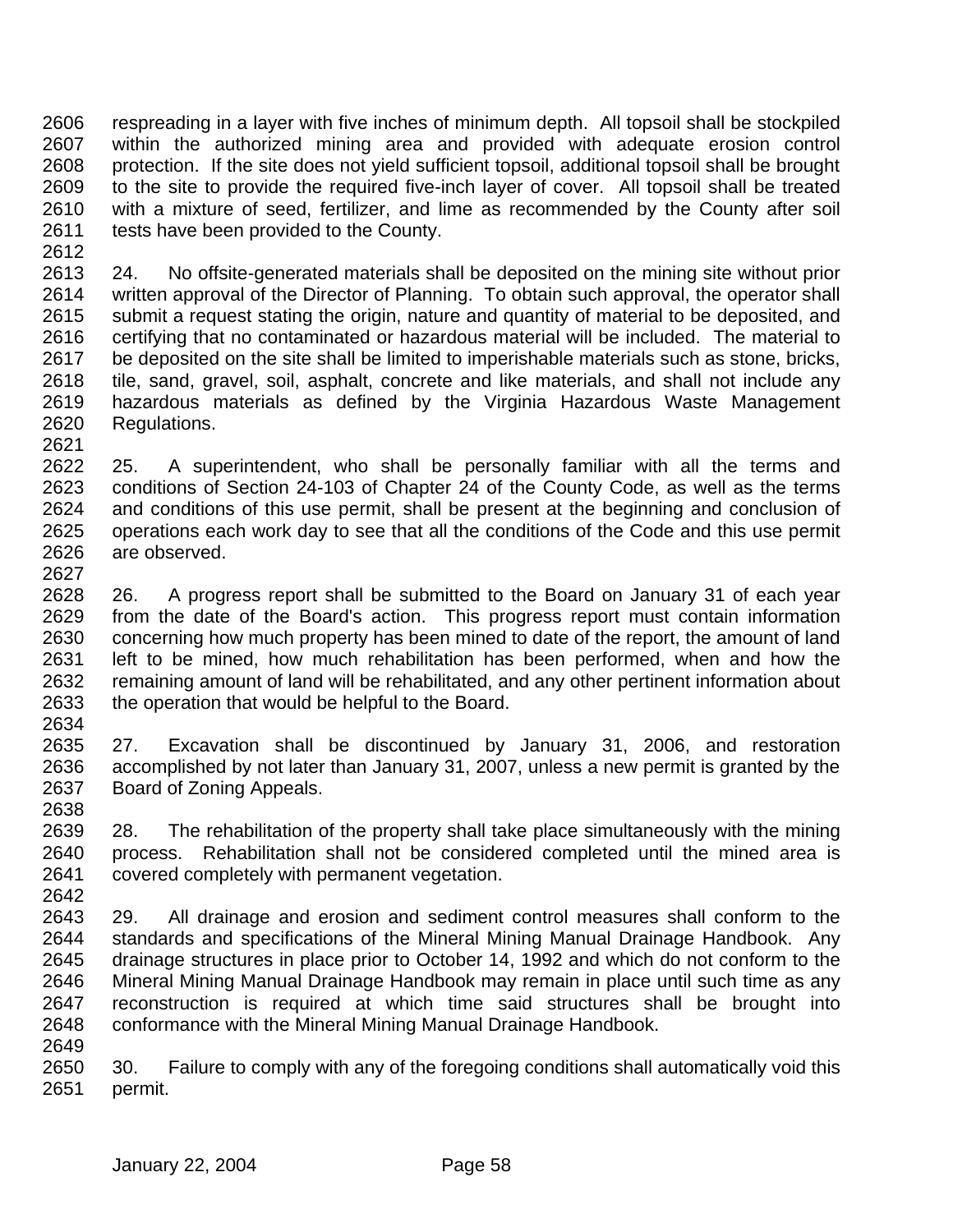respreading in a layer with five inches of minimum depth. All topsoil shall be stockpiled within the authorized mining area and provided with adequate erosion control protection. If the site does not yield sufficient topsoil, additional topsoil shall be brought to the site to provide the required five-inch layer of cover. All topsoil shall be treated with a mixture of seed, fertilizer, and lime as recommended by the County after soil tests have been provided to the County.

24. No offsite-generated materials shall be deposited on the mining site without prior written approval of the Director of Planning. To obtain such approval, the operator shall submit a request stating the origin, nature and quantity of material to be deposited, and certifying that no contaminated or hazardous material will be included. The material to be deposited on the site shall be limited to imperishable materials such as stone, bricks, tile, sand, gravel, soil, asphalt, concrete and like materials, and shall not include any hazardous materials as defined by the Virginia Hazardous Waste Management Regulations.

25. A superintendent, who shall be personally familiar with all the terms and conditions of Section 24-103 of Chapter 24 of the County Code, as well as the terms and conditions of this use permit, shall be present at the beginning and conclusion of operations each work day to see that all the conditions of the Code and this use permit are observed.

26. A progress report shall be submitted to the Board on January 31 of each year from the date of the Board's action. This progress report must contain information concerning how much property has been mined to date of the report, the amount of land left to be mined, how much rehabilitation has been performed, when and how the remaining amount of land will be rehabilitated, and any other pertinent information about the operation that would be helpful to the Board.

27. Excavation shall be discontinued by January 31, 2006, and restoration accomplished by not later than January 31, 2007, unless a new permit is granted by the Board of Zoning Appeals.

28. The rehabilitation of the property shall take place simultaneously with the mining process. Rehabilitation shall not be considered completed until the mined area is covered completely with permanent vegetation.

29. All drainage and erosion and sediment control measures shall conform to the standards and specifications of the Mineral Mining Manual Drainage Handbook. Any drainage structures in place prior to October 14, 1992 and which do not conform to the Mineral Mining Manual Drainage Handbook may remain in place until such time as any reconstruction is required at which time said structures shall be brought into conformance with the Mineral Mining Manual Drainage Handbook.

30. Failure to comply with any of the foregoing conditions shall automatically void this permit.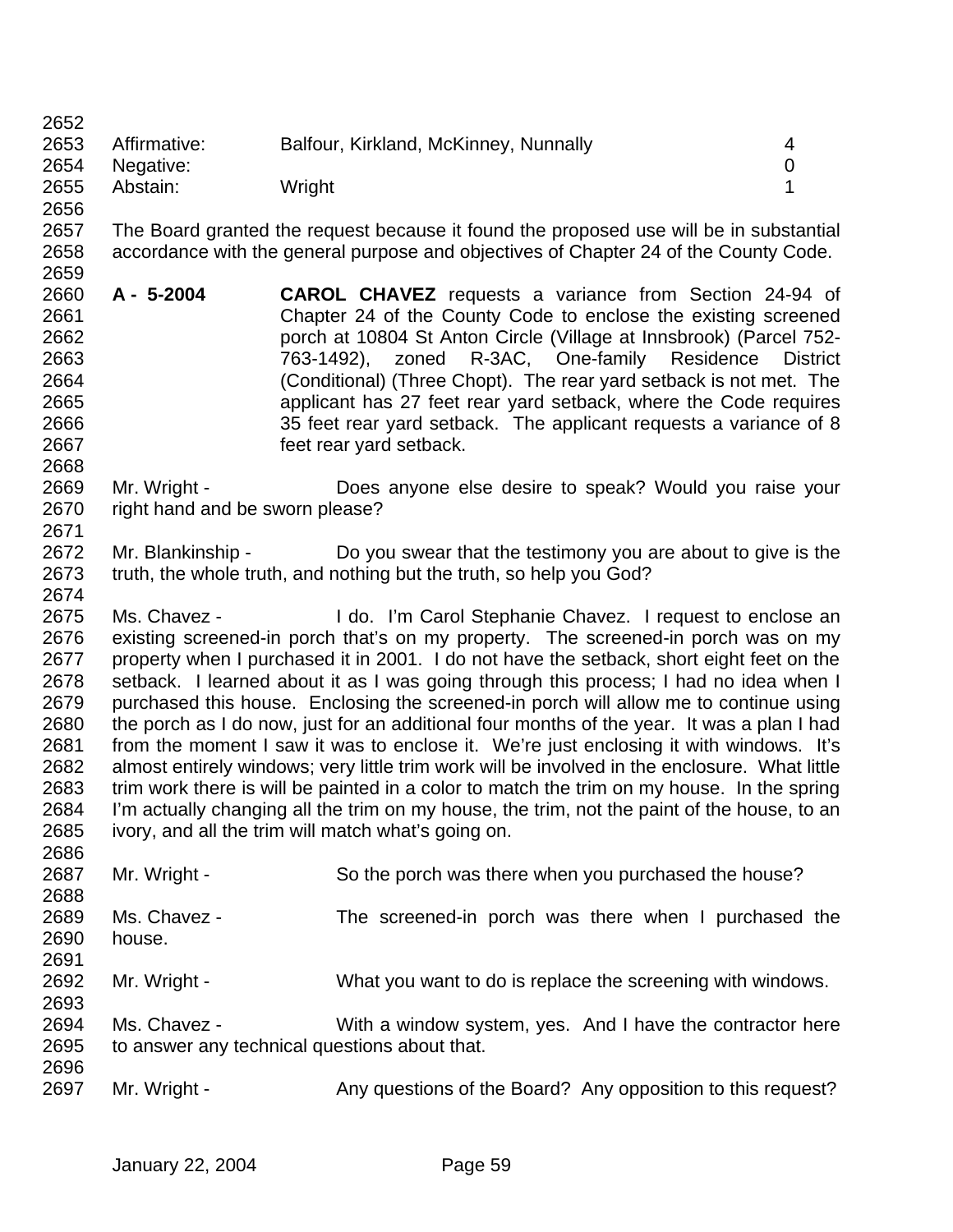| | | |
|---|---|---|
| Affirmative: | Balfour, Kirkland, McKinney, Nunnally | 4 |
| Negative: | | 0 |
| Abstain: | Wright | 1 |

The Board granted the request because it found the proposed use will be in substantial accordance with the general purpose and objectives of Chapter 24 of the County Code.

**A - 5-2004** **CAROL CHAVEZ** requests a variance from Section 24-94 of Chapter 24 of the County Code to enclose the existing screened porch at 10804 St Anton Circle (Village at Innsbrook) (Parcel 752-763-1492), zoned R-3AC, One-family Residence District (Conditional) (Three Chopt). The rear yard setback is not met. The applicant has 27 feet rear yard setback, where the Code requires 35 feet rear yard setback. The applicant requests a variance of 8 feet rear yard setback.

Mr. Wright - Does anyone else desire to speak? Would you raise your right hand and be sworn please?

Mr. Blankinship - Do you swear that the testimony you are about to give is the truth, the whole truth, and nothing but the truth, so help you God?

Ms. Chavez - I do. I'm Carol Stephanie Chavez. I request to enclose an existing screened-in porch that's on my property. The screened-in porch was on my property when I purchased it in 2001. I do not have the setback, short eight feet on the setback. I learned about it as I was going through this process; I had no idea when I purchased this house. Enclosing the screened-in porch will allow me to continue using the porch as I do now, just for an additional four months of the year. It was a plan I had from the moment I saw it was to enclose it. We're just enclosing it with windows. It's almost entirely windows; very little trim work will be involved in the enclosure. What little trim work there is will be painted in a color to match the trim on my house. In the spring I'm actually changing all the trim on my house, the trim, not the paint of the house, to an ivory, and all the trim will match what's going on.

Mr. Wright - So the porch was there when you purchased the house?

Ms. Chavez - The screened-in porch was there when I purchased the house.

Mr. Wright - What you want to do is replace the screening with windows.

Ms. Chavez - With a window system, yes. And I have the contractor here to answer any technical questions about that.

Mr. Wright - Any questions of the Board? Any opposition to this request?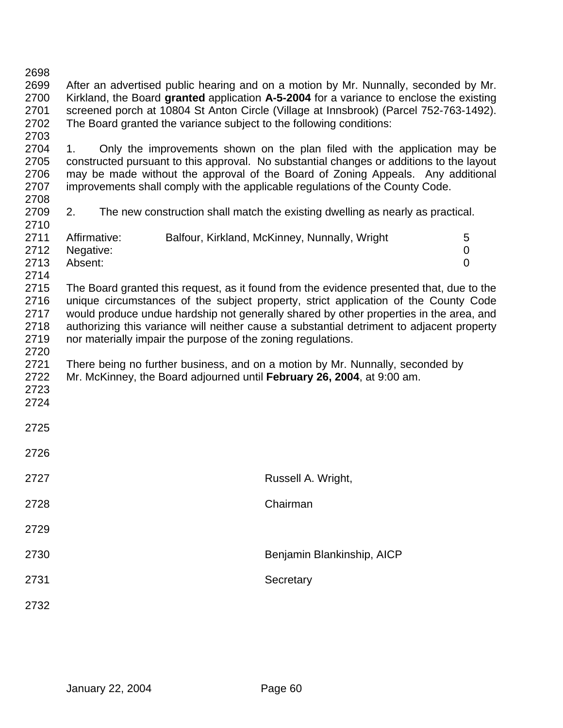After an advertised public hearing and on a motion by Mr. Nunnally, seconded by Mr. Kirkland, the Board **granted** application **A-5-2004** for a variance to enclose the existing screened porch at 10804 St Anton Circle (Village at Innsbrook) (Parcel 752-763-1492). The Board granted the variance subject to the following conditions:

1. Only the improvements shown on the plan filed with the application may be constructed pursuant to this approval. No substantial changes or additions to the layout may be made without the approval of the Board of Zoning Appeals. Any additional improvements shall comply with the applicable regulations of the County Code.

2. The new construction shall match the existing dwelling as nearly as practical.

| | | |
|---|---|---|
| Affirmative: | Balfour, Kirkland, McKinney, Nunnally, Wright | 5 |
| Negative: | | 0 |
| Absent: | | 0 |

The Board granted this request, as it found from the evidence presented that, due to the unique circumstances of the subject property, strict application of the County Code would produce undue hardship not generally shared by other properties in the area, and authorizing this variance will neither cause a substantial detriment to adjacent property nor materially impair the purpose of the zoning regulations.

There being no further business, and on a motion by Mr. Nunnally, seconded by Mr. McKinney, the Board adjourned until **February 26, 2004**, at 9:00 am.

Russell A. Wright,

Chairman

Benjamin Blankinship, AICP

Secretary